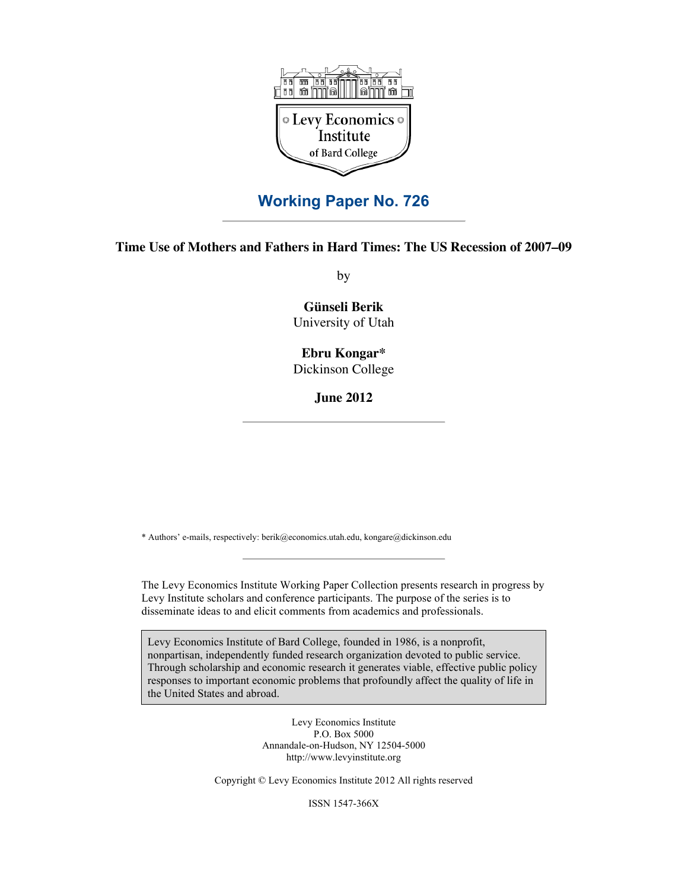Levy Economics Institute of Bard College

# Working Paper No. 726

## Time Use of Mothers and Fathers in Hard Times: The US Recession of 2007–09

by

**Günseli Berik**
University of Utah

**Ebru Kongar***
Dickinson College

**June 2012**

\* Authors' e-mails, respectively: berik@economics.utah.edu, kongare@dickinson.edu

The Levy Economics Institute Working Paper Collection presents research in progress by Levy Institute scholars and conference participants. The purpose of the series is to disseminate ideas to and elicit comments from academics and professionals.

Levy Economics Institute of Bard College, founded in 1986, is a nonprofit, nonpartisan, independently funded research organization devoted to public service. Through scholarship and economic research it generates viable, effective public policy responses to important economic problems that profoundly affect the quality of life in the United States and abroad.

Levy Economics Institute
P.O. Box 5000
Annandale-on-Hudson, NY 12504-5000
http://www.levyinstitute.org

Copyright © Levy Economics Institute 2012 All rights reserved

ISSN 1547-366X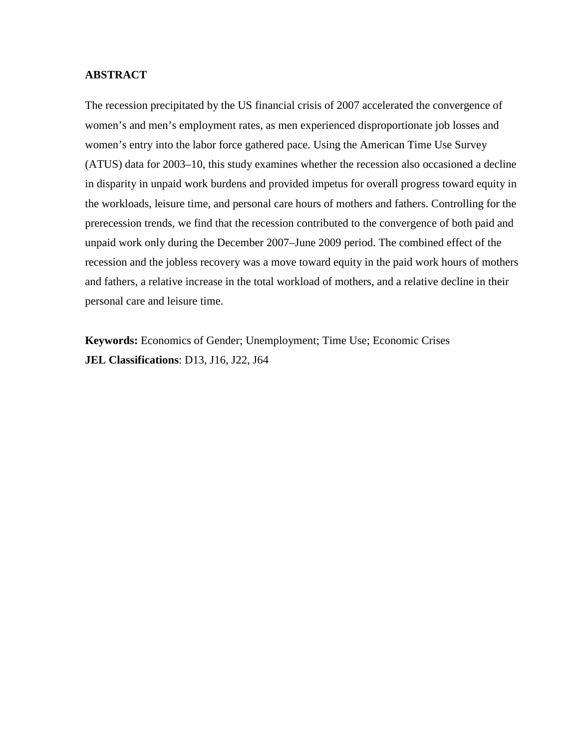## ABSTRACT

The recession precipitated by the US financial crisis of 2007 accelerated the convergence of women's and men's employment rates, as men experienced disproportionate job losses and women's entry into the labor force gathered pace. Using the American Time Use Survey (ATUS) data for 2003–10, this study examines whether the recession also occasioned a decline in disparity in unpaid work burdens and provided impetus for overall progress toward equity in the workloads, leisure time, and personal care hours of mothers and fathers. Controlling for the prerecession trends, we find that the recession contributed to the convergence of both paid and unpaid work only during the December 2007–June 2009 period. The combined effect of the recession and the jobless recovery was a move toward equity in the paid work hours of mothers and fathers, a relative increase in the total workload of mothers, and a relative decline in their personal care and leisure time.

**Keywords:** Economics of Gender; Unemployment; Time Use; Economic Crises
**JEL Classifications**: D13, J16, J22, J64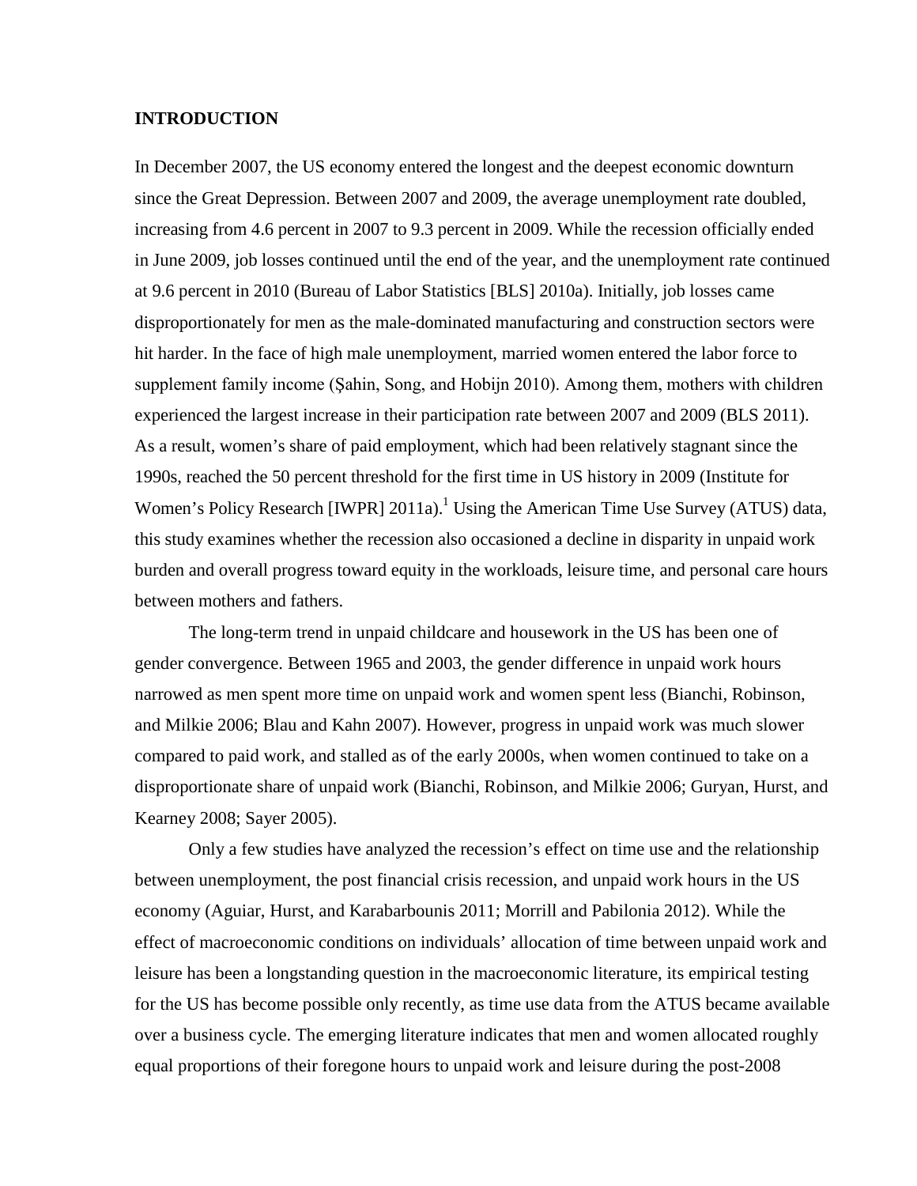# INTRODUCTION

In December 2007, the US economy entered the longest and the deepest economic downturn since the Great Depression. Between 2007 and 2009, the average unemployment rate doubled, increasing from 4.6 percent in 2007 to 9.3 percent in 2009. While the recession officially ended in June 2009, job losses continued until the end of the year, and the unemployment rate continued at 9.6 percent in 2010 (Bureau of Labor Statistics [BLS] 2010a). Initially, job losses came disproportionately for men as the male-dominated manufacturing and construction sectors were hit harder. In the face of high male unemployment, married women entered the labor force to supplement family income (Şahin, Song, and Hobijn 2010). Among them, mothers with children experienced the largest increase in their participation rate between 2007 and 2009 (BLS 2011). As a result, women's share of paid employment, which had been relatively stagnant since the 1990s, reached the 50 percent threshold for the first time in US history in 2009 (Institute for Women's Policy Research [IWPR] 2011a).[1] Using the American Time Use Survey (ATUS) data, this study examines whether the recession also occasioned a decline in disparity in unpaid work burden and overall progress toward equity in the workloads, leisure time, and personal care hours between mothers and fathers.

The long-term trend in unpaid childcare and housework in the US has been one of gender convergence. Between 1965 and 2003, the gender difference in unpaid work hours narrowed as men spent more time on unpaid work and women spent less (Bianchi, Robinson, and Milkie 2006; Blau and Kahn 2007). However, progress in unpaid work was much slower compared to paid work, and stalled as of the early 2000s, when women continued to take on a disproportionate share of unpaid work (Bianchi, Robinson, and Milkie 2006; Guryan, Hurst, and Kearney 2008; Sayer 2005).

Only a few studies have analyzed the recession's effect on time use and the relationship between unemployment, the post financial crisis recession, and unpaid work hours in the US economy (Aguiar, Hurst, and Karabarbounis 2011; Morrill and Pabilonia 2012). While the effect of macroeconomic conditions on individuals' allocation of time between unpaid work and leisure has been a longstanding question in the macroeconomic literature, its empirical testing for the US has become possible only recently, as time use data from the ATUS became available over a business cycle. The emerging literature indicates that men and women allocated roughly equal proportions of their foregone hours to unpaid work and leisure during the post-2008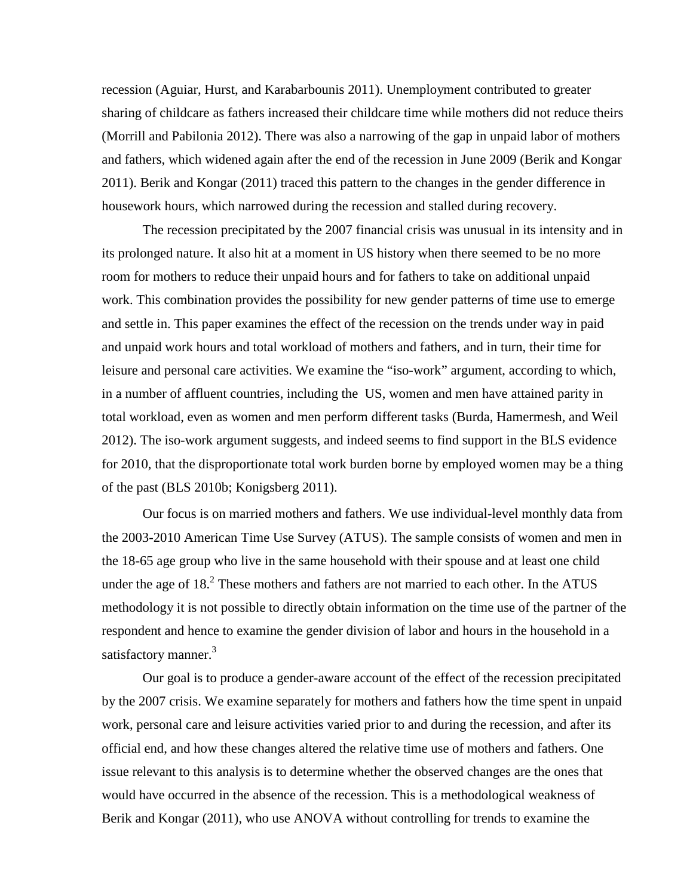recession (Aguiar, Hurst, and Karabarbounis 2011). Unemployment contributed to greater sharing of childcare as fathers increased their childcare time while mothers did not reduce theirs (Morrill and Pabilonia 2012). There was also a narrowing of the gap in unpaid labor of mothers and fathers, which widened again after the end of the recession in June 2009 (Berik and Kongar 2011). Berik and Kongar (2011) traced this pattern to the changes in the gender difference in housework hours, which narrowed during the recession and stalled during recovery.

The recession precipitated by the 2007 financial crisis was unusual in its intensity and in its prolonged nature. It also hit at a moment in US history when there seemed to be no more room for mothers to reduce their unpaid hours and for fathers to take on additional unpaid work. This combination provides the possibility for new gender patterns of time use to emerge and settle in. This paper examines the effect of the recession on the trends under way in paid and unpaid work hours and total workload of mothers and fathers, and in turn, their time for leisure and personal care activities. We examine the "iso-work" argument, according to which, in a number of affluent countries, including the US, women and men have attained parity in total workload, even as women and men perform different tasks (Burda, Hamermesh, and Weil 2012). The iso-work argument suggests, and indeed seems to find support in the BLS evidence for 2010, that the disproportionate total work burden borne by employed women may be a thing of the past (BLS 2010b; Konigsberg 2011).

Our focus is on married mothers and fathers. We use individual-level monthly data from the 2003-2010 American Time Use Survey (ATUS). The sample consists of women and men in the 18-65 age group who live in the same household with their spouse and at least one child under the age of 18.[2] These mothers and fathers are not married to each other. In the ATUS methodology it is not possible to directly obtain information on the time use of the partner of the respondent and hence to examine the gender division of labor and hours in the household in a satisfactory manner.[3]

Our goal is to produce a gender-aware account of the effect of the recession precipitated by the 2007 crisis. We examine separately for mothers and fathers how the time spent in unpaid work, personal care and leisure activities varied prior to and during the recession, and after its official end, and how these changes altered the relative time use of mothers and fathers. One issue relevant to this analysis is to determine whether the observed changes are the ones that would have occurred in the absence of the recession. This is a methodological weakness of Berik and Kongar (2011), who use ANOVA without controlling for trends to examine the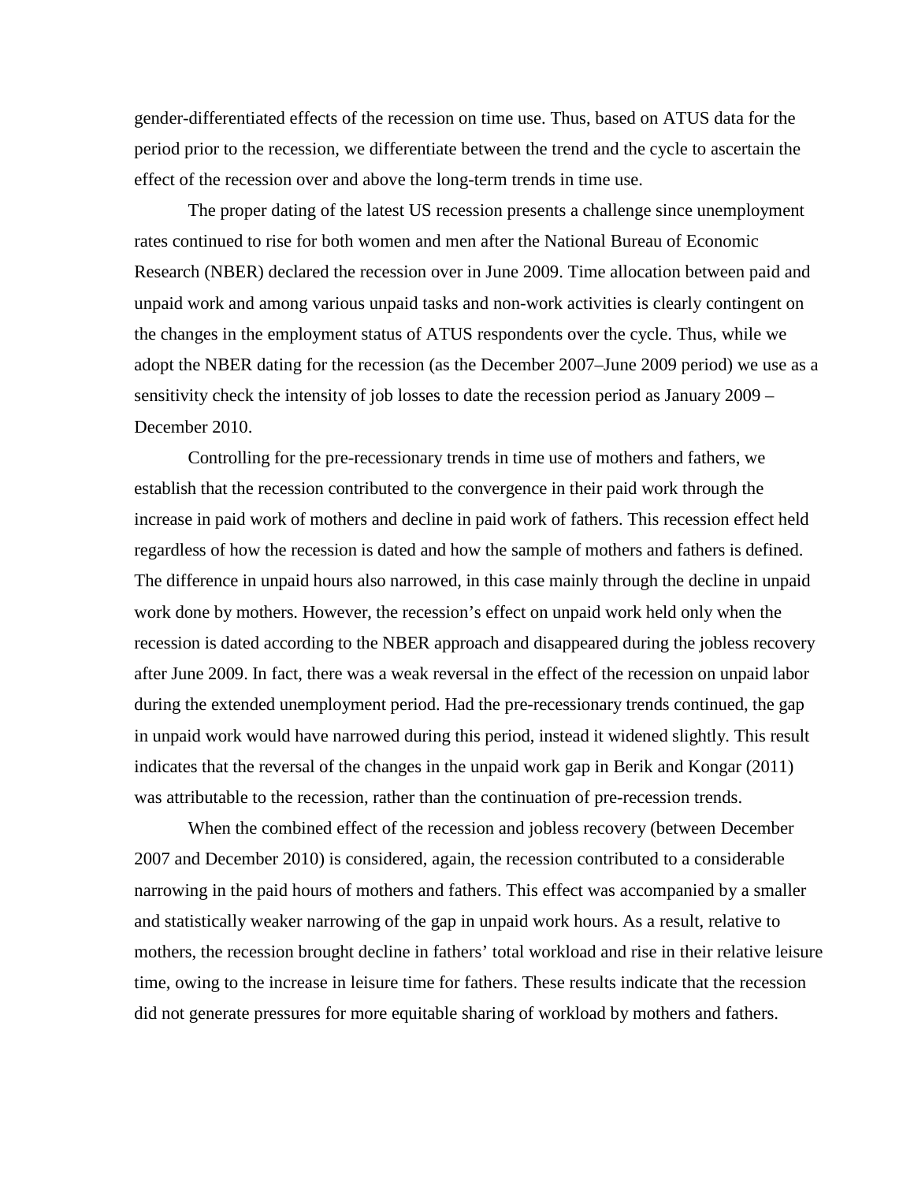gender-differentiated effects of the recession on time use. Thus, based on ATUS data for the period prior to the recession, we differentiate between the trend and the cycle to ascertain the effect of the recession over and above the long-term trends in time use.

The proper dating of the latest US recession presents a challenge since unemployment rates continued to rise for both women and men after the National Bureau of Economic Research (NBER) declared the recession over in June 2009. Time allocation between paid and unpaid work and among various unpaid tasks and non-work activities is clearly contingent on the changes in the employment status of ATUS respondents over the cycle. Thus, while we adopt the NBER dating for the recession (as the December 2007–June 2009 period) we use as a sensitivity check the intensity of job losses to date the recession period as January 2009 – December 2010.

Controlling for the pre-recessionary trends in time use of mothers and fathers, we establish that the recession contributed to the convergence in their paid work through the increase in paid work of mothers and decline in paid work of fathers. This recession effect held regardless of how the recession is dated and how the sample of mothers and fathers is defined. The difference in unpaid hours also narrowed, in this case mainly through the decline in unpaid work done by mothers. However, the recession's effect on unpaid work held only when the recession is dated according to the NBER approach and disappeared during the jobless recovery after June 2009. In fact, there was a weak reversal in the effect of the recession on unpaid labor during the extended unemployment period. Had the pre-recessionary trends continued, the gap in unpaid work would have narrowed during this period, instead it widened slightly. This result indicates that the reversal of the changes in the unpaid work gap in Berik and Kongar (2011) was attributable to the recession, rather than the continuation of pre-recession trends.

When the combined effect of the recession and jobless recovery (between December 2007 and December 2010) is considered, again, the recession contributed to a considerable narrowing in the paid hours of mothers and fathers. This effect was accompanied by a smaller and statistically weaker narrowing of the gap in unpaid work hours. As a result, relative to mothers, the recession brought decline in fathers' total workload and rise in their relative leisure time, owing to the increase in leisure time for fathers. These results indicate that the recession did not generate pressures for more equitable sharing of workload by mothers and fathers.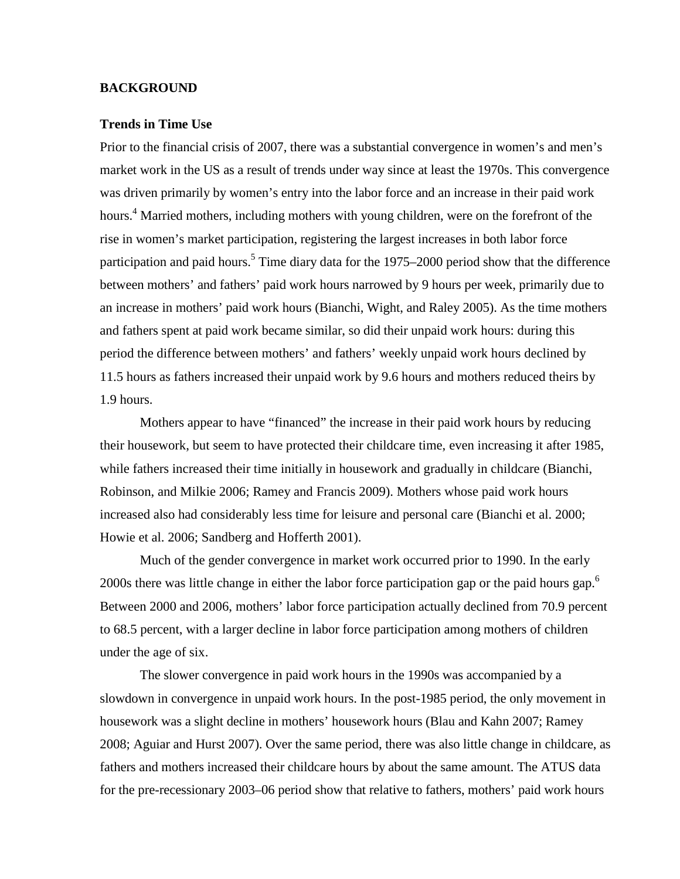## BACKGROUND

### Trends in Time Use

Prior to the financial crisis of 2007, there was a substantial convergence in women's and men's market work in the US as a result of trends under way since at least the 1970s. This convergence was driven primarily by women's entry into the labor force and an increase in their paid work hours.[4] Married mothers, including mothers with young children, were on the forefront of the rise in women's market participation, registering the largest increases in both labor force participation and paid hours.[5] Time diary data for the 1975–2000 period show that the difference between mothers' and fathers' paid work hours narrowed by 9 hours per week, primarily due to an increase in mothers' paid work hours (Bianchi, Wight, and Raley 2005). As the time mothers and fathers spent at paid work became similar, so did their unpaid work hours: during this period the difference between mothers' and fathers' weekly unpaid work hours declined by 11.5 hours as fathers increased their unpaid work by 9.6 hours and mothers reduced theirs by 1.9 hours.

Mothers appear to have "financed" the increase in their paid work hours by reducing their housework, but seem to have protected their childcare time, even increasing it after 1985, while fathers increased their time initially in housework and gradually in childcare (Bianchi, Robinson, and Milkie 2006; Ramey and Francis 2009). Mothers whose paid work hours increased also had considerably less time for leisure and personal care (Bianchi et al. 2000; Howie et al. 2006; Sandberg and Hofferth 2001).

Much of the gender convergence in market work occurred prior to 1990. In the early 2000s there was little change in either the labor force participation gap or the paid hours gap.[6] Between 2000 and 2006, mothers' labor force participation actually declined from 70.9 percent to 68.5 percent, with a larger decline in labor force participation among mothers of children under the age of six.

The slower convergence in paid work hours in the 1990s was accompanied by a slowdown in convergence in unpaid work hours. In the post-1985 period, the only movement in housework was a slight decline in mothers' housework hours (Blau and Kahn 2007; Ramey 2008; Aguiar and Hurst 2007). Over the same period, there was also little change in childcare, as fathers and mothers increased their childcare hours by about the same amount. The ATUS data for the pre-recessionary 2003–06 period show that relative to fathers, mothers' paid work hours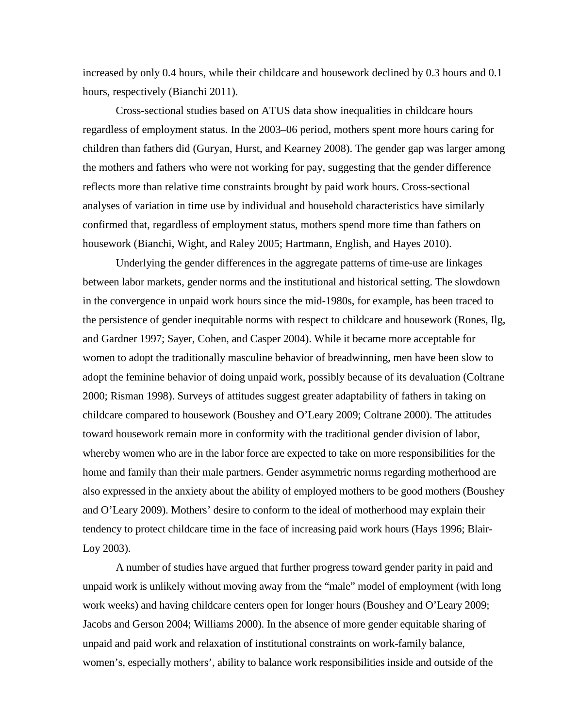increased by only 0.4 hours, while their childcare and housework declined by 0.3 hours and 0.1 hours, respectively (Bianchi 2011).

Cross-sectional studies based on ATUS data show inequalities in childcare hours regardless of employment status. In the 2003–06 period, mothers spent more hours caring for children than fathers did (Guryan, Hurst, and Kearney 2008). The gender gap was larger among the mothers and fathers who were not working for pay, suggesting that the gender difference reflects more than relative time constraints brought by paid work hours. Cross-sectional analyses of variation in time use by individual and household characteristics have similarly confirmed that, regardless of employment status, mothers spend more time than fathers on housework (Bianchi, Wight, and Raley 2005; Hartmann, English, and Hayes 2010).

Underlying the gender differences in the aggregate patterns of time-use are linkages between labor markets, gender norms and the institutional and historical setting. The slowdown in the convergence in unpaid work hours since the mid-1980s, for example, has been traced to the persistence of gender inequitable norms with respect to childcare and housework (Rones, Ilg, and Gardner 1997; Sayer, Cohen, and Casper 2004). While it became more acceptable for women to adopt the traditionally masculine behavior of breadwinning, men have been slow to adopt the feminine behavior of doing unpaid work, possibly because of its devaluation (Coltrane 2000; Risman 1998). Surveys of attitudes suggest greater adaptability of fathers in taking on childcare compared to housework (Boushey and O'Leary 2009; Coltrane 2000). The attitudes toward housework remain more in conformity with the traditional gender division of labor, whereby women who are in the labor force are expected to take on more responsibilities for the home and family than their male partners. Gender asymmetric norms regarding motherhood are also expressed in the anxiety about the ability of employed mothers to be good mothers (Boushey and O'Leary 2009). Mothers' desire to conform to the ideal of motherhood may explain their tendency to protect childcare time in the face of increasing paid work hours (Hays 1996; Blair-Loy 2003).

A number of studies have argued that further progress toward gender parity in paid and unpaid work is unlikely without moving away from the "male" model of employment (with long work weeks) and having childcare centers open for longer hours (Boushey and O'Leary 2009; Jacobs and Gerson 2004; Williams 2000). In the absence of more gender equitable sharing of unpaid and paid work and relaxation of institutional constraints on work-family balance, women's, especially mothers', ability to balance work responsibilities inside and outside of the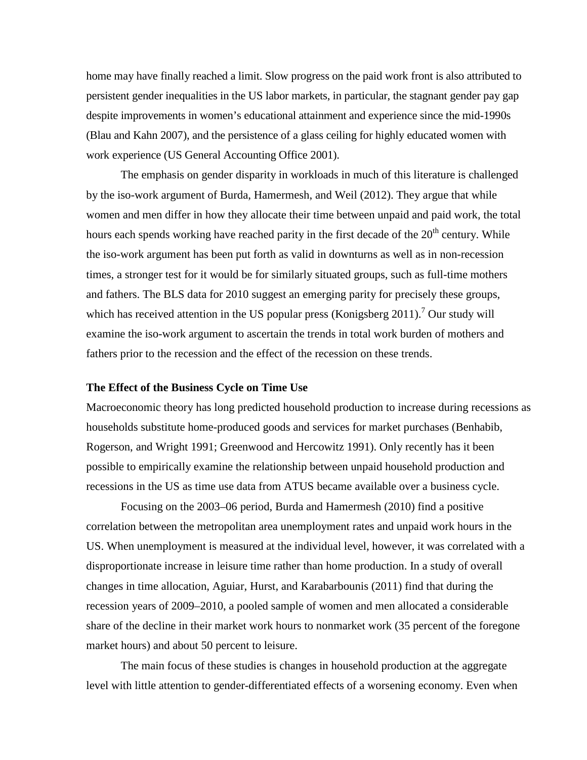home may have finally reached a limit. Slow progress on the paid work front is also attributed to persistent gender inequalities in the US labor markets, in particular, the stagnant gender pay gap despite improvements in women's educational attainment and experience since the mid-1990s (Blau and Kahn 2007), and the persistence of a glass ceiling for highly educated women with work experience (US General Accounting Office 2001).

The emphasis on gender disparity in workloads in much of this literature is challenged by the iso-work argument of Burda, Hamermesh, and Weil (2012). They argue that while women and men differ in how they allocate their time between unpaid and paid work, the total hours each spends working have reached parity in the first decade of the 20th century. While the iso-work argument has been put forth as valid in downturns as well as in non-recession times, a stronger test for it would be for similarly situated groups, such as full-time mothers and fathers. The BLS data for 2010 suggest an emerging parity for precisely these groups, which has received attention in the US popular press (Konigsberg 2011).[7] Our study will examine the iso-work argument to ascertain the trends in total work burden of mothers and fathers prior to the recession and the effect of the recession on these trends.

**The Effect of the Business Cycle on Time Use**

Macroeconomic theory has long predicted household production to increase during recessions as households substitute home-produced goods and services for market purchases (Benhabib, Rogerson, and Wright 1991; Greenwood and Hercowitz 1991). Only recently has it been possible to empirically examine the relationship between unpaid household production and recessions in the US as time use data from ATUS became available over a business cycle.

Focusing on the 2003–06 period, Burda and Hamermesh (2010) find a positive correlation between the metropolitan area unemployment rates and unpaid work hours in the US. When unemployment is measured at the individual level, however, it was correlated with a disproportionate increase in leisure time rather than home production. In a study of overall changes in time allocation, Aguiar, Hurst, and Karabarbounis (2011) find that during the recession years of 2009–2010, a pooled sample of women and men allocated a considerable share of the decline in their market work hours to nonmarket work (35 percent of the foregone market hours) and about 50 percent to leisure.

The main focus of these studies is changes in household production at the aggregate level with little attention to gender-differentiated effects of a worsening economy. Even when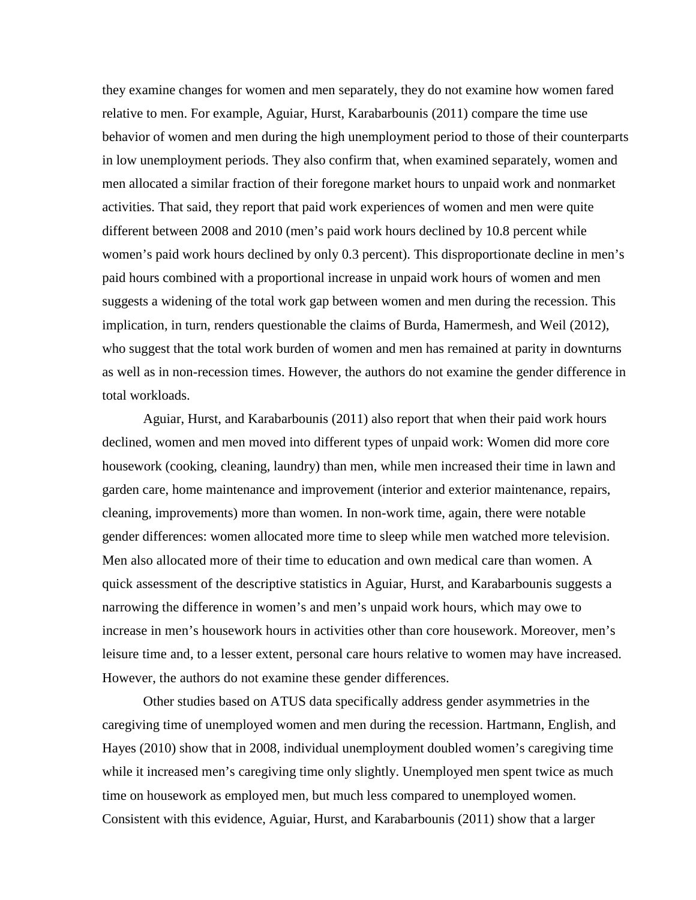they examine changes for women and men separately, they do not examine how women fared relative to men. For example, Aguiar, Hurst, Karabarbounis (2011) compare the time use behavior of women and men during the high unemployment period to those of their counterparts in low unemployment periods. They also confirm that, when examined separately, women and men allocated a similar fraction of their foregone market hours to unpaid work and nonmarket activities. That said, they report that paid work experiences of women and men were quite different between 2008 and 2010 (men's paid work hours declined by 10.8 percent while women's paid work hours declined by only 0.3 percent). This disproportionate decline in men's paid hours combined with a proportional increase in unpaid work hours of women and men suggests a widening of the total work gap between women and men during the recession. This implication, in turn, renders questionable the claims of Burda, Hamermesh, and Weil (2012), who suggest that the total work burden of women and men has remained at parity in downturns as well as in non-recession times. However, the authors do not examine the gender difference in total workloads.

Aguiar, Hurst, and Karabarbounis (2011) also report that when their paid work hours declined, women and men moved into different types of unpaid work: Women did more core housework (cooking, cleaning, laundry) than men, while men increased their time in lawn and garden care, home maintenance and improvement (interior and exterior maintenance, repairs, cleaning, improvements) more than women. In non-work time, again, there were notable gender differences: women allocated more time to sleep while men watched more television. Men also allocated more of their time to education and own medical care than women. A quick assessment of the descriptive statistics in Aguiar, Hurst, and Karabarbounis suggests a narrowing the difference in women's and men's unpaid work hours, which may owe to increase in men's housework hours in activities other than core housework. Moreover, men's leisure time and, to a lesser extent, personal care hours relative to women may have increased. However, the authors do not examine these gender differences.

Other studies based on ATUS data specifically address gender asymmetries in the caregiving time of unemployed women and men during the recession. Hartmann, English, and Hayes (2010) show that in 2008, individual unemployment doubled women's caregiving time while it increased men's caregiving time only slightly. Unemployed men spent twice as much time on housework as employed men, but much less compared to unemployed women. Consistent with this evidence, Aguiar, Hurst, and Karabarbounis (2011) show that a larger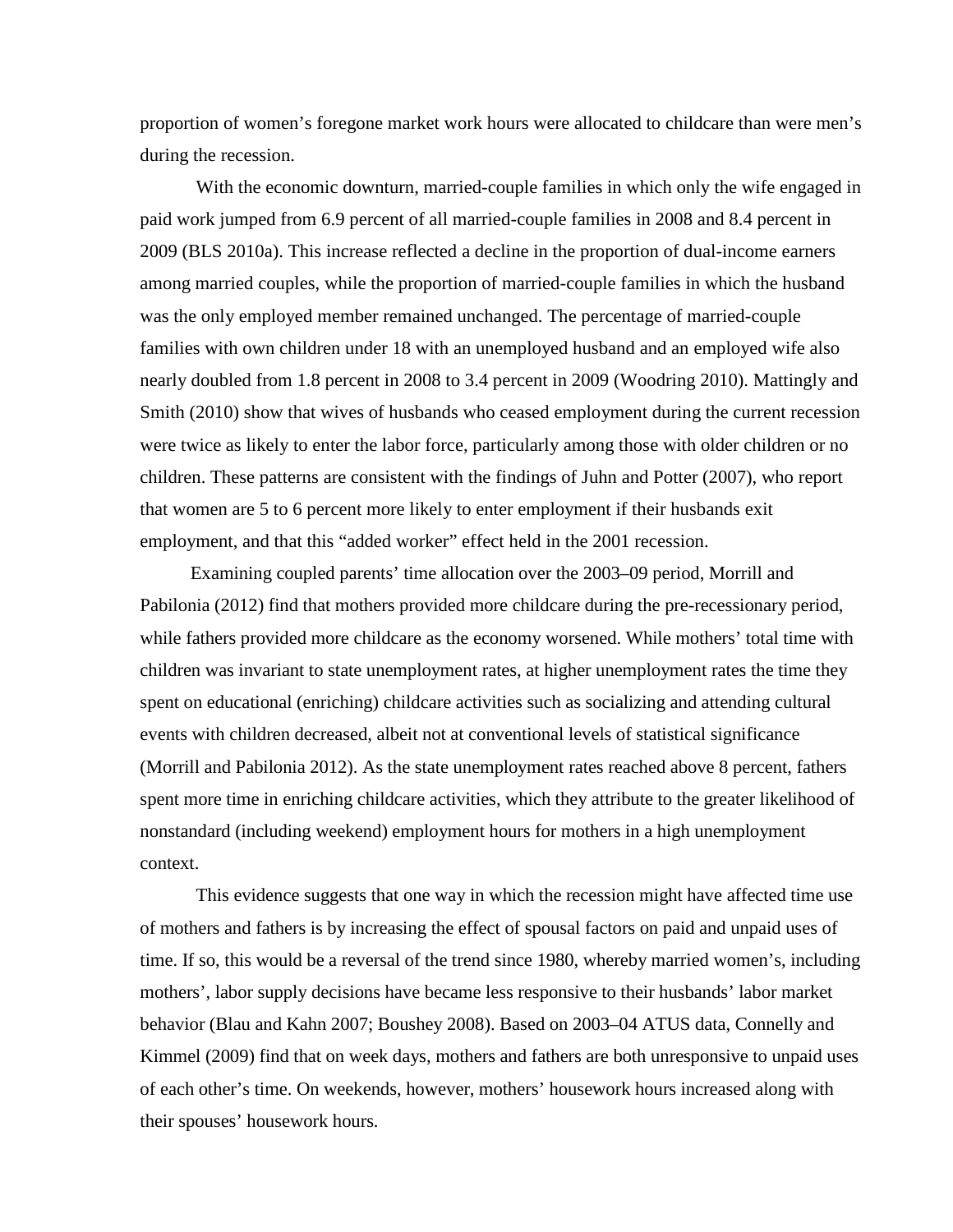proportion of women's foregone market work hours were allocated to childcare than were men's during the recession.

With the economic downturn, married-couple families in which only the wife engaged in paid work jumped from 6.9 percent of all married-couple families in 2008 and 8.4 percent in 2009 (BLS 2010a). This increase reflected a decline in the proportion of dual-income earners among married couples, while the proportion of married-couple families in which the husband was the only employed member remained unchanged. The percentage of married-couple families with own children under 18 with an unemployed husband and an employed wife also nearly doubled from 1.8 percent in 2008 to 3.4 percent in 2009 (Woodring 2010). Mattingly and Smith (2010) show that wives of husbands who ceased employment during the current recession were twice as likely to enter the labor force, particularly among those with older children or no children. These patterns are consistent with the findings of Juhn and Potter (2007), who report that women are 5 to 6 percent more likely to enter employment if their husbands exit employment, and that this "added worker" effect held in the 2001 recession.

Examining coupled parents' time allocation over the 2003–09 period, Morrill and Pabilonia (2012) find that mothers provided more childcare during the pre-recessionary period, while fathers provided more childcare as the economy worsened. While mothers' total time with children was invariant to state unemployment rates, at higher unemployment rates the time they spent on educational (enriching) childcare activities such as socializing and attending cultural events with children decreased, albeit not at conventional levels of statistical significance (Morrill and Pabilonia 2012). As the state unemployment rates reached above 8 percent, fathers spent more time in enriching childcare activities, which they attribute to the greater likelihood of nonstandard (including weekend) employment hours for mothers in a high unemployment context.

This evidence suggests that one way in which the recession might have affected time use of mothers and fathers is by increasing the effect of spousal factors on paid and unpaid uses of time. If so, this would be a reversal of the trend since 1980, whereby married women's, including mothers', labor supply decisions have became less responsive to their husbands' labor market behavior (Blau and Kahn 2007; Boushey 2008). Based on 2003–04 ATUS data, Connelly and Kimmel (2009) find that on week days, mothers and fathers are both unresponsive to unpaid uses of each other's time. On weekends, however, mothers' housework hours increased along with their spouses' housework hours.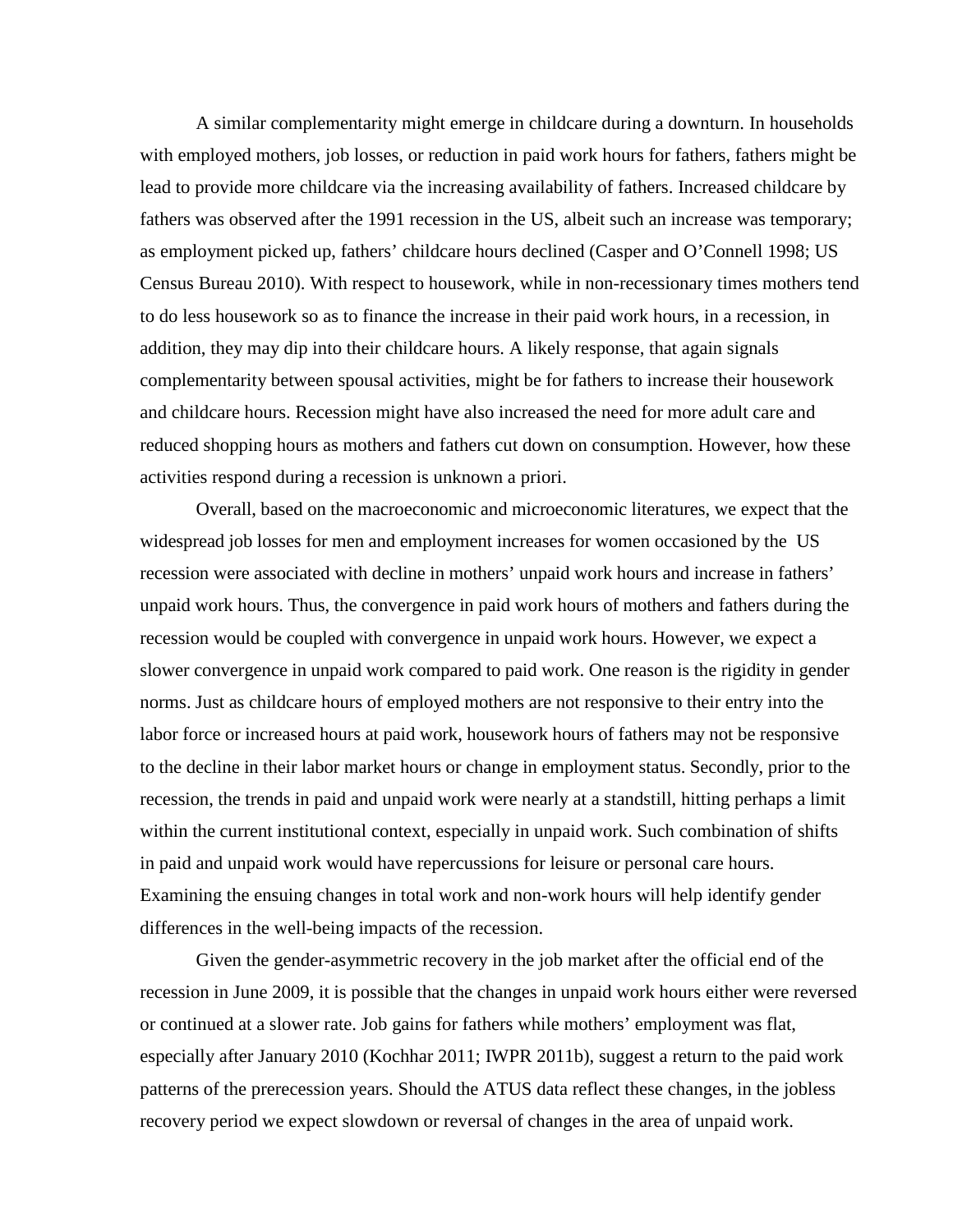A similar complementarity might emerge in childcare during a downturn. In households with employed mothers, job losses, or reduction in paid work hours for fathers, fathers might be lead to provide more childcare via the increasing availability of fathers. Increased childcare by fathers was observed after the 1991 recession in the US, albeit such an increase was temporary; as employment picked up, fathers' childcare hours declined (Casper and O'Connell 1998; US Census Bureau 2010). With respect to housework, while in non-recessionary times mothers tend to do less housework so as to finance the increase in their paid work hours, in a recession, in addition, they may dip into their childcare hours. A likely response, that again signals complementarity between spousal activities, might be for fathers to increase their housework and childcare hours. Recession might have also increased the need for more adult care and reduced shopping hours as mothers and fathers cut down on consumption. However, how these activities respond during a recession is unknown a priori.

Overall, based on the macroeconomic and microeconomic literatures, we expect that the widespread job losses for men and employment increases for women occasioned by the US recession were associated with decline in mothers' unpaid work hours and increase in fathers' unpaid work hours. Thus, the convergence in paid work hours of mothers and fathers during the recession would be coupled with convergence in unpaid work hours. However, we expect a slower convergence in unpaid work compared to paid work. One reason is the rigidity in gender norms. Just as childcare hours of employed mothers are not responsive to their entry into the labor force or increased hours at paid work, housework hours of fathers may not be responsive to the decline in their labor market hours or change in employment status. Secondly, prior to the recession, the trends in paid and unpaid work were nearly at a standstill, hitting perhaps a limit within the current institutional context, especially in unpaid work. Such combination of shifts in paid and unpaid work would have repercussions for leisure or personal care hours. Examining the ensuing changes in total work and non-work hours will help identify gender differences in the well-being impacts of the recession.

Given the gender-asymmetric recovery in the job market after the official end of the recession in June 2009, it is possible that the changes in unpaid work hours either were reversed or continued at a slower rate. Job gains for fathers while mothers' employment was flat, especially after January 2010 (Kochhar 2011; IWPR 2011b), suggest a return to the paid work patterns of the prerecession years. Should the ATUS data reflect these changes, in the jobless recovery period we expect slowdown or reversal of changes in the area of unpaid work.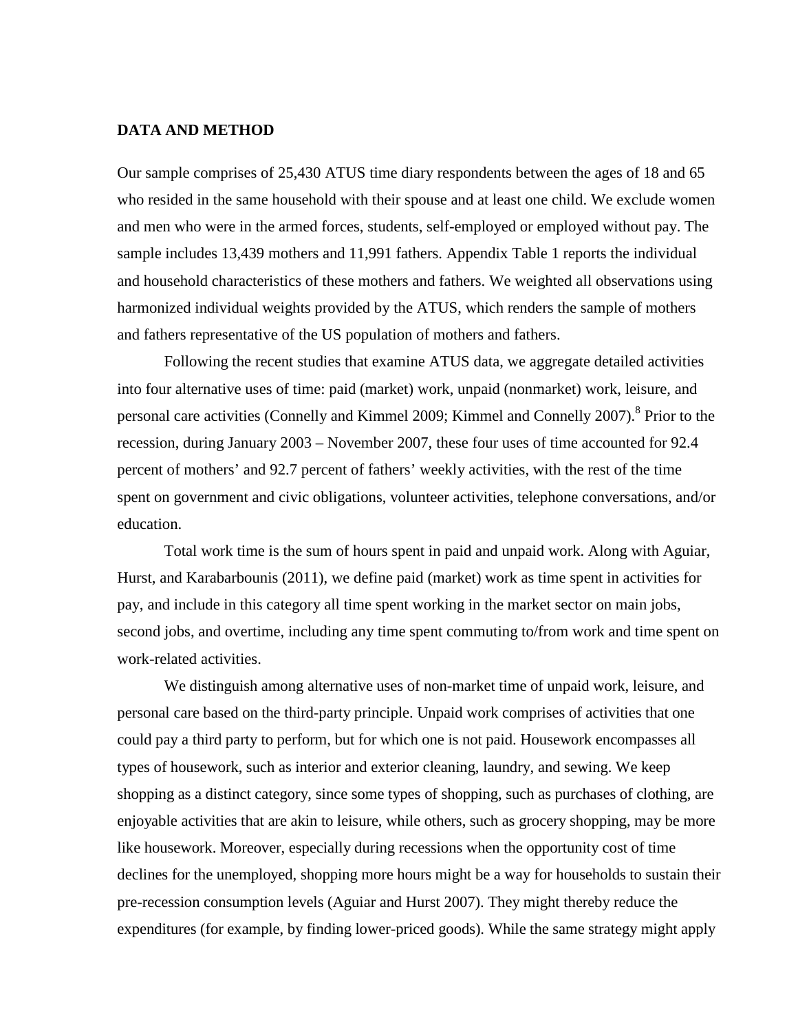## DATA AND METHOD

Our sample comprises of 25,430 ATUS time diary respondents between the ages of 18 and 65 who resided in the same household with their spouse and at least one child. We exclude women and men who were in the armed forces, students, self-employed or employed without pay. The sample includes 13,439 mothers and 11,991 fathers. Appendix Table 1 reports the individual and household characteristics of these mothers and fathers. We weighted all observations using harmonized individual weights provided by the ATUS, which renders the sample of mothers and fathers representative of the US population of mothers and fathers.

Following the recent studies that examine ATUS data, we aggregate detailed activities into four alternative uses of time: paid (market) work, unpaid (nonmarket) work, leisure, and personal care activities (Connelly and Kimmel 2009; Kimmel and Connelly 2007).[8] Prior to the recession, during January 2003 – November 2007, these four uses of time accounted for 92.4 percent of mothers' and 92.7 percent of fathers' weekly activities, with the rest of the time spent on government and civic obligations, volunteer activities, telephone conversations, and/or education.

Total work time is the sum of hours spent in paid and unpaid work. Along with Aguiar, Hurst, and Karabarbounis (2011), we define paid (market) work as time spent in activities for pay, and include in this category all time spent working in the market sector on main jobs, second jobs, and overtime, including any time spent commuting to/from work and time spent on work-related activities.

We distinguish among alternative uses of non-market time of unpaid work, leisure, and personal care based on the third-party principle. Unpaid work comprises of activities that one could pay a third party to perform, but for which one is not paid. Housework encompasses all types of housework, such as interior and exterior cleaning, laundry, and sewing. We keep shopping as a distinct category, since some types of shopping, such as purchases of clothing, are enjoyable activities that are akin to leisure, while others, such as grocery shopping, may be more like housework. Moreover, especially during recessions when the opportunity cost of time declines for the unemployed, shopping more hours might be a way for households to sustain their pre-recession consumption levels (Aguiar and Hurst 2007). They might thereby reduce the expenditures (for example, by finding lower-priced goods). While the same strategy might apply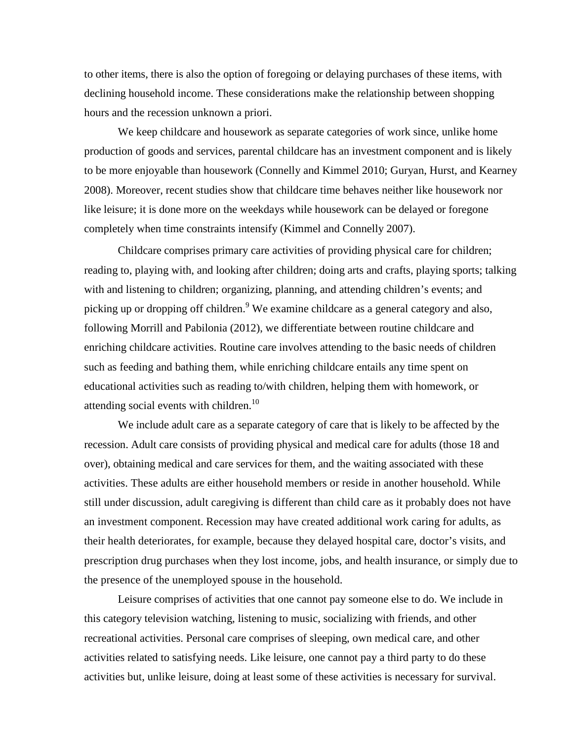to other items, there is also the option of foregoing or delaying purchases of these items, with declining household income. These considerations make the relationship between shopping hours and the recession unknown a priori.

We keep childcare and housework as separate categories of work since, unlike home production of goods and services, parental childcare has an investment component and is likely to be more enjoyable than housework (Connelly and Kimmel 2010; Guryan, Hurst, and Kearney 2008). Moreover, recent studies show that childcare time behaves neither like housework nor like leisure; it is done more on the weekdays while housework can be delayed or foregone completely when time constraints intensify (Kimmel and Connelly 2007).

Childcare comprises primary care activities of providing physical care for children; reading to, playing with, and looking after children; doing arts and crafts, playing sports; talking with and listening to children; organizing, planning, and attending children's events; and picking up or dropping off children.[9] We examine childcare as a general category and also, following Morrill and Pabilonia (2012), we differentiate between routine childcare and enriching childcare activities. Routine care involves attending to the basic needs of children such as feeding and bathing them, while enriching childcare entails any time spent on educational activities such as reading to/with children, helping them with homework, or attending social events with children.[10]

We include adult care as a separate category of care that is likely to be affected by the recession. Adult care consists of providing physical and medical care for adults (those 18 and over), obtaining medical and care services for them, and the waiting associated with these activities. These adults are either household members or reside in another household. While still under discussion, adult caregiving is different than child care as it probably does not have an investment component. Recession may have created additional work caring for adults, as their health deteriorates, for example, because they delayed hospital care, doctor's visits, and prescription drug purchases when they lost income, jobs, and health insurance, or simply due to the presence of the unemployed spouse in the household.

Leisure comprises of activities that one cannot pay someone else to do. We include in this category television watching, listening to music, socializing with friends, and other recreational activities. Personal care comprises of sleeping, own medical care, and other activities related to satisfying needs. Like leisure, one cannot pay a third party to do these activities but, unlike leisure, doing at least some of these activities is necessary for survival.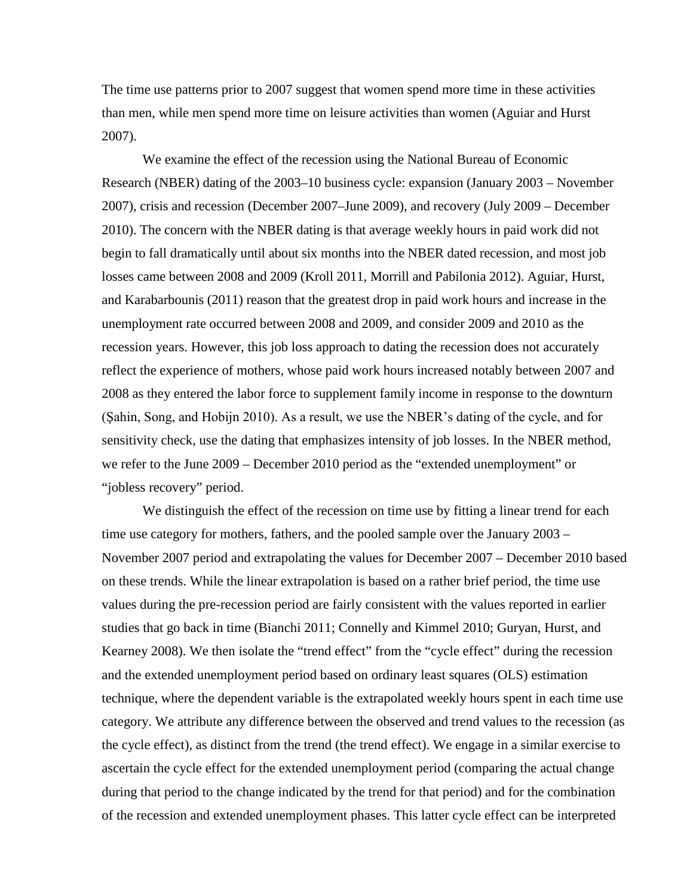The time use patterns prior to 2007 suggest that women spend more time in these activities than men, while men spend more time on leisure activities than women (Aguiar and Hurst 2007).

We examine the effect of the recession using the National Bureau of Economic Research (NBER) dating of the 2003–10 business cycle: expansion (January 2003 – November 2007), crisis and recession (December 2007–June 2009), and recovery (July 2009 – December 2010). The concern with the NBER dating is that average weekly hours in paid work did not begin to fall dramatically until about six months into the NBER dated recession, and most job losses came between 2008 and 2009 (Kroll 2011, Morrill and Pabilonia 2012). Aguiar, Hurst, and Karabarbounis (2011) reason that the greatest drop in paid work hours and increase in the unemployment rate occurred between 2008 and 2009, and consider 2009 and 2010 as the recession years. However, this job loss approach to dating the recession does not accurately reflect the experience of mothers, whose paid work hours increased notably between 2007 and 2008 as they entered the labor force to supplement family income in response to the downturn (Şahin, Song, and Hobijn 2010). As a result, we use the NBER's dating of the cycle, and for sensitivity check, use the dating that emphasizes intensity of job losses. In the NBER method, we refer to the June 2009 – December 2010 period as the "extended unemployment" or "jobless recovery" period.

We distinguish the effect of the recession on time use by fitting a linear trend for each time use category for mothers, fathers, and the pooled sample over the January 2003 – November 2007 period and extrapolating the values for December 2007 – December 2010 based on these trends. While the linear extrapolation is based on a rather brief period, the time use values during the pre-recession period are fairly consistent with the values reported in earlier studies that go back in time (Bianchi 2011; Connelly and Kimmel 2010; Guryan, Hurst, and Kearney 2008). We then isolate the "trend effect" from the "cycle effect" during the recession and the extended unemployment period based on ordinary least squares (OLS) estimation technique, where the dependent variable is the extrapolated weekly hours spent in each time use category. We attribute any difference between the observed and trend values to the recession (as the cycle effect), as distinct from the trend (the trend effect). We engage in a similar exercise to ascertain the cycle effect for the extended unemployment period (comparing the actual change during that period to the change indicated by the trend for that period) and for the combination of the recession and extended unemployment phases. This latter cycle effect can be interpreted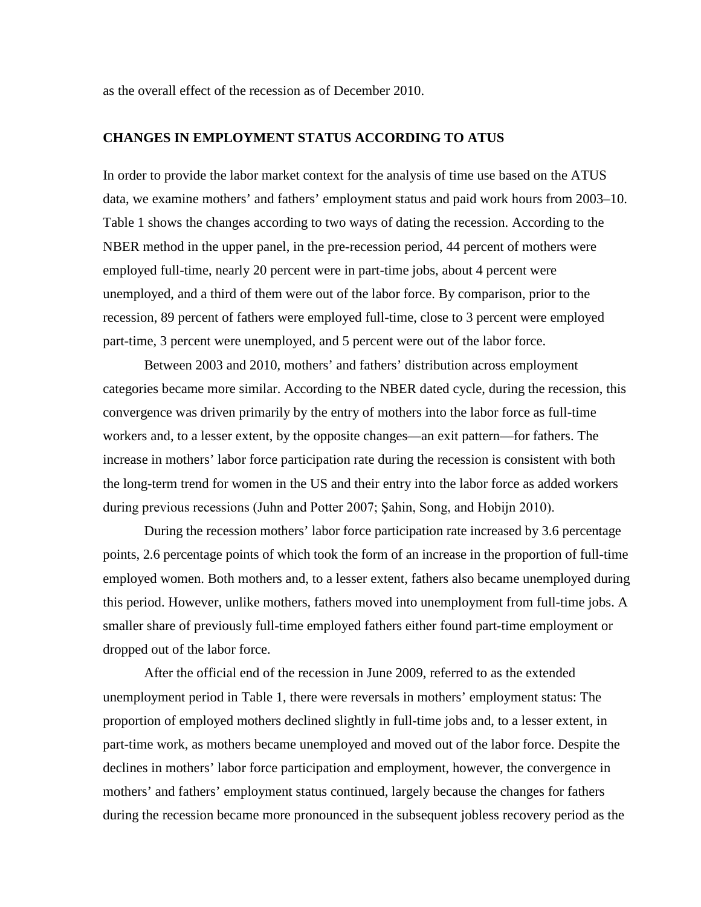as the overall effect of the recession as of December 2010.

## CHANGES IN EMPLOYMENT STATUS ACCORDING TO ATUS

In order to provide the labor market context for the analysis of time use based on the ATUS data, we examine mothers' and fathers' employment status and paid work hours from 2003–10. Table 1 shows the changes according to two ways of dating the recession. According to the NBER method in the upper panel, in the pre-recession period, 44 percent of mothers were employed full-time, nearly 20 percent were in part-time jobs, about 4 percent were unemployed, and a third of them were out of the labor force. By comparison, prior to the recession, 89 percent of fathers were employed full-time, close to 3 percent were employed part-time, 3 percent were unemployed, and 5 percent were out of the labor force.

Between 2003 and 2010, mothers' and fathers' distribution across employment categories became more similar. According to the NBER dated cycle, during the recession, this convergence was driven primarily by the entry of mothers into the labor force as full-time workers and, to a lesser extent, by the opposite changes—an exit pattern—for fathers. The increase in mothers' labor force participation rate during the recession is consistent with both the long-term trend for women in the US and their entry into the labor force as added workers during previous recessions (Juhn and Potter 2007; Şahin, Song, and Hobijn 2010).

During the recession mothers' labor force participation rate increased by 3.6 percentage points, 2.6 percentage points of which took the form of an increase in the proportion of full-time employed women. Both mothers and, to a lesser extent, fathers also became unemployed during this period. However, unlike mothers, fathers moved into unemployment from full-time jobs. A smaller share of previously full-time employed fathers either found part-time employment or dropped out of the labor force.

After the official end of the recession in June 2009, referred to as the extended unemployment period in Table 1, there were reversals in mothers' employment status: The proportion of employed mothers declined slightly in full-time jobs and, to a lesser extent, in part-time work, as mothers became unemployed and moved out of the labor force. Despite the declines in mothers' labor force participation and employment, however, the convergence in mothers' and fathers' employment status continued, largely because the changes for fathers during the recession became more pronounced in the subsequent jobless recovery period as the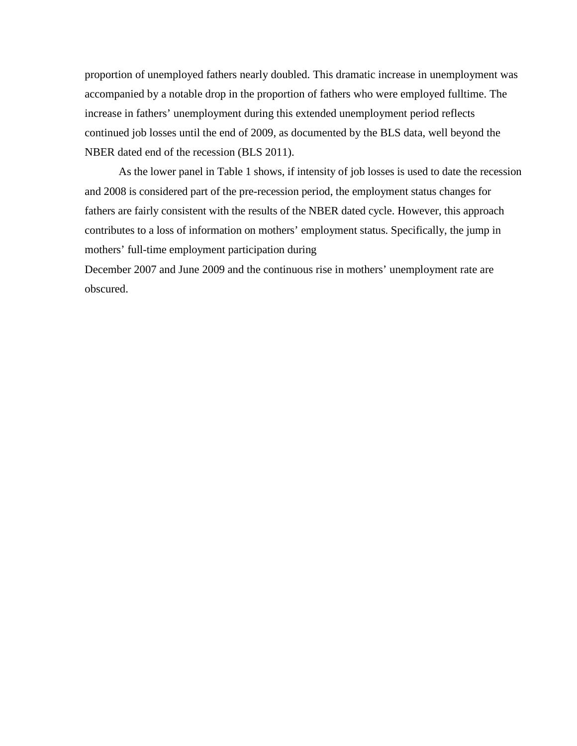proportion of unemployed fathers nearly doubled. This dramatic increase in unemployment was accompanied by a notable drop in the proportion of fathers who were employed fulltime. The increase in fathers' unemployment during this extended unemployment period reflects continued job losses until the end of 2009, as documented by the BLS data, well beyond the NBER dated end of the recession (BLS 2011).

As the lower panel in Table 1 shows, if intensity of job losses is used to date the recession and 2008 is considered part of the pre-recession period, the employment status changes for fathers are fairly consistent with the results of the NBER dated cycle. However, this approach contributes to a loss of information on mothers' employment status. Specifically, the jump in mothers' full-time employment participation during December 2007 and June 2009 and the continuous rise in mothers' unemployment rate are obscured.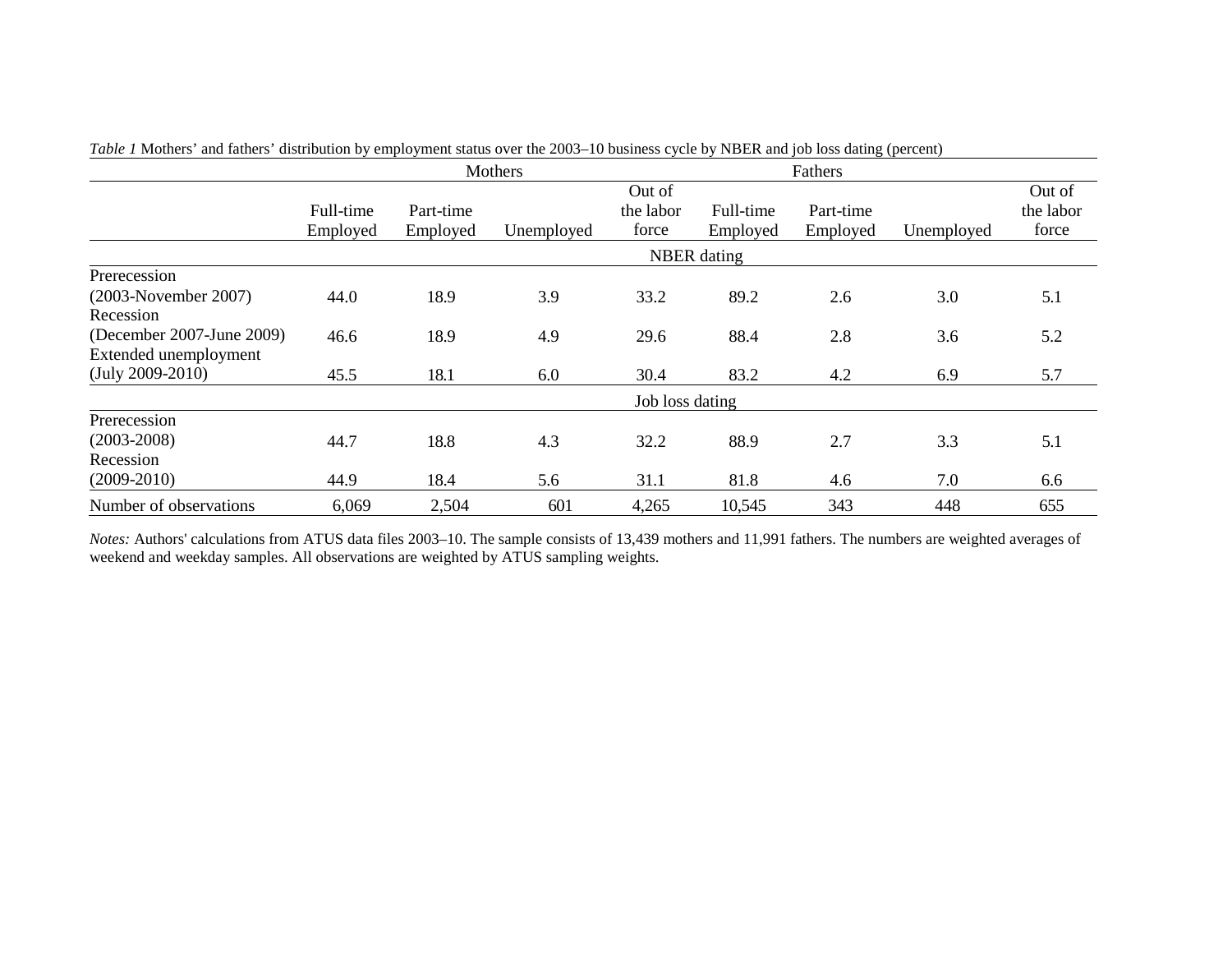*Table 1* Mothers' and fathers' distribution by employment status over the 2003–10 business cycle by NBER and job loss dating (percent)

| | Mothers | | | | Fathers | | | |
|---|---|---|---|---|---|---|---|---|
| | Full-time Employed | Part-time Employed | Unemployed | Out of the labor force | Full-time Employed | Part-time Employed | Unemployed | Out of the labor force |
| | NBER dating | | | | | | | |
| Prerecession (2003-November 2007) | 44.0 | 18.9 | 3.9 | 33.2 | 89.2 | 2.6 | 3.0 | 5.1 |
| Recession (December 2007-June 2009) | 46.6 | 18.9 | 4.9 | 29.6 | 88.4 | 2.8 | 3.6 | 5.2 |
| Extended unemployment (July 2009-2010) | 45.5 | 18.1 | 6.0 | 30.4 | 83.2 | 4.2 | 6.9 | 5.7 |
| | Job loss dating | | | | | | | |
| Prerecession (2003-2008) | 44.7 | 18.8 | 4.3 | 32.2 | 88.9 | 2.7 | 3.3 | 5.1 |
| Recession (2009-2010) | 44.9 | 18.4 | 5.6 | 31.1 | 81.8 | 4.6 | 7.0 | 6.6 |
| Number of observations | 6,069 | 2,504 | 601 | 4,265 | 10,545 | 343 | 448 | 655 |

*Notes:* Authors' calculations from ATUS data files 2003–10. The sample consists of 13,439 mothers and 11,991 fathers. The numbers are weighted averages of weekend and weekday samples. All observations are weighted by ATUS sampling weights.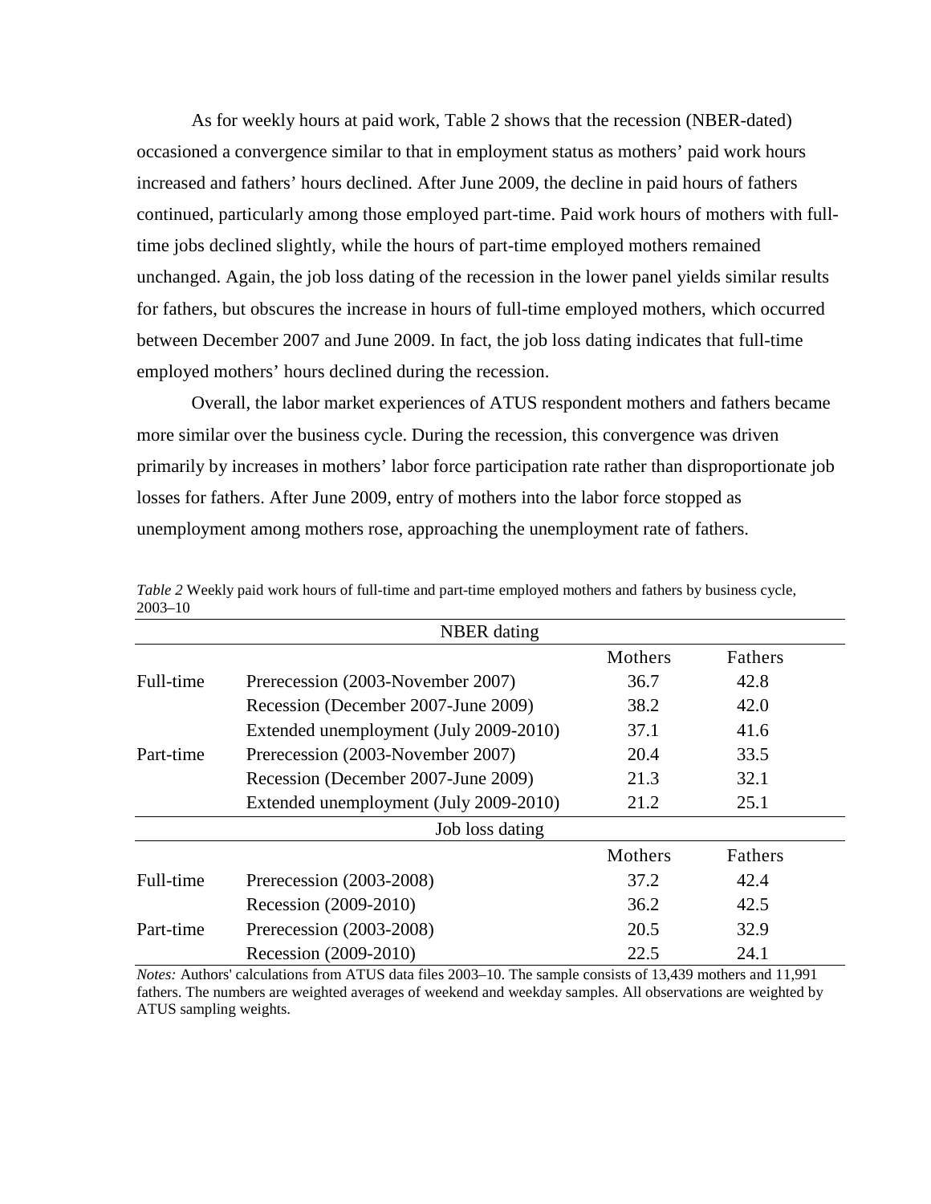As for weekly hours at paid work, Table 2 shows that the recession (NBER-dated) occasioned a convergence similar to that in employment status as mothers' paid work hours increased and fathers' hours declined. After June 2009, the decline in paid hours of fathers continued, particularly among those employed part-time. Paid work hours of mothers with full-time jobs declined slightly, while the hours of part-time employed mothers remained unchanged. Again, the job loss dating of the recession in the lower panel yields similar results for fathers, but obscures the increase in hours of full-time employed mothers, which occurred between December 2007 and June 2009. In fact, the job loss dating indicates that full-time employed mothers' hours declined during the recession.

Overall, the labor market experiences of ATUS respondent mothers and fathers became more similar over the business cycle. During the recession, this convergence was driven primarily by increases in mothers' labor force participation rate rather than disproportionate job losses for fathers. After June 2009, entry of mothers into the labor force stopped as unemployment among mothers rose, approaching the unemployment rate of fathers.

*Table 2* Weekly paid work hours of full-time and part-time employed mothers and fathers by business cycle, 2003–10

| | NBER dating | | |
|---|---|---|---|
| | | Mothers | Fathers |
| Full-time | Prerecession (2003-November 2007) | 36.7 | 42.8 |
| | Recession (December 2007-June 2009) | 38.2 | 42.0 |
| | Extended unemployment (July 2009-2010) | 37.1 | 41.6 |
| Part-time | Prerecession (2003-November 2007) | 20.4 | 33.5 |
| | Recession (December 2007-June 2009) | 21.3 | 32.1 |
| | Extended unemployment (July 2009-2010) | 21.2 | 25.1 |
| | Job loss dating | | |
| | | Mothers | Fathers |
| Full-time | Prerecession (2003-2008) | 37.2 | 42.4 |
| | Recession (2009-2010) | 36.2 | 42.5 |
| Part-time | Prerecession (2003-2008) | 20.5 | 32.9 |
| | Recession (2009-2010) | 22.5 | 24.1 |

*Notes:* Authors' calculations from ATUS data files 2003–10. The sample consists of 13,439 mothers and 11,991 fathers. The numbers are weighted averages of weekend and weekday samples. All observations are weighted by ATUS sampling weights.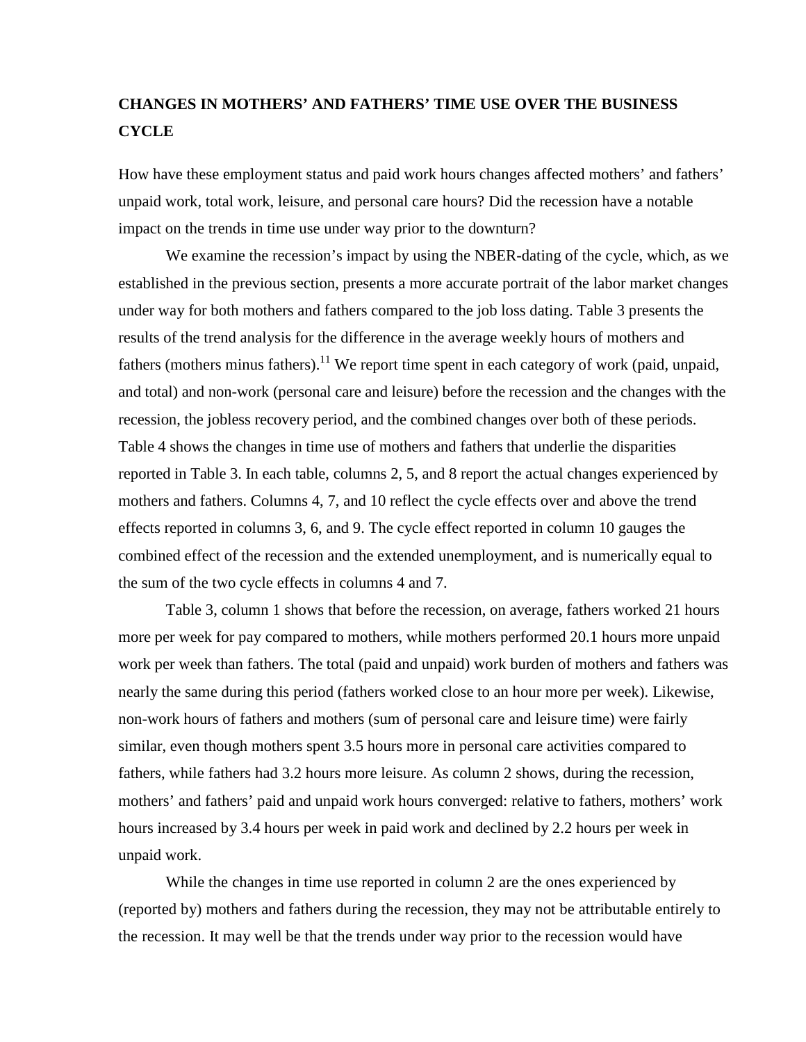## CHANGES IN MOTHERS' AND FATHERS' TIME USE OVER THE BUSINESS CYCLE

How have these employment status and paid work hours changes affected mothers' and fathers' unpaid work, total work, leisure, and personal care hours? Did the recession have a notable impact on the trends in time use under way prior to the downturn?

We examine the recession's impact by using the NBER-dating of the cycle, which, as we established in the previous section, presents a more accurate portrait of the labor market changes under way for both mothers and fathers compared to the job loss dating. Table 3 presents the results of the trend analysis for the difference in the average weekly hours of mothers and fathers (mothers minus fathers).[11] We report time spent in each category of work (paid, unpaid, and total) and non-work (personal care and leisure) before the recession and the changes with the recession, the jobless recovery period, and the combined changes over both of these periods. Table 4 shows the changes in time use of mothers and fathers that underlie the disparities reported in Table 3. In each table, columns 2, 5, and 8 report the actual changes experienced by mothers and fathers. Columns 4, 7, and 10 reflect the cycle effects over and above the trend effects reported in columns 3, 6, and 9. The cycle effect reported in column 10 gauges the combined effect of the recession and the extended unemployment, and is numerically equal to the sum of the two cycle effects in columns 4 and 7.

Table 3, column 1 shows that before the recession, on average, fathers worked 21 hours more per week for pay compared to mothers, while mothers performed 20.1 hours more unpaid work per week than fathers. The total (paid and unpaid) work burden of mothers and fathers was nearly the same during this period (fathers worked close to an hour more per week). Likewise, non-work hours of fathers and mothers (sum of personal care and leisure time) were fairly similar, even though mothers spent 3.5 hours more in personal care activities compared to fathers, while fathers had 3.2 hours more leisure. As column 2 shows, during the recession, mothers' and fathers' paid and unpaid work hours converged: relative to fathers, mothers' work hours increased by 3.4 hours per week in paid work and declined by 2.2 hours per week in unpaid work.

While the changes in time use reported in column 2 are the ones experienced by (reported by) mothers and fathers during the recession, they may not be attributable entirely to the recession. It may well be that the trends under way prior to the recession would have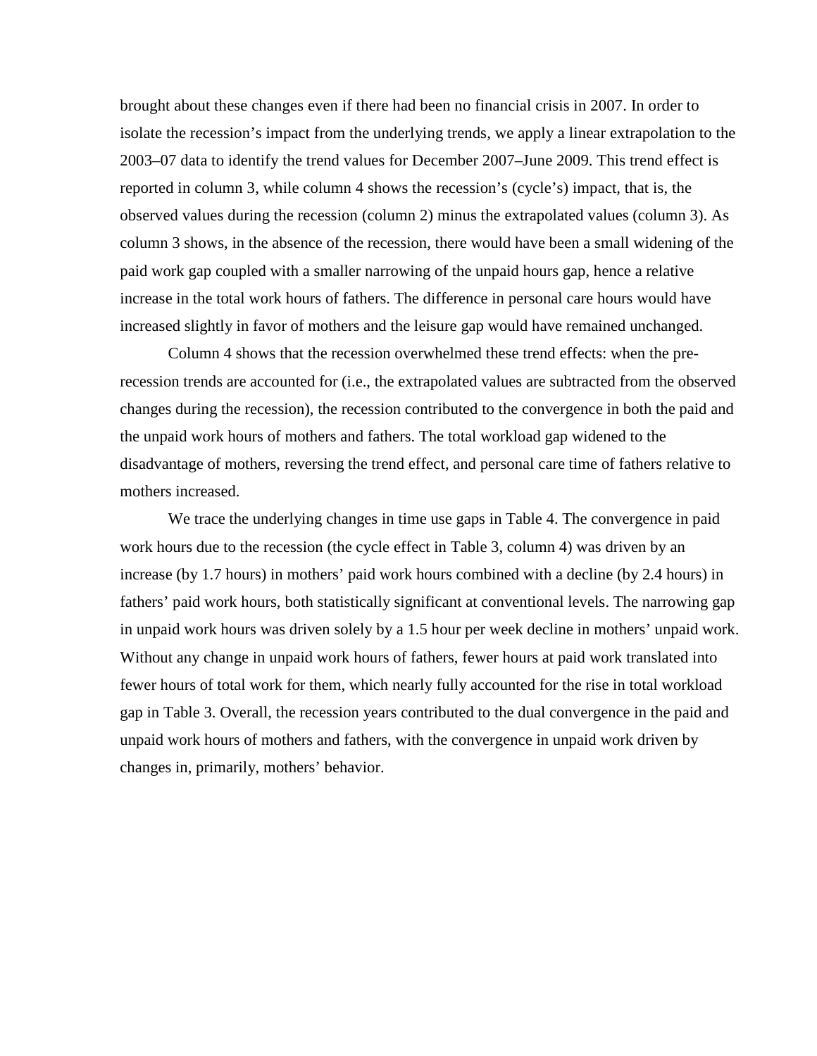brought about these changes even if there had been no financial crisis in 2007. In order to isolate the recession's impact from the underlying trends, we apply a linear extrapolation to the 2003–07 data to identify the trend values for December 2007–June 2009. This trend effect is reported in column 3, while column 4 shows the recession's (cycle's) impact, that is, the observed values during the recession (column 2) minus the extrapolated values (column 3). As column 3 shows, in the absence of the recession, there would have been a small widening of the paid work gap coupled with a smaller narrowing of the unpaid hours gap, hence a relative increase in the total work hours of fathers. The difference in personal care hours would have increased slightly in favor of mothers and the leisure gap would have remained unchanged.

Column 4 shows that the recession overwhelmed these trend effects: when the pre-recession trends are accounted for (i.e., the extrapolated values are subtracted from the observed changes during the recession), the recession contributed to the convergence in both the paid and the unpaid work hours of mothers and fathers. The total workload gap widened to the disadvantage of mothers, reversing the trend effect, and personal care time of fathers relative to mothers increased.

We trace the underlying changes in time use gaps in Table 4. The convergence in paid work hours due to the recession (the cycle effect in Table 3, column 4) was driven by an increase (by 1.7 hours) in mothers' paid work hours combined with a decline (by 2.4 hours) in fathers' paid work hours, both statistically significant at conventional levels. The narrowing gap in unpaid work hours was driven solely by a 1.5 hour per week decline in mothers' unpaid work. Without any change in unpaid work hours of fathers, fewer hours at paid work translated into fewer hours of total work for them, which nearly fully accounted for the rise in total workload gap in Table 3. Overall, the recession years contributed to the dual convergence in the paid and unpaid work hours of mothers and fathers, with the convergence in unpaid work driven by changes in, primarily, mothers' behavior.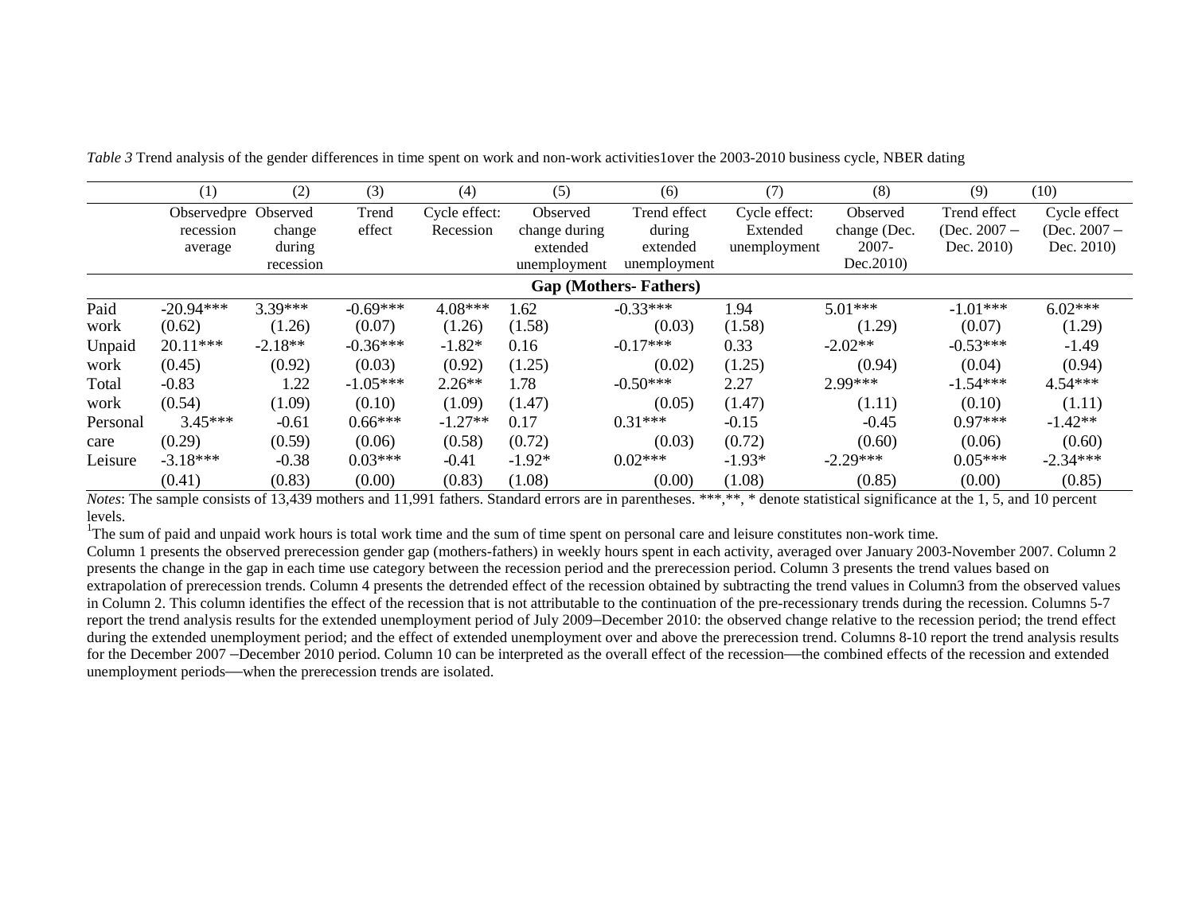*Table 3* Trend analysis of the gender differences in time spent on work and non-work activities[1] over the 2003-2010 business cycle, NBER dating

| | (1) | (2) | (3) | (4) | (5) | (6) | (7) | (8) | (9) | (10) |
|---|---|---|---|---|---|---|---|---|---|---|
| | Observedprerecession average | Observed change during recession | Trend effect | Cycle effect: Recession | Observed change during extended unemployment | Trend effect during extended unemployment | Cycle effect: Extended unemployment | Observed change (Dec. 2007-Dec.2010) | Trend effect (Dec. 2007 – Dec. 2010) | Cycle effect (Dec. 2007 – Dec. 2010) |
| **Gap (Mothers- Fathers)** | | | | | | | | | | |
| Paid work | -20.94*** | 3.39*** | -0.69*** | 4.08*** | 1.62 | -0.33*** | 1.94 | 5.01*** | -1.01*** | 6.02*** |
| | (0.62) | (1.26) | (0.07) | (1.26) | (1.58) | (0.03) | (1.58) | (1.29) | (0.07) | (1.29) |
| Unpaid work | 20.11*** | -2.18** | -0.36*** | -1.82* | 0.16 | -0.17*** | 0.33 | -2.02** | -0.53*** | -1.49 |
| | (0.45) | (0.92) | (0.03) | (0.92) | (1.25) | (0.02) | (1.25) | (0.94) | (0.04) | (0.94) |
| Total work | -0.83 | 1.22 | -1.05*** | 2.26** | 1.78 | -0.50*** | 2.27 | 2.99*** | -1.54*** | 4.54*** |
| | (0.54) | (1.09) | (0.10) | (1.09) | (1.47) | (0.05) | (1.47) | (1.11) | (0.10) | (1.11) |
| Personal care | 3.45*** | -0.61 | 0.66*** | -1.27** | 0.17 | 0.31*** | -0.15 | -0.45 | 0.97*** | -1.42** |
| | (0.29) | (0.59) | (0.06) | (0.58) | (0.72) | (0.03) | (0.72) | (0.60) | (0.06) | (0.60) |
| Leisure | -3.18*** | -0.38 | 0.03*** | -0.41 | -1.92* | 0.02*** | -1.93* | -2.29*** | 0.05*** | -2.34*** |
| | (0.41) | (0.83) | (0.00) | (0.83) | (1.08) | (0.00) | (1.08) | (0.85) | (0.00) | (0.85) |

*Notes*: The sample consists of 13,439 mothers and 11,991 fathers. Standard errors are in parentheses. ***,**, * denote statistical significance at the 1, 5, and 10 percent levels.

[1]The sum of paid and unpaid work hours is total work time and the sum of time spent on personal care and leisure constitutes non-work time.

Column 1 presents the observed prerecession gender gap (mothers-fathers) in weekly hours spent in each activity, averaged over January 2003-November 2007. Column 2 presents the change in the gap in each time use category between the recession period and the prerecession period. Column 3 presents the trend values based on extrapolation of prerecession trends. Column 4 presents the detrended effect of the recession obtained by subtracting the trend values in Column3 from the observed values in Column 2. This column identifies the effect of the recession that is not attributable to the continuation of the pre-recessionary trends during the recession. Columns 5-7 report the trend analysis results for the extended unemployment period of July 2009–December 2010: the observed change relative to the recession period; the trend effect during the extended unemployment period; and the effect of extended unemployment over and above the prerecession trend. Columns 8-10 report the trend analysis results for the December 2007 –December 2010 period. Column 10 can be interpreted as the overall effect of the recession—the combined effects of the recession and extended unemployment periods—when the prerecession trends are isolated.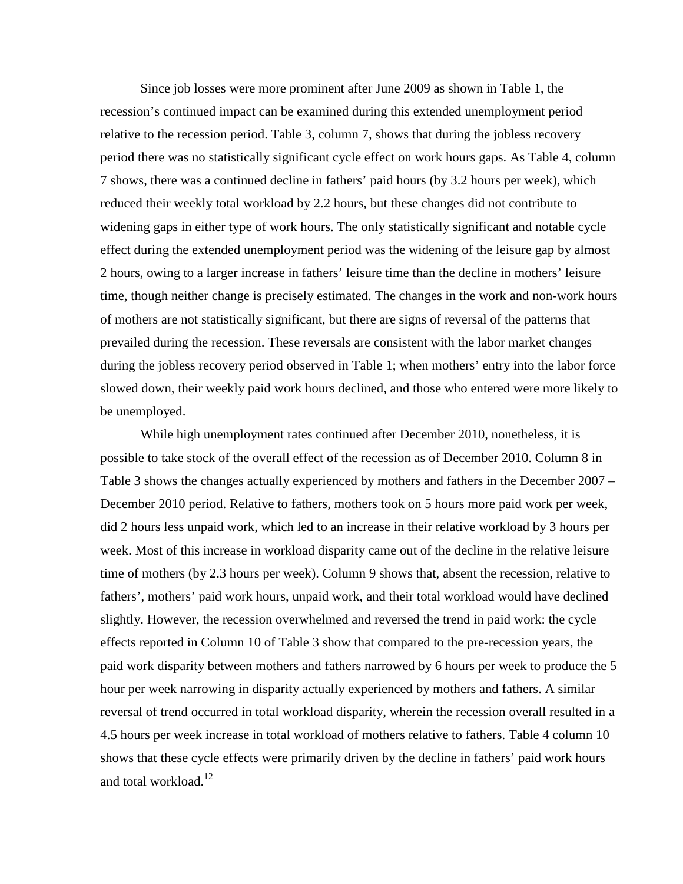Since job losses were more prominent after June 2009 as shown in Table 1, the recession's continued impact can be examined during this extended unemployment period relative to the recession period. Table 3, column 7, shows that during the jobless recovery period there was no statistically significant cycle effect on work hours gaps. As Table 4, column 7 shows, there was a continued decline in fathers' paid hours (by 3.2 hours per week), which reduced their weekly total workload by 2.2 hours, but these changes did not contribute to widening gaps in either type of work hours. The only statistically significant and notable cycle effect during the extended unemployment period was the widening of the leisure gap by almost 2 hours, owing to a larger increase in fathers' leisure time than the decline in mothers' leisure time, though neither change is precisely estimated. The changes in the work and non-work hours of mothers are not statistically significant, but there are signs of reversal of the patterns that prevailed during the recession. These reversals are consistent with the labor market changes during the jobless recovery period observed in Table 1; when mothers' entry into the labor force slowed down, their weekly paid work hours declined, and those who entered were more likely to be unemployed.

While high unemployment rates continued after December 2010, nonetheless, it is possible to take stock of the overall effect of the recession as of December 2010. Column 8 in Table 3 shows the changes actually experienced by mothers and fathers in the December 2007 – December 2010 period. Relative to fathers, mothers took on 5 hours more paid work per week, did 2 hours less unpaid work, which led to an increase in their relative workload by 3 hours per week. Most of this increase in workload disparity came out of the decline in the relative leisure time of mothers (by 2.3 hours per week). Column 9 shows that, absent the recession, relative to fathers', mothers' paid work hours, unpaid work, and their total workload would have declined slightly. However, the recession overwhelmed and reversed the trend in paid work: the cycle effects reported in Column 10 of Table 3 show that compared to the pre-recession years, the paid work disparity between mothers and fathers narrowed by 6 hours per week to produce the 5 hour per week narrowing in disparity actually experienced by mothers and fathers. A similar reversal of trend occurred in total workload disparity, wherein the recession overall resulted in a 4.5 hours per week increase in total workload of mothers relative to fathers. Table 4 column 10 shows that these cycle effects were primarily driven by the decline in fathers' paid work hours and total workload.[12]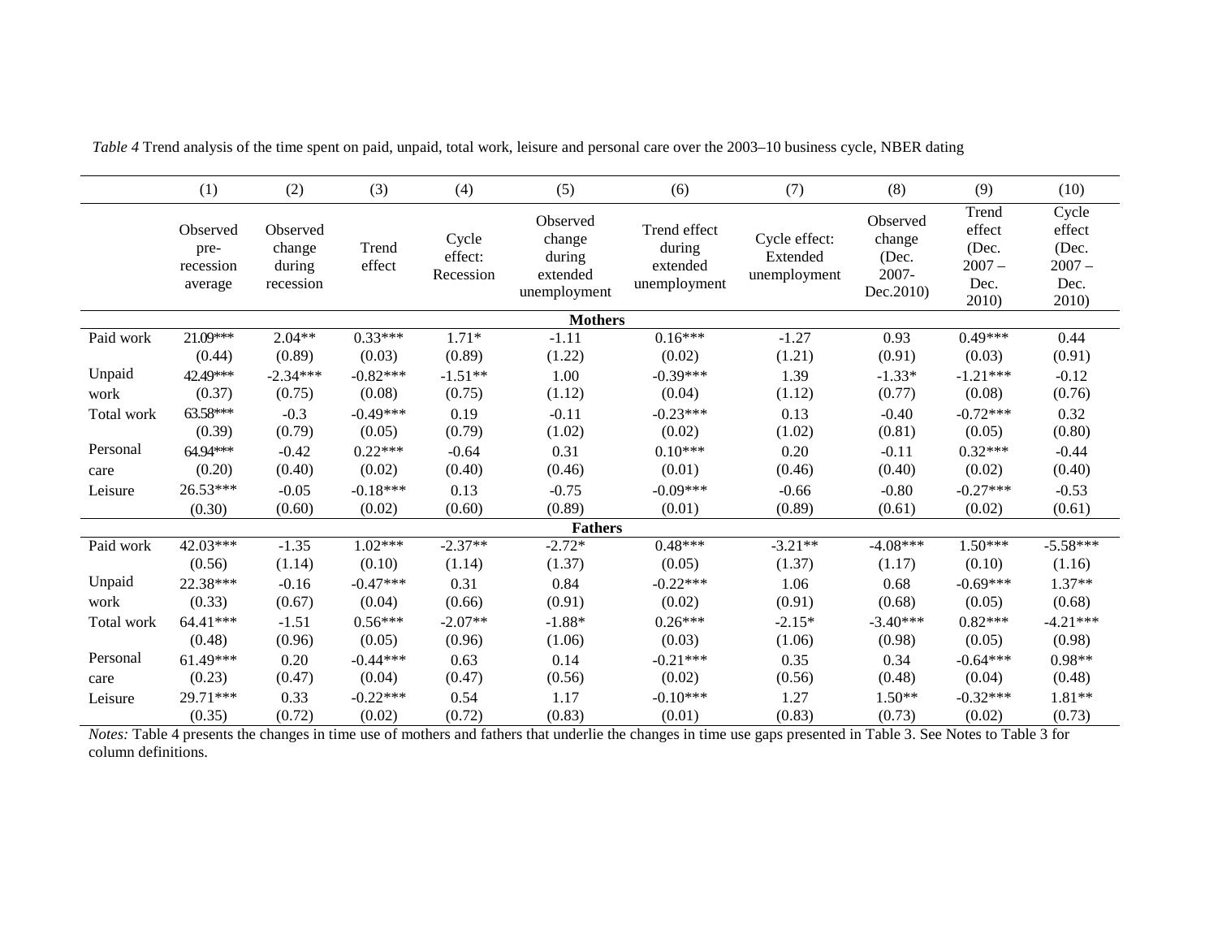*Table 4* Trend analysis of the time spent on paid, unpaid, total work, leisure and personal care over the 2003–10 business cycle, NBER dating

| | (1) | (2) | (3) | (4) | (5) | (6) | (7) | (8) | (9) | (10) |
|---|---|---|---|---|---|---|---|---|---|---|
| | Observed pre-recession average | Observed change during recession | Trend effect | Cycle effect: Recession | Observed change during extended unemployment | Trend effect during extended unemployment | Cycle effect: Extended unemployment | Observed change (Dec. 2007-Dec.2010) | Trend effect (Dec. 2007 – Dec. 2010) | Cycle effect (Dec. 2007 – Dec. 2010) |
| **Mothers** | | | | | | | | | | |
| Paid work | 21.09*** | 2.04** | 0.33*** | 1.71* | -1.11 | 0.16*** | -1.27 | 0.93 | 0.49*** | 0.44 |
| | (0.44) | (0.89) | (0.03) | (0.89) | (1.22) | (0.02) | (1.21) | (0.91) | (0.03) | (0.91) |
| Unpaid work | 42.49*** | -2.34*** | -0.82*** | -1.51** | 1.00 | -0.39*** | 1.39 | -1.33* | -1.21*** | -0.12 |
| | (0.37) | (0.75) | (0.08) | (0.75) | (1.12) | (0.04) | (1.12) | (0.77) | (0.08) | (0.76) |
| Total work | 63.58*** | -0.3 | -0.49*** | 0.19 | -0.11 | -0.23*** | 0.13 | -0.40 | -0.72*** | 0.32 |
| | (0.39) | (0.79) | (0.05) | (0.79) | (1.02) | (0.02) | (1.02) | (0.81) | (0.05) | (0.80) |
| Personal care | 64.94*** | -0.42 | 0.22*** | -0.64 | 0.31 | 0.10*** | 0.20 | -0.11 | 0.32*** | -0.44 |
| | (0.20) | (0.40) | (0.02) | (0.40) | (0.46) | (0.01) | (0.46) | (0.40) | (0.02) | (0.40) |
| Leisure | 26.53*** | -0.05 | -0.18*** | 0.13 | -0.75 | -0.09*** | -0.66 | -0.80 | -0.27*** | -0.53 |
| | (0.30) | (0.60) | (0.02) | (0.60) | (0.89) | (0.01) | (0.89) | (0.61) | (0.02) | (0.61) |
| **Fathers** | | | | | | | | | | |
| Paid work | 42.03*** | -1.35 | 1.02*** | -2.37** | -2.72* | 0.48*** | -3.21** | -4.08*** | 1.50*** | -5.58*** |
| | (0.56) | (1.14) | (0.10) | (1.14) | (1.37) | (0.05) | (1.37) | (1.17) | (0.10) | (1.16) |
| Unpaid work | 22.38*** | -0.16 | -0.47*** | 0.31 | 0.84 | -0.22*** | 1.06 | 0.68 | -0.69*** | 1.37** |
| | (0.33) | (0.67) | (0.04) | (0.66) | (0.91) | (0.02) | (0.91) | (0.68) | (0.05) | (0.68) |
| Total work | 64.41*** | -1.51 | 0.56*** | -2.07** | -1.88* | 0.26*** | -2.15* | -3.40*** | 0.82*** | -4.21*** |
| | (0.48) | (0.96) | (0.05) | (0.96) | (1.06) | (0.03) | (1.06) | (0.98) | (0.05) | (0.98) |
| Personal care | 61.49*** | 0.20 | -0.44*** | 0.63 | 0.14 | -0.21*** | 0.35 | 0.34 | -0.64*** | 0.98** |
| | (0.23) | (0.47) | (0.04) | (0.47) | (0.56) | (0.02) | (0.56) | (0.48) | (0.04) | (0.48) |
| Leisure | 29.71*** | 0.33 | -0.22*** | 0.54 | 1.17 | -0.10*** | 1.27 | 1.50** | -0.32*** | 1.81** |
| | (0.35) | (0.72) | (0.02) | (0.72) | (0.83) | (0.01) | (0.83) | (0.73) | (0.02) | (0.73) |

*Notes:* Table 4 presents the changes in time use of mothers and fathers that underlie the changes in time use gaps presented in Table 3. See Notes to Table 3 for column definitions.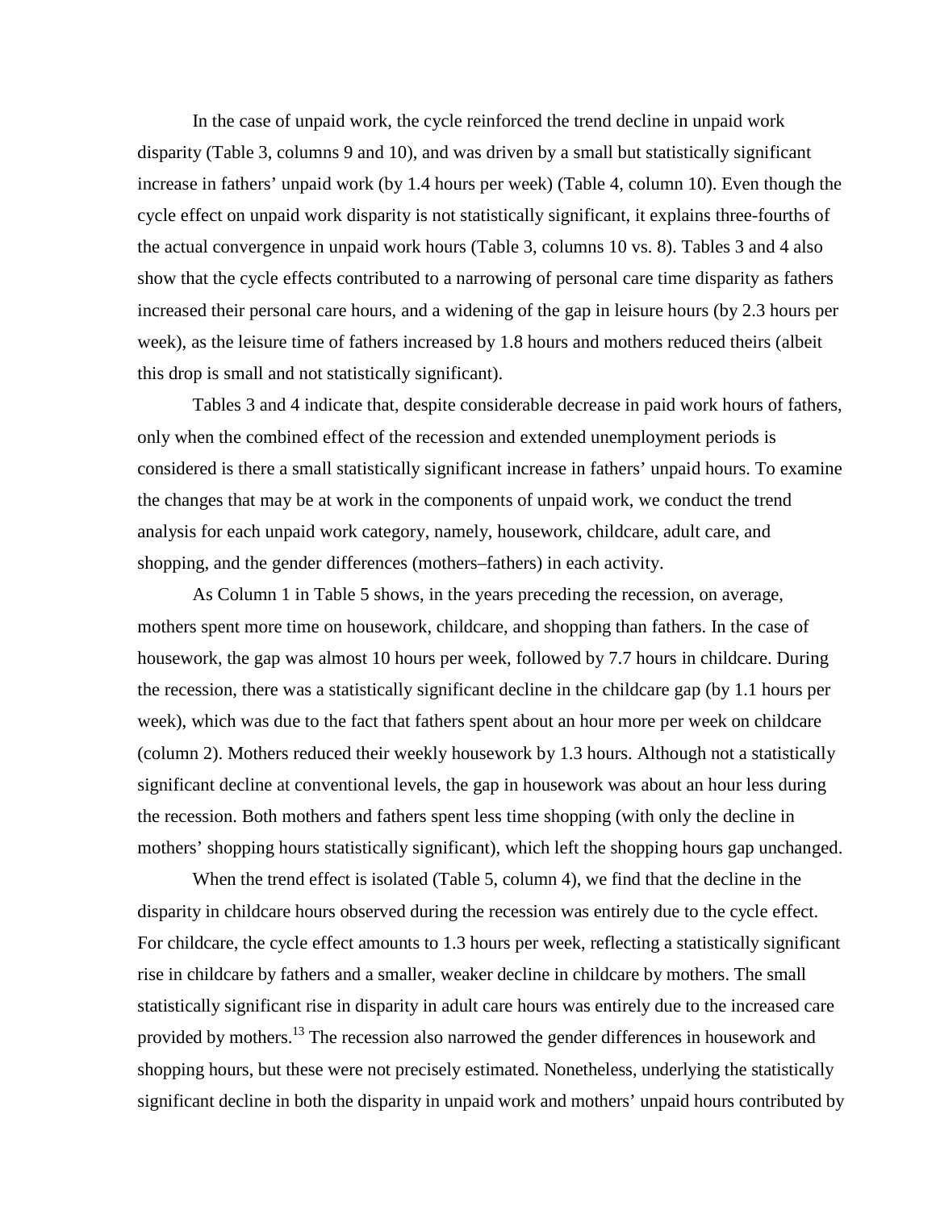In the case of unpaid work, the cycle reinforced the trend decline in unpaid work disparity (Table 3, columns 9 and 10), and was driven by a small but statistically significant increase in fathers' unpaid work (by 1.4 hours per week) (Table 4, column 10). Even though the cycle effect on unpaid work disparity is not statistically significant, it explains three-fourths of the actual convergence in unpaid work hours (Table 3, columns 10 vs. 8). Tables 3 and 4 also show that the cycle effects contributed to a narrowing of personal care time disparity as fathers increased their personal care hours, and a widening of the gap in leisure hours (by 2.3 hours per week), as the leisure time of fathers increased by 1.8 hours and mothers reduced theirs (albeit this drop is small and not statistically significant).

Tables 3 and 4 indicate that, despite considerable decrease in paid work hours of fathers, only when the combined effect of the recession and extended unemployment periods is considered is there a small statistically significant increase in fathers' unpaid hours. To examine the changes that may be at work in the components of unpaid work, we conduct the trend analysis for each unpaid work category, namely, housework, childcare, adult care, and shopping, and the gender differences (mothers–fathers) in each activity.

As Column 1 in Table 5 shows, in the years preceding the recession, on average, mothers spent more time on housework, childcare, and shopping than fathers. In the case of housework, the gap was almost 10 hours per week, followed by 7.7 hours in childcare. During the recession, there was a statistically significant decline in the childcare gap (by 1.1 hours per week), which was due to the fact that fathers spent about an hour more per week on childcare (column 2). Mothers reduced their weekly housework by 1.3 hours. Although not a statistically significant decline at conventional levels, the gap in housework was about an hour less during the recession. Both mothers and fathers spent less time shopping (with only the decline in mothers' shopping hours statistically significant), which left the shopping hours gap unchanged.

When the trend effect is isolated (Table 5, column 4), we find that the decline in the disparity in childcare hours observed during the recession was entirely due to the cycle effect. For childcare, the cycle effect amounts to 1.3 hours per week, reflecting a statistically significant rise in childcare by fathers and a smaller, weaker decline in childcare by mothers. The small statistically significant rise in disparity in adult care hours was entirely due to the increased care provided by mothers.[13] The recession also narrowed the gender differences in housework and shopping hours, but these were not precisely estimated. Nonetheless, underlying the statistically significant decline in both the disparity in unpaid work and mothers' unpaid hours contributed by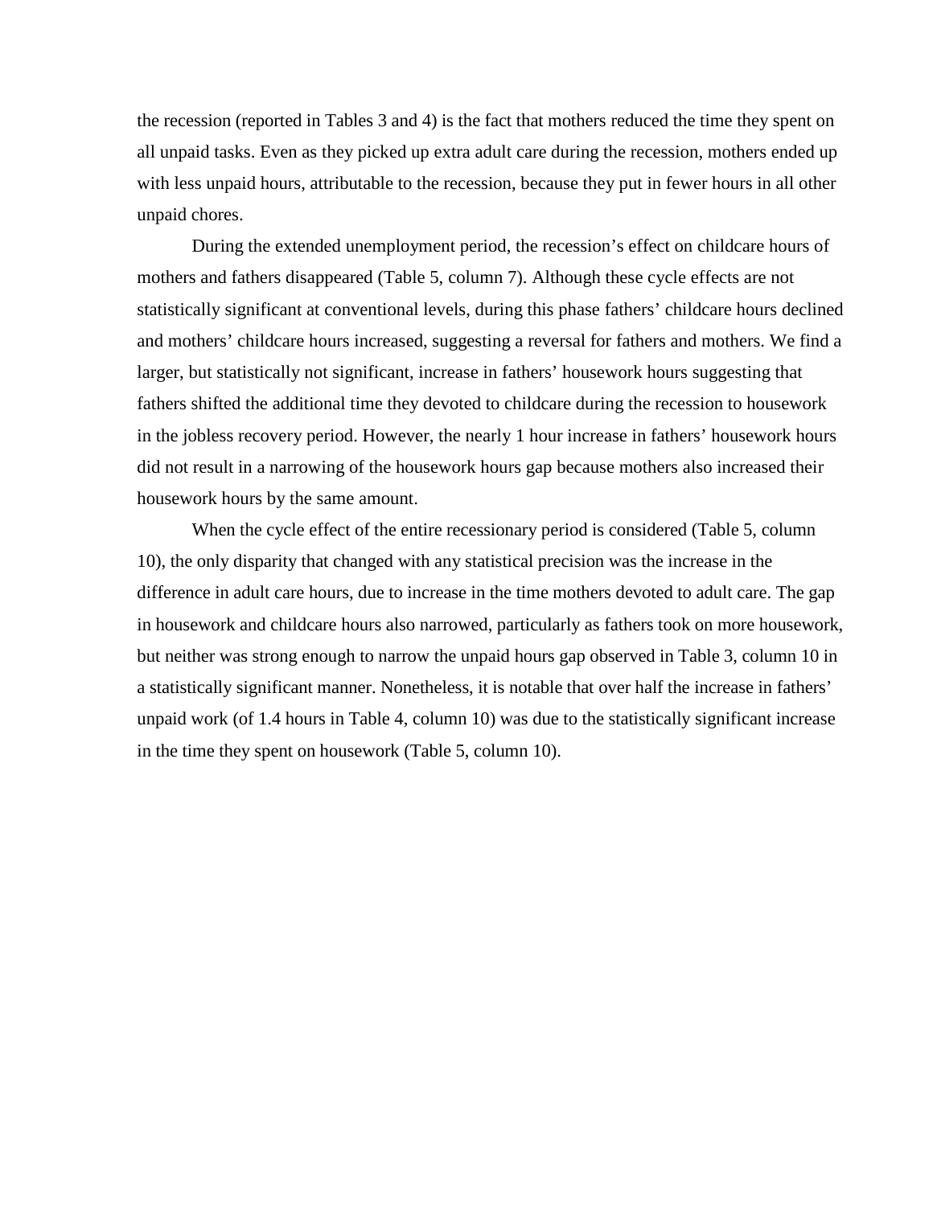the recession (reported in Tables 3 and 4) is the fact that mothers reduced the time they spent on all unpaid tasks. Even as they picked up extra adult care during the recession, mothers ended up with less unpaid hours, attributable to the recession, because they put in fewer hours in all other unpaid chores.

During the extended unemployment period, the recession's effect on childcare hours of mothers and fathers disappeared (Table 5, column 7). Although these cycle effects are not statistically significant at conventional levels, during this phase fathers' childcare hours declined and mothers' childcare hours increased, suggesting a reversal for fathers and mothers. We find a larger, but statistically not significant, increase in fathers' housework hours suggesting that fathers shifted the additional time they devoted to childcare during the recession to housework in the jobless recovery period. However, the nearly 1 hour increase in fathers' housework hours did not result in a narrowing of the housework hours gap because mothers also increased their housework hours by the same amount.

When the cycle effect of the entire recessionary period is considered (Table 5, column 10), the only disparity that changed with any statistical precision was the increase in the difference in adult care hours, due to increase in the time mothers devoted to adult care. The gap in housework and childcare hours also narrowed, particularly as fathers took on more housework, but neither was strong enough to narrow the unpaid hours gap observed in Table 3, column 10 in a statistically significant manner. Nonetheless, it is notable that over half the increase in fathers' unpaid work (of 1.4 hours in Table 4, column 10) was due to the statistically significant increase in the time they spent on housework (Table 5, column 10).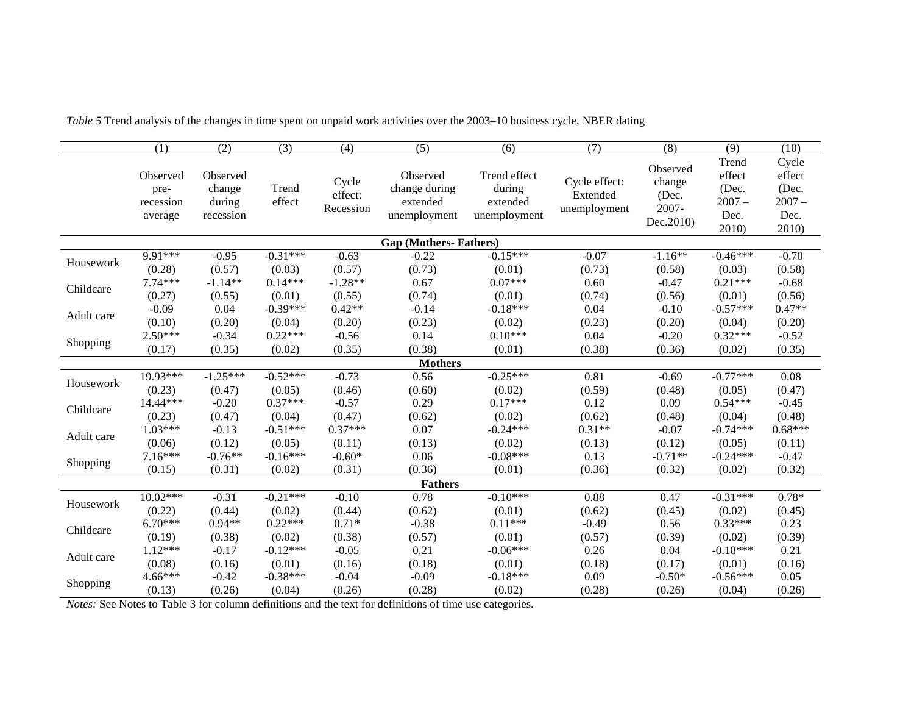*Table 5* Trend analysis of the changes in time spent on unpaid work activities over the 2003–10 business cycle, NBER dating

| | (1) | (2) | (3) | (4) | (5) | (6) | (7) | (8) | (9) | (10) |
|---|---|---|---|---|---|---|---|---|---|---|
| | Observed pre-recession average | Observed change during recession | Trend effect | Cycle effect: Recession | Observed change during extended unemployment | Trend effect during extended unemployment | Cycle effect: Extended unemployment | Observed change (Dec. 2007-Dec.2010) | Trend effect (Dec. 2007 – Dec. 2010) | Cycle effect (Dec. 2007 – Dec. 2010) |
| **Gap (Mothers- Fathers)** | | | | | | | | | | |
| Housework | 9.91*** | -0.95 | -0.31*** | -0.63 | -0.22 | -0.15*** | -0.07 | -1.16** | -0.46*** | -0.70 |
| | (0.28) | (0.57) | (0.03) | (0.57) | (0.73) | (0.01) | (0.73) | (0.58) | (0.03) | (0.58) |
| Childcare | 7.74*** | -1.14** | 0.14*** | -1.28** | 0.67 | 0.07*** | 0.60 | -0.47 | 0.21*** | -0.68 |
| | (0.27) | (0.55) | (0.01) | (0.55) | (0.74) | (0.01) | (0.74) | (0.56) | (0.01) | (0.56) |
| Adult care | -0.09 | 0.04 | -0.39*** | 0.42** | -0.14 | -0.18*** | 0.04 | -0.10 | -0.57*** | 0.47** |
| | (0.10) | (0.20) | (0.04) | (0.20) | (0.23) | (0.02) | (0.23) | (0.20) | (0.04) | (0.20) |
| Shopping | 2.50*** | -0.34 | 0.22*** | -0.56 | 0.14 | 0.10*** | 0.04 | -0.20 | 0.32*** | -0.52 |
| | (0.17) | (0.35) | (0.02) | (0.35) | (0.38) | (0.01) | (0.38) | (0.36) | (0.02) | (0.35) |
| **Mothers** | | | | | | | | | | |
| Housework | 19.93*** | -1.25*** | -0.52*** | -0.73 | 0.56 | -0.25*** | 0.81 | -0.69 | -0.77*** | 0.08 |
| | (0.23) | (0.47) | (0.05) | (0.46) | (0.60) | (0.02) | (0.59) | (0.48) | (0.05) | (0.47) |
| Childcare | 14.44*** | -0.20 | 0.37*** | -0.57 | 0.29 | 0.17*** | 0.12 | 0.09 | 0.54*** | -0.45 |
| | (0.23) | (0.47) | (0.04) | (0.47) | (0.62) | (0.02) | (0.62) | (0.48) | (0.04) | (0.48) |
| Adult care | 1.03*** | -0.13 | -0.51*** | 0.37*** | 0.07 | -0.24*** | 0.31** | -0.07 | -0.74*** | 0.68*** |
| | (0.06) | (0.12) | (0.05) | (0.11) | (0.13) | (0.02) | (0.13) | (0.12) | (0.05) | (0.11) |
| Shopping | 7.16*** | -0.76** | -0.16*** | -0.60* | 0.06 | -0.08*** | 0.13 | -0.71** | -0.24*** | -0.47 |
| | (0.15) | (0.31) | (0.02) | (0.31) | (0.36) | (0.01) | (0.36) | (0.32) | (0.02) | (0.32) |
| **Fathers** | | | | | | | | | | |
| Housework | 10.02*** | -0.31 | -0.21*** | -0.10 | 0.78 | -0.10*** | 0.88 | 0.47 | -0.31*** | 0.78* |
| | (0.22) | (0.44) | (0.02) | (0.44) | (0.62) | (0.01) | (0.62) | (0.45) | (0.02) | (0.45) |
| Childcare | 6.70*** | 0.94** | 0.22*** | 0.71* | -0.38 | 0.11*** | -0.49 | 0.56 | 0.33*** | 0.23 |
| | (0.19) | (0.38) | (0.02) | (0.38) | (0.57) | (0.01) | (0.57) | (0.39) | (0.02) | (0.39) |
| Adult care | 1.12*** | -0.17 | -0.12*** | -0.05 | 0.21 | -0.06*** | 0.26 | 0.04 | -0.18*** | 0.21 |
| | (0.08) | (0.16) | (0.01) | (0.16) | (0.18) | (0.01) | (0.18) | (0.17) | (0.01) | (0.16) |
| Shopping | 4.66*** | -0.42 | -0.38*** | -0.04 | -0.09 | -0.18*** | 0.09 | -0.50* | -0.56*** | 0.05 |
| | (0.13) | (0.26) | (0.04) | (0.26) | (0.28) | (0.02) | (0.28) | (0.26) | (0.04) | (0.26) |

*Notes:* See Notes to Table 3 for column definitions and the text for definitions of time use categories.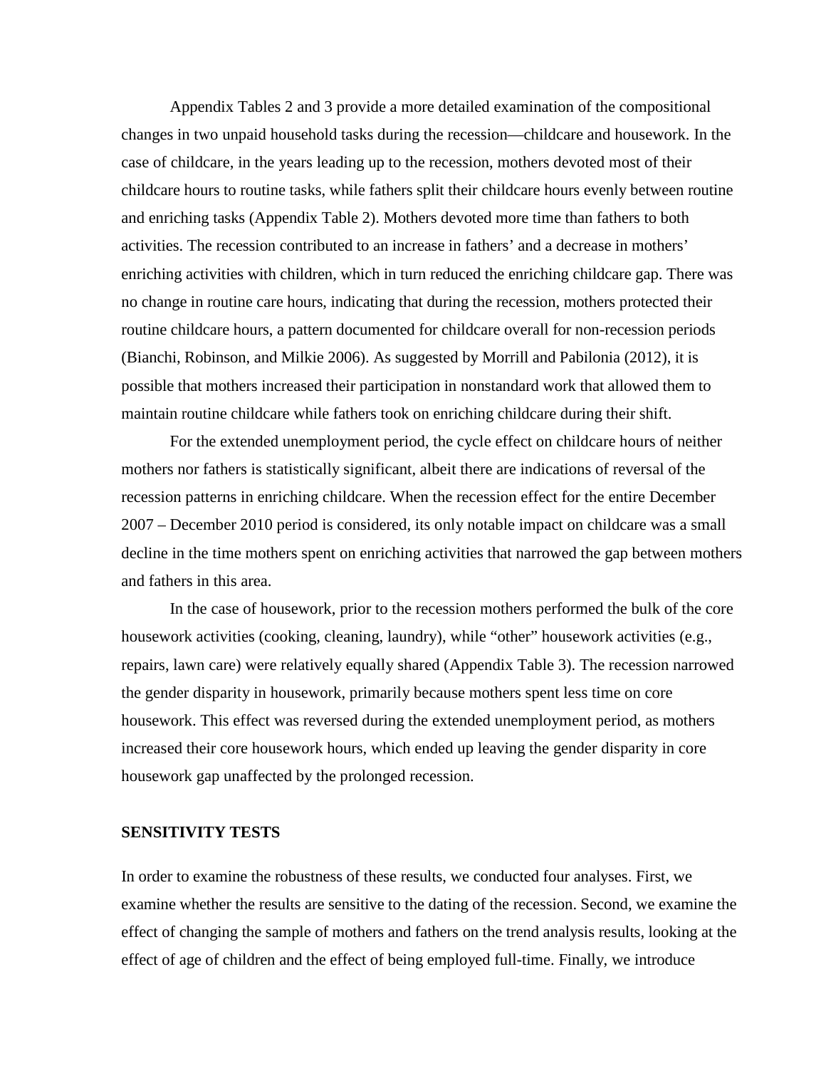Appendix Tables 2 and 3 provide a more detailed examination of the compositional changes in two unpaid household tasks during the recession—childcare and housework. In the case of childcare, in the years leading up to the recession, mothers devoted most of their childcare hours to routine tasks, while fathers split their childcare hours evenly between routine and enriching tasks (Appendix Table 2). Mothers devoted more time than fathers to both activities. The recession contributed to an increase in fathers' and a decrease in mothers' enriching activities with children, which in turn reduced the enriching childcare gap. There was no change in routine care hours, indicating that during the recession, mothers protected their routine childcare hours, a pattern documented for childcare overall for non-recession periods (Bianchi, Robinson, and Milkie 2006). As suggested by Morrill and Pabilonia (2012), it is possible that mothers increased their participation in nonstandard work that allowed them to maintain routine childcare while fathers took on enriching childcare during their shift.

For the extended unemployment period, the cycle effect on childcare hours of neither mothers nor fathers is statistically significant, albeit there are indications of reversal of the recession patterns in enriching childcare. When the recession effect for the entire December 2007 – December 2010 period is considered, its only notable impact on childcare was a small decline in the time mothers spent on enriching activities that narrowed the gap between mothers and fathers in this area.

In the case of housework, prior to the recession mothers performed the bulk of the core housework activities (cooking, cleaning, laundry), while "other" housework activities (e.g., repairs, lawn care) were relatively equally shared (Appendix Table 3). The recession narrowed the gender disparity in housework, primarily because mothers spent less time on core housework. This effect was reversed during the extended unemployment period, as mothers increased their core housework hours, which ended up leaving the gender disparity in core housework gap unaffected by the prolonged recession.

## SENSITIVITY TESTS

In order to examine the robustness of these results, we conducted four analyses. First, we examine whether the results are sensitive to the dating of the recession. Second, we examine the effect of changing the sample of mothers and fathers on the trend analysis results, looking at the effect of age of children and the effect of being employed full-time. Finally, we introduce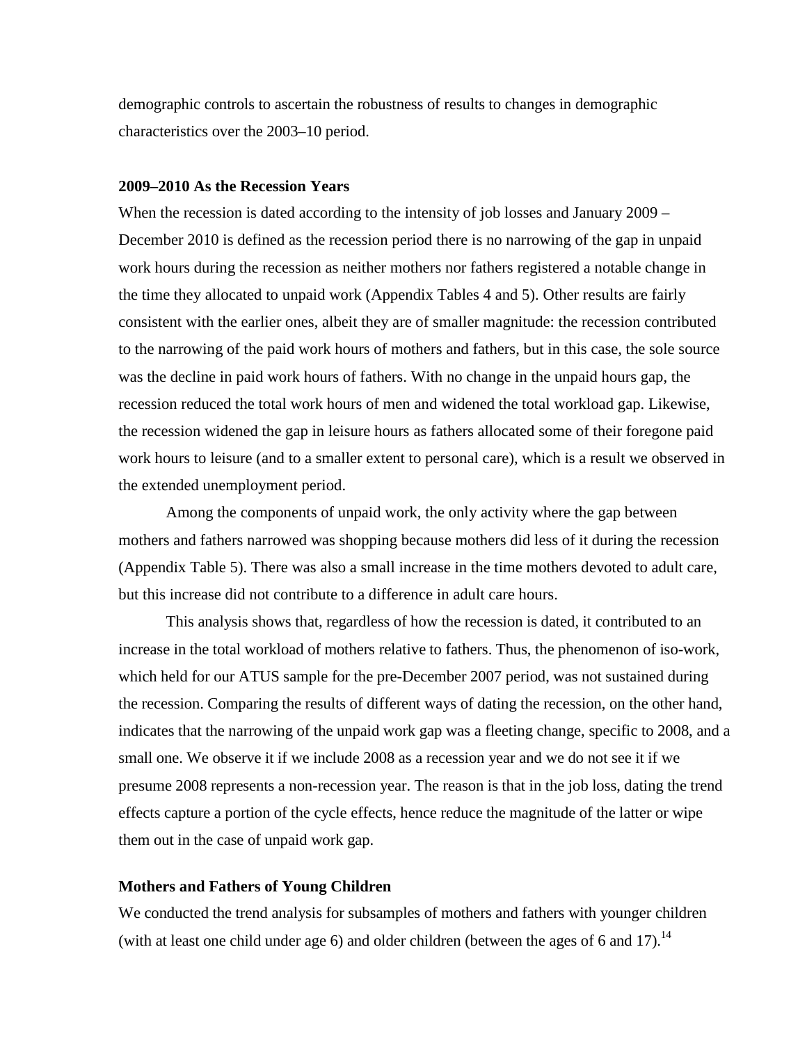demographic controls to ascertain the robustness of results to changes in demographic characteristics over the 2003–10 period.

### 2009–2010 As the Recession Years

When the recession is dated according to the intensity of job losses and January 2009 – December 2010 is defined as the recession period there is no narrowing of the gap in unpaid work hours during the recession as neither mothers nor fathers registered a notable change in the time they allocated to unpaid work (Appendix Tables 4 and 5). Other results are fairly consistent with the earlier ones, albeit they are of smaller magnitude: the recession contributed to the narrowing of the paid work hours of mothers and fathers, but in this case, the sole source was the decline in paid work hours of fathers. With no change in the unpaid hours gap, the recession reduced the total work hours of men and widened the total workload gap. Likewise, the recession widened the gap in leisure hours as fathers allocated some of their foregone paid work hours to leisure (and to a smaller extent to personal care), which is a result we observed in the extended unemployment period.

Among the components of unpaid work, the only activity where the gap between mothers and fathers narrowed was shopping because mothers did less of it during the recession (Appendix Table 5). There was also a small increase in the time mothers devoted to adult care, but this increase did not contribute to a difference in adult care hours.

This analysis shows that, regardless of how the recession is dated, it contributed to an increase in the total workload of mothers relative to fathers. Thus, the phenomenon of iso-work, which held for our ATUS sample for the pre-December 2007 period, was not sustained during the recession. Comparing the results of different ways of dating the recession, on the other hand, indicates that the narrowing of the unpaid work gap was a fleeting change, specific to 2008, and a small one. We observe it if we include 2008 as a recession year and we do not see it if we presume 2008 represents a non-recession year. The reason is that in the job loss, dating the trend effects capture a portion of the cycle effects, hence reduce the magnitude of the latter or wipe them out in the case of unpaid work gap.

### Mothers and Fathers of Young Children

We conducted the trend analysis for subsamples of mothers and fathers with younger children (with at least one child under age 6) and older children (between the ages of 6 and 17).[14]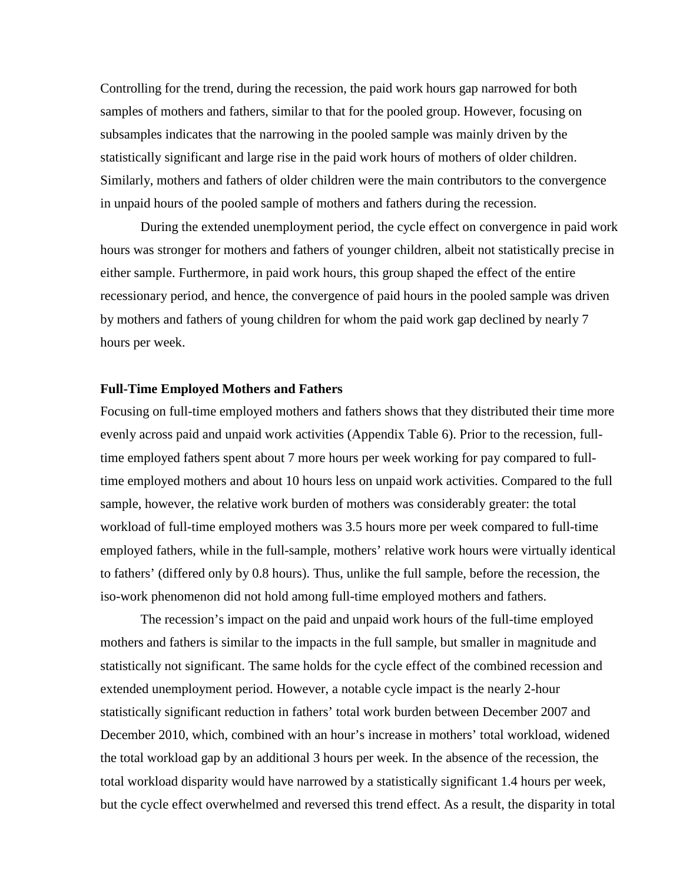Controlling for the trend, during the recession, the paid work hours gap narrowed for both samples of mothers and fathers, similar to that for the pooled group. However, focusing on subsamples indicates that the narrowing in the pooled sample was mainly driven by the statistically significant and large rise in the paid work hours of mothers of older children. Similarly, mothers and fathers of older children were the main contributors to the convergence in unpaid hours of the pooled sample of mothers and fathers during the recession.

During the extended unemployment period, the cycle effect on convergence in paid work hours was stronger for mothers and fathers of younger children, albeit not statistically precise in either sample. Furthermore, in paid work hours, this group shaped the effect of the entire recessionary period, and hence, the convergence of paid hours in the pooled sample was driven by mothers and fathers of young children for whom the paid work gap declined by nearly 7 hours per week.

**Full-Time Employed Mothers and Fathers**

Focusing on full-time employed mothers and fathers shows that they distributed their time more evenly across paid and unpaid work activities (Appendix Table 6). Prior to the recession, full-time employed fathers spent about 7 more hours per week working for pay compared to full-time employed mothers and about 10 hours less on unpaid work activities. Compared to the full sample, however, the relative work burden of mothers was considerably greater: the total workload of full-time employed mothers was 3.5 hours more per week compared to full-time employed fathers, while in the full-sample, mothers' relative work hours were virtually identical to fathers' (differed only by 0.8 hours). Thus, unlike the full sample, before the recession, the iso-work phenomenon did not hold among full-time employed mothers and fathers.

The recession's impact on the paid and unpaid work hours of the full-time employed mothers and fathers is similar to the impacts in the full sample, but smaller in magnitude and statistically not significant. The same holds for the cycle effect of the combined recession and extended unemployment period. However, a notable cycle impact is the nearly 2-hour statistically significant reduction in fathers' total work burden between December 2007 and December 2010, which, combined with an hour's increase in mothers' total workload, widened the total workload gap by an additional 3 hours per week. In the absence of the recession, the total workload disparity would have narrowed by a statistically significant 1.4 hours per week, but the cycle effect overwhelmed and reversed this trend effect. As a result, the disparity in total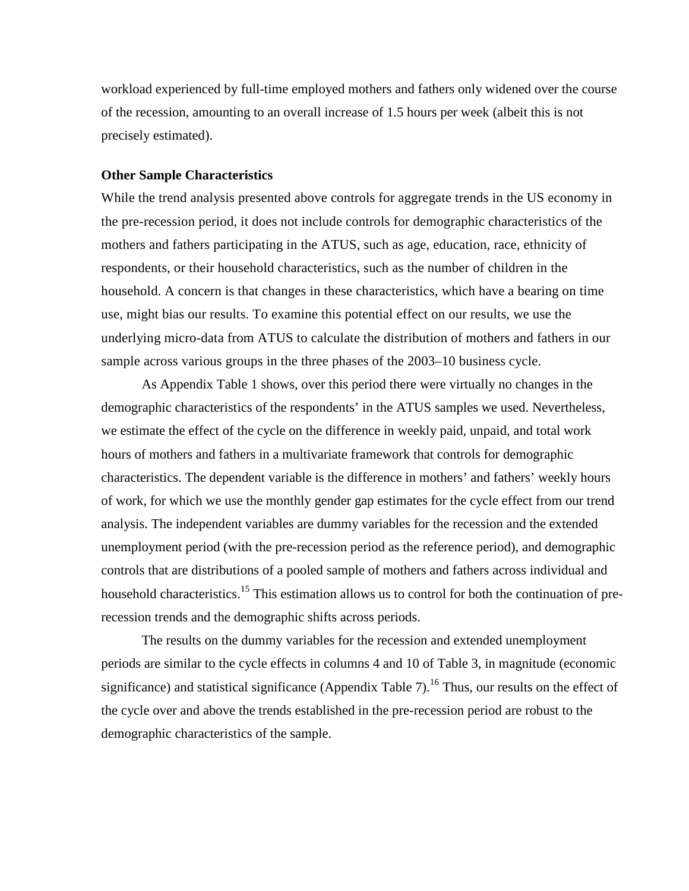workload experienced by full-time employed mothers and fathers only widened over the course of the recession, amounting to an overall increase of 1.5 hours per week (albeit this is not precisely estimated).

**Other Sample Characteristics**

While the trend analysis presented above controls for aggregate trends in the US economy in the pre-recession period, it does not include controls for demographic characteristics of the mothers and fathers participating in the ATUS, such as age, education, race, ethnicity of respondents, or their household characteristics, such as the number of children in the household. A concern is that changes in these characteristics, which have a bearing on time use, might bias our results. To examine this potential effect on our results, we use the underlying micro-data from ATUS to calculate the distribution of mothers and fathers in our sample across various groups in the three phases of the 2003–10 business cycle.

As Appendix Table 1 shows, over this period there were virtually no changes in the demographic characteristics of the respondents' in the ATUS samples we used. Nevertheless, we estimate the effect of the cycle on the difference in weekly paid, unpaid, and total work hours of mothers and fathers in a multivariate framework that controls for demographic characteristics. The dependent variable is the difference in mothers' and fathers' weekly hours of work, for which we use the monthly gender gap estimates for the cycle effect from our trend analysis. The independent variables are dummy variables for the recession and the extended unemployment period (with the pre-recession period as the reference period), and demographic controls that are distributions of a pooled sample of mothers and fathers across individual and household characteristics.[15] This estimation allows us to control for both the continuation of pre-recession trends and the demographic shifts across periods.

The results on the dummy variables for the recession and extended unemployment periods are similar to the cycle effects in columns 4 and 10 of Table 3, in magnitude (economic significance) and statistical significance (Appendix Table 7).[16] Thus, our results on the effect of the cycle over and above the trends established in the pre-recession period are robust to the demographic characteristics of the sample.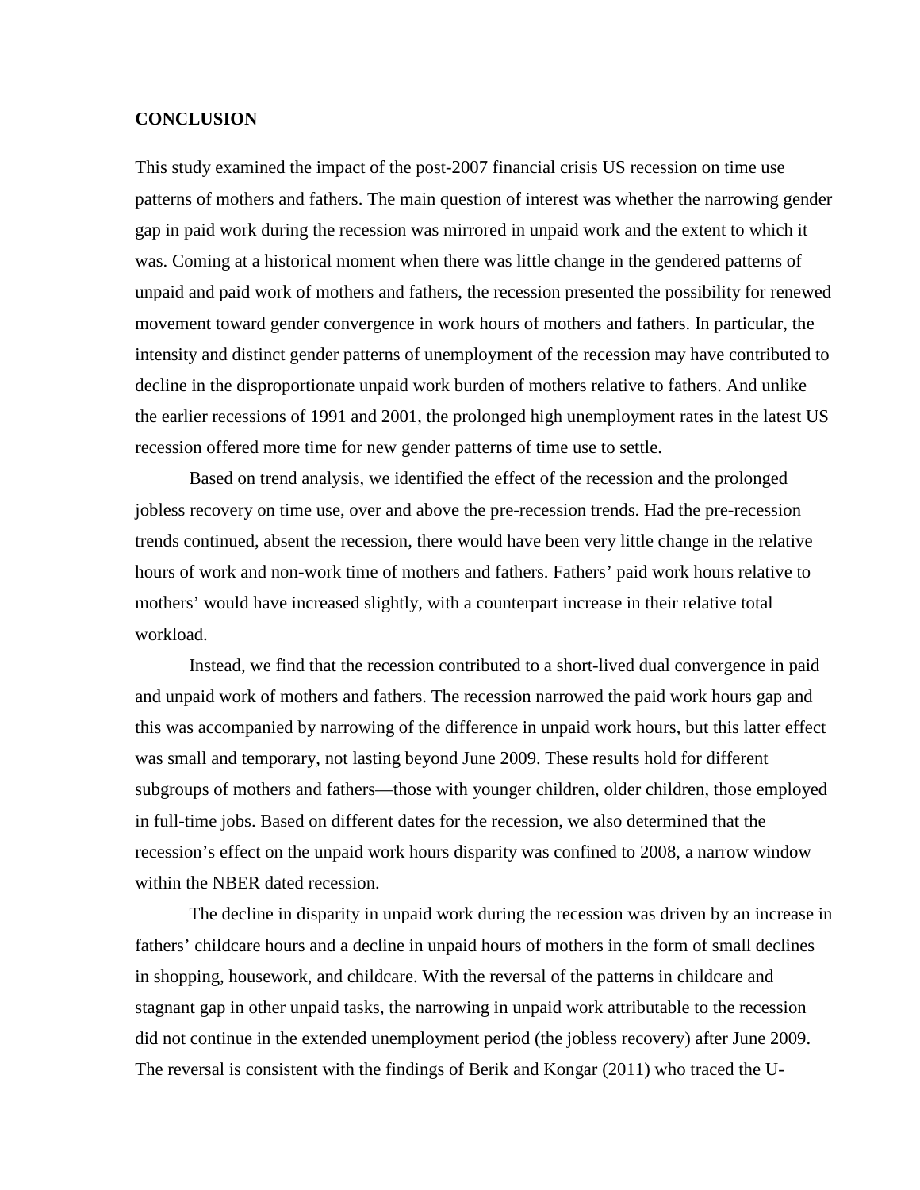## CONCLUSION

This study examined the impact of the post-2007 financial crisis US recession on time use patterns of mothers and fathers. The main question of interest was whether the narrowing gender gap in paid work during the recession was mirrored in unpaid work and the extent to which it was. Coming at a historical moment when there was little change in the gendered patterns of unpaid and paid work of mothers and fathers, the recession presented the possibility for renewed movement toward gender convergence in work hours of mothers and fathers. In particular, the intensity and distinct gender patterns of unemployment of the recession may have contributed to decline in the disproportionate unpaid work burden of mothers relative to fathers. And unlike the earlier recessions of 1991 and 2001, the prolonged high unemployment rates in the latest US recession offered more time for new gender patterns of time use to settle.

Based on trend analysis, we identified the effect of the recession and the prolonged jobless recovery on time use, over and above the pre-recession trends. Had the pre-recession trends continued, absent the recession, there would have been very little change in the relative hours of work and non-work time of mothers and fathers. Fathers' paid work hours relative to mothers' would have increased slightly, with a counterpart increase in their relative total workload.

Instead, we find that the recession contributed to a short-lived dual convergence in paid and unpaid work of mothers and fathers. The recession narrowed the paid work hours gap and this was accompanied by narrowing of the difference in unpaid work hours, but this latter effect was small and temporary, not lasting beyond June 2009. These results hold for different subgroups of mothers and fathers—those with younger children, older children, those employed in full-time jobs. Based on different dates for the recession, we also determined that the recession's effect on the unpaid work hours disparity was confined to 2008, a narrow window within the NBER dated recession.

The decline in disparity in unpaid work during the recession was driven by an increase in fathers' childcare hours and a decline in unpaid hours of mothers in the form of small declines in shopping, housework, and childcare. With the reversal of the patterns in childcare and stagnant gap in other unpaid tasks, the narrowing in unpaid work attributable to the recession did not continue in the extended unemployment period (the jobless recovery) after June 2009. The reversal is consistent with the findings of Berik and Kongar (2011) who traced the U-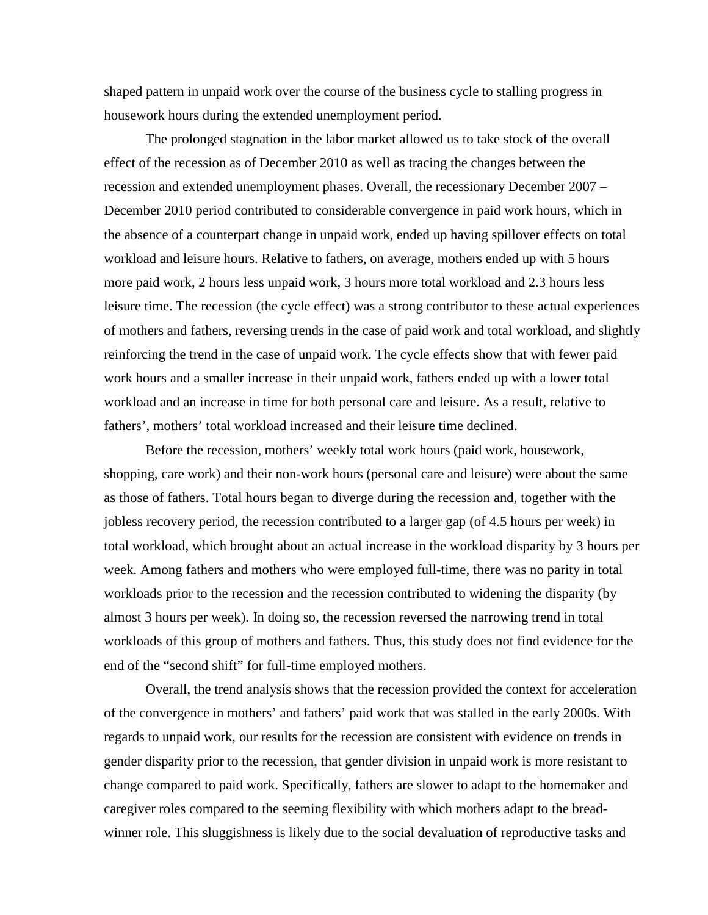shaped pattern in unpaid work over the course of the business cycle to stalling progress in housework hours during the extended unemployment period.

The prolonged stagnation in the labor market allowed us to take stock of the overall effect of the recession as of December 2010 as well as tracing the changes between the recession and extended unemployment phases. Overall, the recessionary December 2007 – December 2010 period contributed to considerable convergence in paid work hours, which in the absence of a counterpart change in unpaid work, ended up having spillover effects on total workload and leisure hours. Relative to fathers, on average, mothers ended up with 5 hours more paid work, 2 hours less unpaid work, 3 hours more total workload and 2.3 hours less leisure time. The recession (the cycle effect) was a strong contributor to these actual experiences of mothers and fathers, reversing trends in the case of paid work and total workload, and slightly reinforcing the trend in the case of unpaid work. The cycle effects show that with fewer paid work hours and a smaller increase in their unpaid work, fathers ended up with a lower total workload and an increase in time for both personal care and leisure. As a result, relative to fathers', mothers' total workload increased and their leisure time declined.

Before the recession, mothers' weekly total work hours (paid work, housework, shopping, care work) and their non-work hours (personal care and leisure) were about the same as those of fathers. Total hours began to diverge during the recession and, together with the jobless recovery period, the recession contributed to a larger gap (of 4.5 hours per week) in total workload, which brought about an actual increase in the workload disparity by 3 hours per week. Among fathers and mothers who were employed full-time, there was no parity in total workloads prior to the recession and the recession contributed to widening the disparity (by almost 3 hours per week). In doing so, the recession reversed the narrowing trend in total workloads of this group of mothers and fathers. Thus, this study does not find evidence for the end of the "second shift" for full-time employed mothers.

Overall, the trend analysis shows that the recession provided the context for acceleration of the convergence in mothers' and fathers' paid work that was stalled in the early 2000s. With regards to unpaid work, our results for the recession are consistent with evidence on trends in gender disparity prior to the recession, that gender division in unpaid work is more resistant to change compared to paid work. Specifically, fathers are slower to adapt to the homemaker and caregiver roles compared to the seeming flexibility with which mothers adapt to the bread-winner role. This sluggishness is likely due to the social devaluation of reproductive tasks and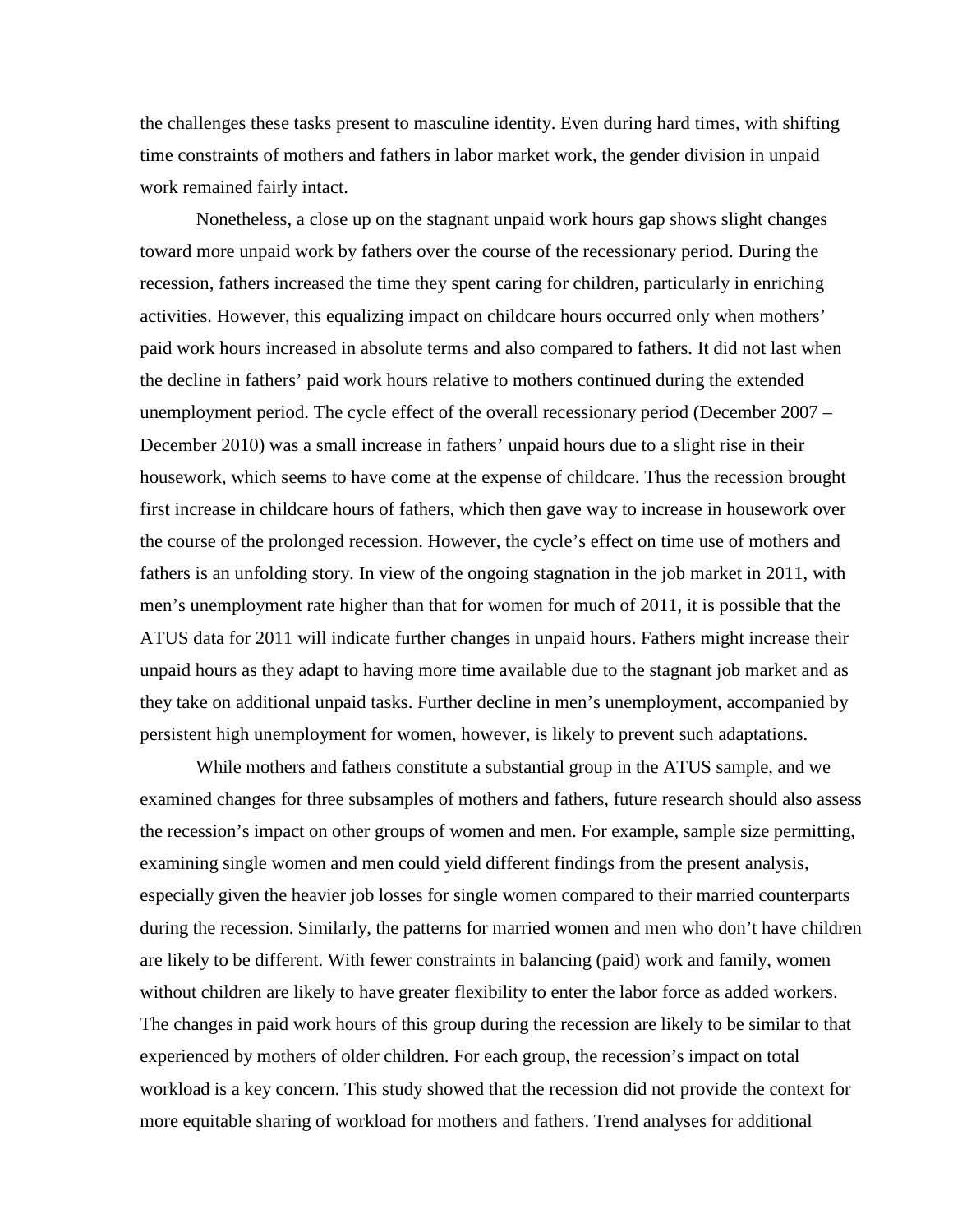the challenges these tasks present to masculine identity. Even during hard times, with shifting time constraints of mothers and fathers in labor market work, the gender division in unpaid work remained fairly intact.

Nonetheless, a close up on the stagnant unpaid work hours gap shows slight changes toward more unpaid work by fathers over the course of the recessionary period. During the recession, fathers increased the time they spent caring for children, particularly in enriching activities. However, this equalizing impact on childcare hours occurred only when mothers' paid work hours increased in absolute terms and also compared to fathers. It did not last when the decline in fathers' paid work hours relative to mothers continued during the extended unemployment period. The cycle effect of the overall recessionary period (December 2007 – December 2010) was a small increase in fathers' unpaid hours due to a slight rise in their housework, which seems to have come at the expense of childcare. Thus the recession brought first increase in childcare hours of fathers, which then gave way to increase in housework over the course of the prolonged recession. However, the cycle's effect on time use of mothers and fathers is an unfolding story. In view of the ongoing stagnation in the job market in 2011, with men's unemployment rate higher than that for women for much of 2011, it is possible that the ATUS data for 2011 will indicate further changes in unpaid hours. Fathers might increase their unpaid hours as they adapt to having more time available due to the stagnant job market and as they take on additional unpaid tasks. Further decline in men's unemployment, accompanied by persistent high unemployment for women, however, is likely to prevent such adaptations.

While mothers and fathers constitute a substantial group in the ATUS sample, and we examined changes for three subsamples of mothers and fathers, future research should also assess the recession's impact on other groups of women and men. For example, sample size permitting, examining single women and men could yield different findings from the present analysis, especially given the heavier job losses for single women compared to their married counterparts during the recession. Similarly, the patterns for married women and men who don't have children are likely to be different. With fewer constraints in balancing (paid) work and family, women without children are likely to have greater flexibility to enter the labor force as added workers. The changes in paid work hours of this group during the recession are likely to be similar to that experienced by mothers of older children. For each group, the recession's impact on total workload is a key concern. This study showed that the recession did not provide the context for more equitable sharing of workload for mothers and fathers. Trend analyses for additional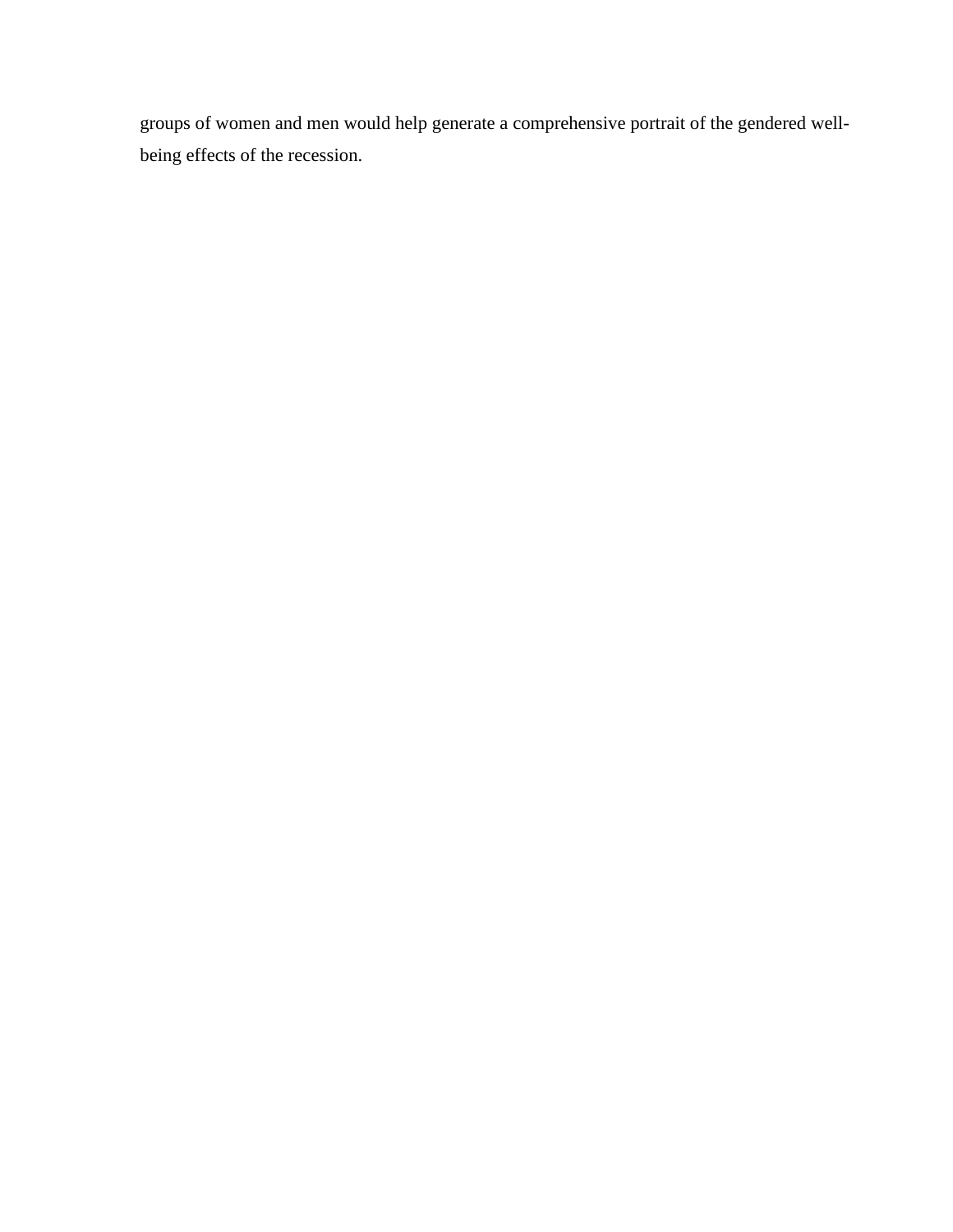groups of women and men would help generate a comprehensive portrait of the gendered well-being effects of the recession.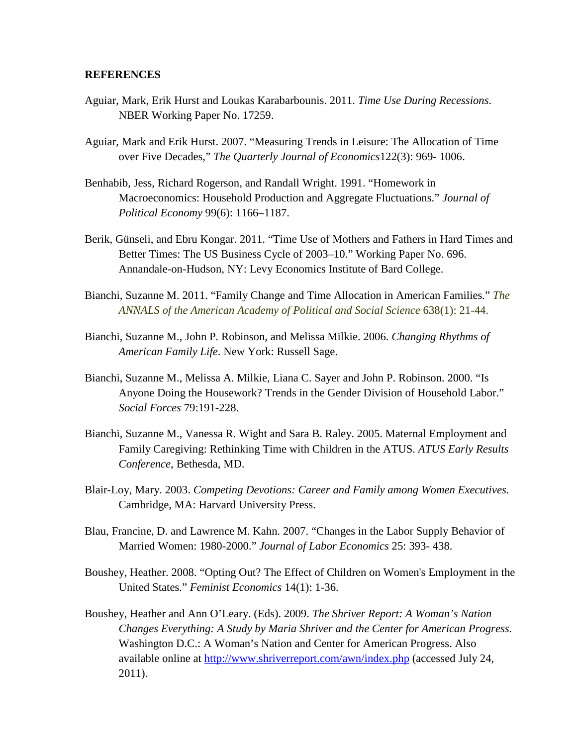**REFERENCES**

Aguiar, Mark, Erik Hurst and Loukas Karabarbounis. 2011. *Time Use During Recessions*. NBER Working Paper No. 17259.

Aguiar, Mark and Erik Hurst. 2007. "Measuring Trends in Leisure: The Allocation of Time over Five Decades," *The Quarterly Journal of Economics*122(3): 969- 1006.

Benhabib, Jess, Richard Rogerson, and Randall Wright. 1991. "Homework in Macroeconomics: Household Production and Aggregate Fluctuations." *Journal of Political Economy* 99(6): 1166–1187.

Berik, Günseli, and Ebru Kongar. 2011. "Time Use of Mothers and Fathers in Hard Times and Better Times: The US Business Cycle of 2003–10." Working Paper No. 696. Annandale-on-Hudson, NY: Levy Economics Institute of Bard College.

Bianchi, Suzanne M. 2011. "Family Change and Time Allocation in American Families." *The ANNALS of the American Academy of Political and Social Science* 638(1): 21-44.

Bianchi, Suzanne M., John P. Robinson, and Melissa Milkie. 2006. *Changing Rhythms of American Family Life*. New York: Russell Sage.

Bianchi, Suzanne M., Melissa A. Milkie, Liana C. Sayer and John P. Robinson. 2000. "Is Anyone Doing the Housework? Trends in the Gender Division of Household Labor." *Social Forces* 79:191-228.

Bianchi, Suzanne M., Vanessa R. Wight and Sara B. Raley. 2005. Maternal Employment and Family Caregiving: Rethinking Time with Children in the ATUS. *ATUS Early Results Conference*, Bethesda, MD.

Blair-Loy, Mary. 2003. *Competing Devotions: Career and Family among Women Executives.* Cambridge, MA: Harvard University Press.

Blau, Francine, D. and Lawrence M. Kahn. 2007. "Changes in the Labor Supply Behavior of Married Women: 1980-2000." *Journal of Labor Economics* 25: 393- 438.

Boushey, Heather. 2008. "Opting Out? The Effect of Children on Women's Employment in the United States." *Feminist Economics* 14(1): 1-36.

Boushey, Heather and Ann O'Leary. (Eds). 2009. *The Shriver Report: A Woman's Nation Changes Everything: A Study by Maria Shriver and the Center for American Progress.* Washington D.C.: A Woman's Nation and Center for American Progress. Also available online at http://www.shriverreport.com/awn/index.php (accessed July 24, 2011).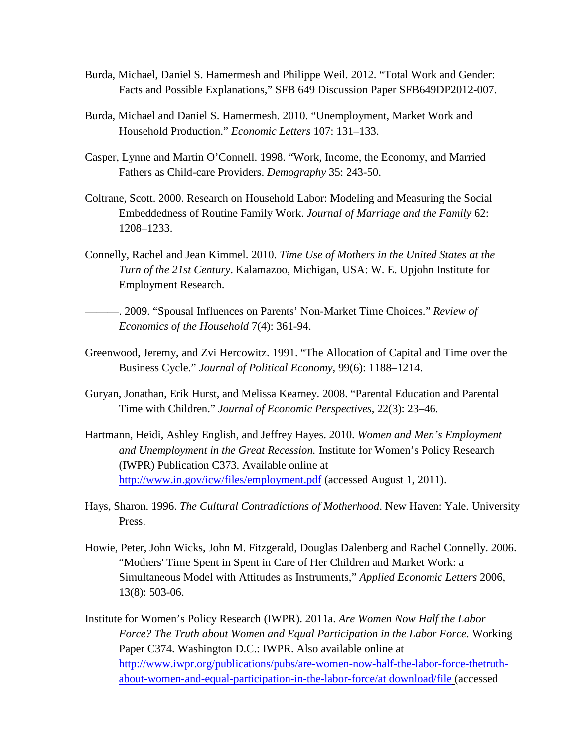Burda, Michael, Daniel S. Hamermesh and Philippe Weil. 2012. "Total Work and Gender: Facts and Possible Explanations," SFB 649 Discussion Paper SFB649DP2012-007.

Burda, Michael and Daniel S. Hamermesh. 2010. "Unemployment, Market Work and Household Production." *Economic Letters* 107: 131–133.

Casper, Lynne and Martin O'Connell. 1998. "Work, Income, the Economy, and Married Fathers as Child-care Providers. *Demography* 35: 243-50.

Coltrane, Scott. 2000. Research on Household Labor: Modeling and Measuring the Social Embeddedness of Routine Family Work. *Journal of Marriage and the Family* 62: 1208–1233.

Connelly, Rachel and Jean Kimmel. 2010. *Time Use of Mothers in the United States at the Turn of the 21st Century*. Kalamazoo, Michigan, USA: W. E. Upjohn Institute for Employment Research.

———. 2009. "Spousal Influences on Parents' Non-Market Time Choices." *Review of Economics of the Household* 7(4): 361-94.

Greenwood, Jeremy, and Zvi Hercowitz. 1991. "The Allocation of Capital and Time over the Business Cycle." *Journal of Political Economy*, 99(6): 1188–1214.

Guryan, Jonathan, Erik Hurst, and Melissa Kearney. 2008. "Parental Education and Parental Time with Children." *Journal of Economic Perspectives*, 22(3): 23–46.

Hartmann, Heidi, Ashley English, and Jeffrey Hayes. 2010. *Women and Men's Employment and Unemployment in the Great Recession.* Institute for Women's Policy Research (IWPR) Publication C373. Available online at http://www.in.gov/icw/files/employment.pdf (accessed August 1, 2011).

Hays, Sharon. 1996. *The Cultural Contradictions of Motherhood*. New Haven: Yale. University Press.

Howie, Peter, John Wicks, John M. Fitzgerald, Douglas Dalenberg and Rachel Connelly. 2006. "Mothers' Time Spent in Spent in Care of Her Children and Market Work: a Simultaneous Model with Attitudes as Instruments," *Applied Economic Letters* 2006, 13(8): 503-06.

Institute for Women's Policy Research (IWPR). 2011a. *Are Women Now Half the Labor Force? The Truth about Women and Equal Participation in the Labor Force*. Working Paper C374. Washington D.C.: IWPR. Also available online at http://www.iwpr.org/publications/pubs/are-women-now-half-the-labor-force-thetruth-about-women-and-equal-participation-in-the-labor-force/at download/file (accessed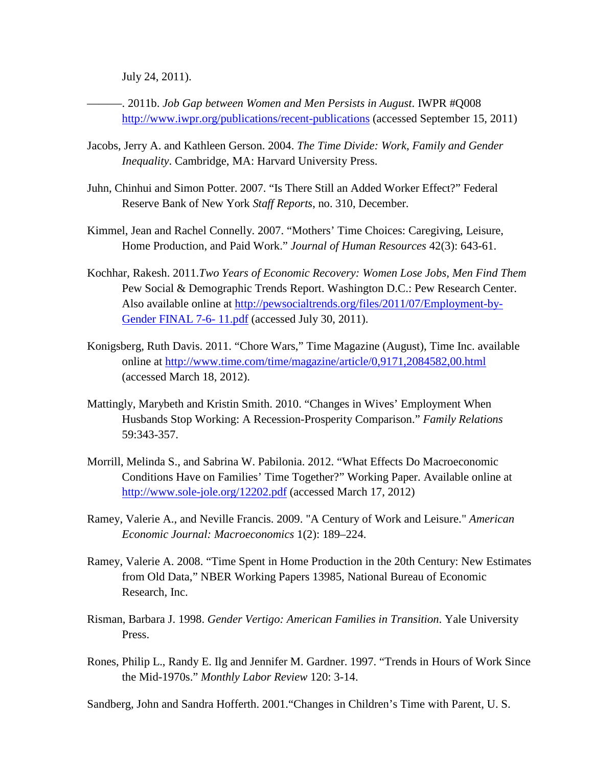July 24, 2011).

———. 2011b. *Job Gap between Women and Men Persists in August*. IWPR #Q008 http://www.iwpr.org/publications/recent-publications (accessed September 15, 2011)

Jacobs, Jerry A. and Kathleen Gerson. 2004. *The Time Divide: Work, Family and Gender Inequality*. Cambridge, MA: Harvard University Press.

Juhn, Chinhui and Simon Potter. 2007. "Is There Still an Added Worker Effect?" Federal Reserve Bank of New York *Staff Reports*, no. 310, December.

Kimmel, Jean and Rachel Connelly. 2007. "Mothers' Time Choices: Caregiving, Leisure, Home Production, and Paid Work." *Journal of Human Resources* 42(3): 643-61.

Kochhar, Rakesh. 2011.*Two Years of Economic Recovery: Women Lose Jobs, Men Find Them* Pew Social & Demographic Trends Report. Washington D.C.: Pew Research Center. Also available online at http://pewsocialtrends.org/files/2011/07/Employment-by-Gender FINAL 7-6- 11.pdf (accessed July 30, 2011).

Konigsberg, Ruth Davis. 2011. "Chore Wars," Time Magazine (August), Time Inc. available online at http://www.time.com/time/magazine/article/0,9171,2084582,00.html (accessed March 18, 2012).

Mattingly, Marybeth and Kristin Smith. 2010. "Changes in Wives' Employment When Husbands Stop Working: A Recession-Prosperity Comparison." *Family Relations* 59:343-357.

Morrill, Melinda S., and Sabrina W. Pabilonia. 2012. "What Effects Do Macroeconomic Conditions Have on Families' Time Together?" Working Paper. Available online at http://www.sole-jole.org/12202.pdf (accessed March 17, 2012)

Ramey, Valerie A., and Neville Francis. 2009. "A Century of Work and Leisure." *American Economic Journal: Macroeconomics* 1(2): 189–224.

Ramey, Valerie A. 2008. "Time Spent in Home Production in the 20th Century: New Estimates from Old Data," NBER Working Papers 13985, National Bureau of Economic Research, Inc.

Risman, Barbara J. 1998. *Gender Vertigo: American Families in Transition*. Yale University Press.

Rones, Philip L., Randy E. Ilg and Jennifer M. Gardner. 1997. "Trends in Hours of Work Since the Mid-1970s." *Monthly Labor Review* 120: 3-14.

Sandberg, John and Sandra Hofferth. 2001."Changes in Children's Time with Parent, U. S.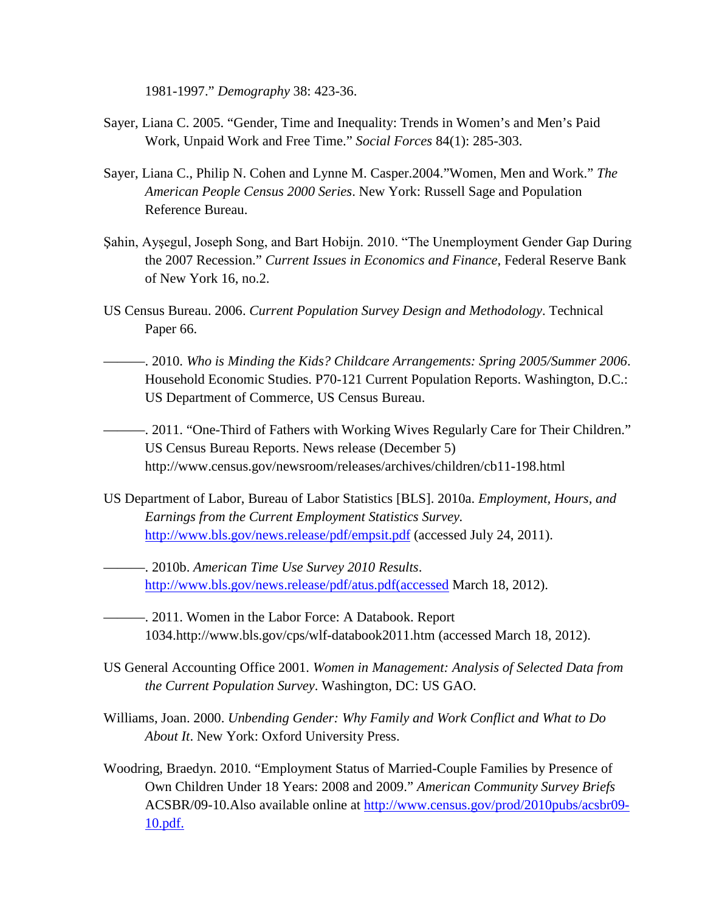1981-1997." *Demography* 38: 423-36.

Sayer, Liana C. 2005. "Gender, Time and Inequality: Trends in Women's and Men's Paid Work, Unpaid Work and Free Time." *Social Forces* 84(1): 285-303.

Sayer, Liana C., Philip N. Cohen and Lynne M. Casper.2004."Women, Men and Work." *The American People Census 2000 Series*. New York: Russell Sage and Population Reference Bureau.

Şahin, Ayşegul, Joseph Song, and Bart Hobijn. 2010. "The Unemployment Gender Gap During the 2007 Recession." *Current Issues in Economics and Finance*, Federal Reserve Bank of New York 16, no.2.

US Census Bureau. 2006. *Current Population Survey Design and Methodology*. Technical Paper 66.

———. 2010. *Who is Minding the Kids? Childcare Arrangements: Spring 2005/Summer 2006*. Household Economic Studies. P70-121 Current Population Reports. Washington, D.C.: US Department of Commerce, US Census Bureau.

———. 2011. "One-Third of Fathers with Working Wives Regularly Care for Their Children." US Census Bureau Reports. News release (December 5) http://www.census.gov/newsroom/releases/archives/children/cb11-198.html

US Department of Labor, Bureau of Labor Statistics [BLS]. 2010a. *Employment, Hours, and Earnings from the Current Employment Statistics Survey.* http://www.bls.gov/news.release/pdf/empsit.pdf (accessed July 24, 2011).

———. 2010b. *American Time Use Survey 2010 Results*. http://www.bls.gov/news.release/pdf/atus.pdf(accessed March 18, 2012).

———. 2011. Women in the Labor Force: A Databook. Report 1034.http://www.bls.gov/cps/wlf-databook2011.htm (accessed March 18, 2012).

US General Accounting Office 2001. *Women in Management: Analysis of Selected Data from the Current Population Survey*. Washington, DC: US GAO.

Williams, Joan. 2000. *Unbending Gender: Why Family and Work Conflict and What to Do About It*. New York: Oxford University Press.

Woodring, Braedyn. 2010. "Employment Status of Married-Couple Families by Presence of Own Children Under 18 Years: 2008 and 2009." *American Community Survey Briefs* ACSBR/09-10.Also available online at http://www.census.gov/prod/2010pubs/acsbr09-10.pdf.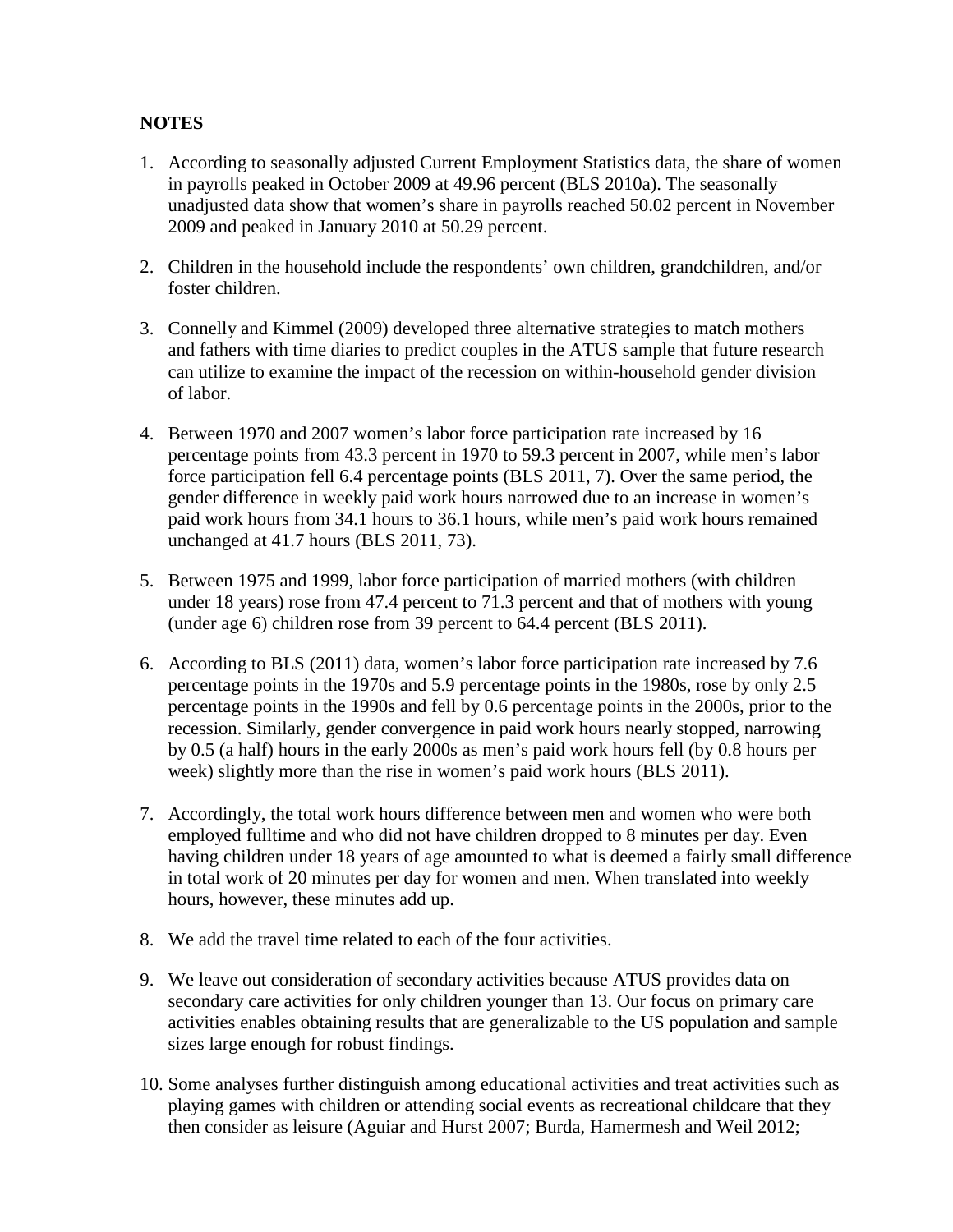**NOTES**

1. According to seasonally adjusted Current Employment Statistics data, the share of women in payrolls peaked in October 2009 at 49.96 percent (BLS 2010a). The seasonally unadjusted data show that women's share in payrolls reached 50.02 percent in November 2009 and peaked in January 2010 at 50.29 percent.

2. Children in the household include the respondents' own children, grandchildren, and/or foster children.

3. Connelly and Kimmel (2009) developed three alternative strategies to match mothers and fathers with time diaries to predict couples in the ATUS sample that future research can utilize to examine the impact of the recession on within-household gender division of labor.

4. Between 1970 and 2007 women's labor force participation rate increased by 16 percentage points from 43.3 percent in 1970 to 59.3 percent in 2007, while men's labor force participation fell 6.4 percentage points (BLS 2011, 7). Over the same period, the gender difference in weekly paid work hours narrowed due to an increase in women's paid work hours from 34.1 hours to 36.1 hours, while men's paid work hours remained unchanged at 41.7 hours (BLS 2011, 73).

5. Between 1975 and 1999, labor force participation of married mothers (with children under 18 years) rose from 47.4 percent to 71.3 percent and that of mothers with young (under age 6) children rose from 39 percent to 64.4 percent (BLS 2011).

6. According to BLS (2011) data, women's labor force participation rate increased by 7.6 percentage points in the 1970s and 5.9 percentage points in the 1980s, rose by only 2.5 percentage points in the 1990s and fell by 0.6 percentage points in the 2000s, prior to the recession. Similarly, gender convergence in paid work hours nearly stopped, narrowing by 0.5 (a half) hours in the early 2000s as men's paid work hours fell (by 0.8 hours per week) slightly more than the rise in women's paid work hours (BLS 2011).

7. Accordingly, the total work hours difference between men and women who were both employed fulltime and who did not have children dropped to 8 minutes per day. Even having children under 18 years of age amounted to what is deemed a fairly small difference in total work of 20 minutes per day for women and men. When translated into weekly hours, however, these minutes add up.

8. We add the travel time related to each of the four activities.

9. We leave out consideration of secondary activities because ATUS provides data on secondary care activities for only children younger than 13. Our focus on primary care activities enables obtaining results that are generalizable to the US population and sample sizes large enough for robust findings.

10. Some analyses further distinguish among educational activities and treat activities such as playing games with children or attending social events as recreational childcare that they then consider as leisure (Aguiar and Hurst 2007; Burda, Hamermesh and Weil 2012;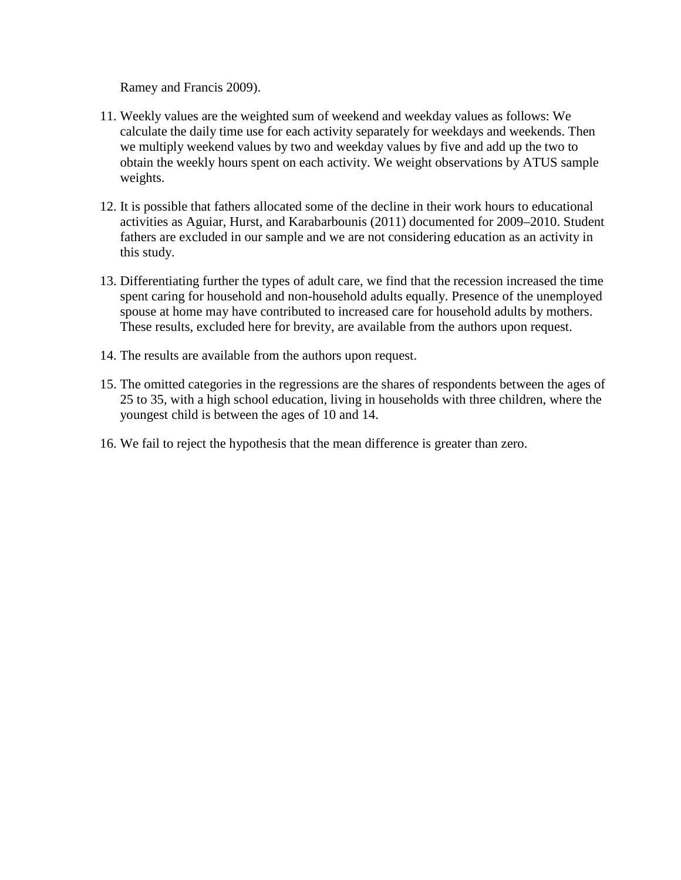Ramey and Francis 2009).

11. Weekly values are the weighted sum of weekend and weekday values as follows: We calculate the daily time use for each activity separately for weekdays and weekends. Then we multiply weekend values by two and weekday values by five and add up the two to obtain the weekly hours spent on each activity. We weight observations by ATUS sample weights.

12. It is possible that fathers allocated some of the decline in their work hours to educational activities as Aguiar, Hurst, and Karabarbounis (2011) documented for 2009–2010. Student fathers are excluded in our sample and we are not considering education as an activity in this study.

13. Differentiating further the types of adult care, we find that the recession increased the time spent caring for household and non-household adults equally. Presence of the unemployed spouse at home may have contributed to increased care for household adults by mothers. These results, excluded here for brevity, are available from the authors upon request.

14. The results are available from the authors upon request.

15. The omitted categories in the regressions are the shares of respondents between the ages of 25 to 35, with a high school education, living in households with three children, where the youngest child is between the ages of 10 and 14.

16. We fail to reject the hypothesis that the mean difference is greater than zero.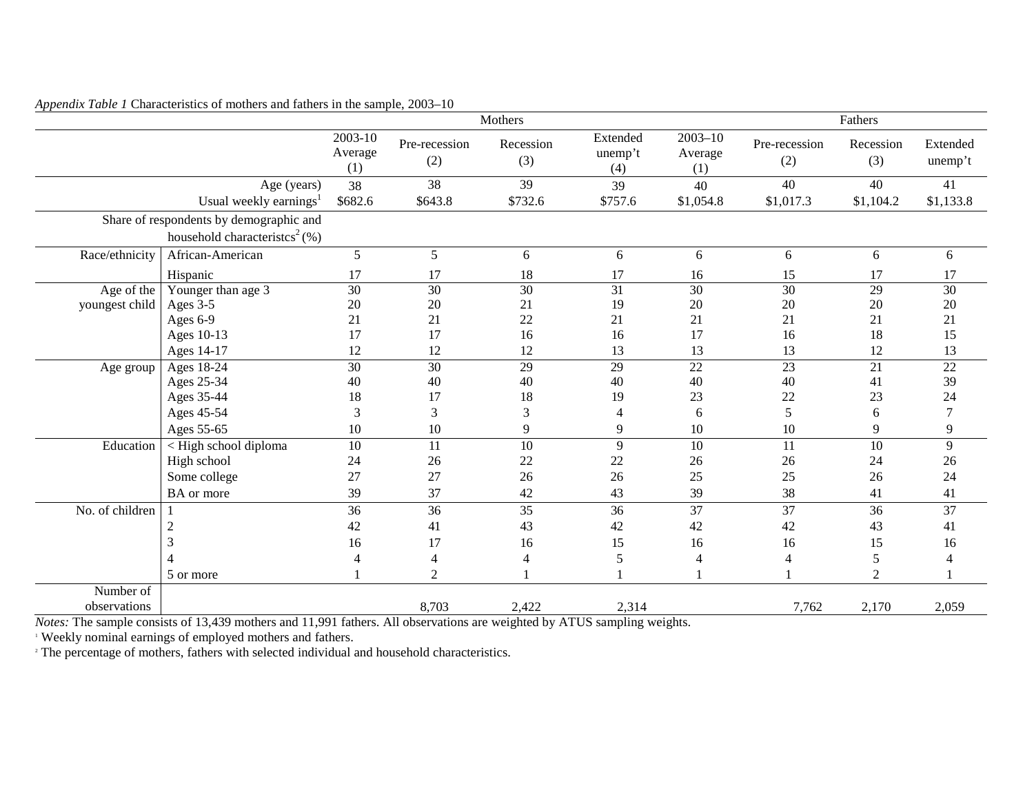*Appendix Table 1* Characteristics of mothers and fathers in the sample, 2003–10

| | | Mothers | | | | Fathers | | | |
|---|---|---|---|---|---|---|---|---|---|
| | | 2003-10 Average (1) | Pre-recession (2) | Recession (3) | Extended unemp't (4) | 2003–10 Average (1) | Pre-recession (2) | Recession (3) | Extended unemp't |
| | Age (years) | 38 | 38 | 39 | 39 | 40 | 40 | 40 | 41 |
| | Usual weekly earnings[1] | $682.6 | $643.8 | $732.6 | $757.6 | $1,054.8 | $1,017.3 | $1,104.2 | $1,133.8 |
| Share of respondents by demographic and household characteristcs[2] (%) | | | | | | | | | |
| Race/ethnicity | African-American | 5 | 5 | 6 | 6 | 6 | 6 | 6 | 6 |
| | Hispanic | 17 | 17 | 18 | 17 | 16 | 15 | 17 | 17 |
| Age of the youngest child | Younger than age 3 | 30 | 30 | 30 | 31 | 30 | 30 | 29 | 30 |
| | Ages 3-5 | 20 | 20 | 21 | 19 | 20 | 20 | 20 | 20 |
| | Ages 6-9 | 21 | 21 | 22 | 21 | 21 | 21 | 21 | 21 |
| | Ages 10-13 | 17 | 17 | 16 | 16 | 17 | 16 | 18 | 15 |
| | Ages 14-17 | 12 | 12 | 12 | 13 | 13 | 13 | 12 | 13 |
| Age group | Ages 18-24 | 30 | 30 | 29 | 29 | 22 | 23 | 21 | 22 |
| | Ages 25-34 | 40 | 40 | 40 | 40 | 40 | 40 | 41 | 39 |
| | Ages 35-44 | 18 | 17 | 18 | 19 | 23 | 22 | 23 | 24 |
| | Ages 45-54 | 3 | 3 | 3 | 4 | 6 | 5 | 6 | 7 |
| | Ages 55-65 | 10 | 10 | 9 | 9 | 10 | 10 | 9 | 9 |
| Education | < High school diploma | 10 | 11 | 10 | 9 | 10 | 11 | 10 | 9 |
| | High school | 24 | 26 | 22 | 22 | 26 | 26 | 24 | 26 |
| | Some college | 27 | 27 | 26 | 26 | 25 | 25 | 26 | 24 |
| | BA or more | 39 | 37 | 42 | 43 | 39 | 38 | 41 | 41 |
| No. of children | 1 | 36 | 36 | 35 | 36 | 37 | 37 | 36 | 37 |
| | 2 | 42 | 41 | 43 | 42 | 42 | 42 | 43 | 41 |
| | 3 | 16 | 17 | 16 | 15 | 16 | 16 | 15 | 16 |
| | 4 | 4 | 4 | 4 | 5 | 4 | 4 | 5 | 4 |
| | 5 or more | 1 | 2 | 1 | 1 | 1 | 1 | 2 | 1 |
| Number of observations | | | 8,703 | 2,422 | 2,314 | | 7,762 | 2,170 | 2,059 |

*Notes:* The sample consists of 13,439 mothers and 11,991 fathers. All observations are weighted by ATUS sampling weights.

[1] Weekly nominal earnings of employed mothers and fathers.

[2] The percentage of mothers, fathers with selected individual and household characteristics.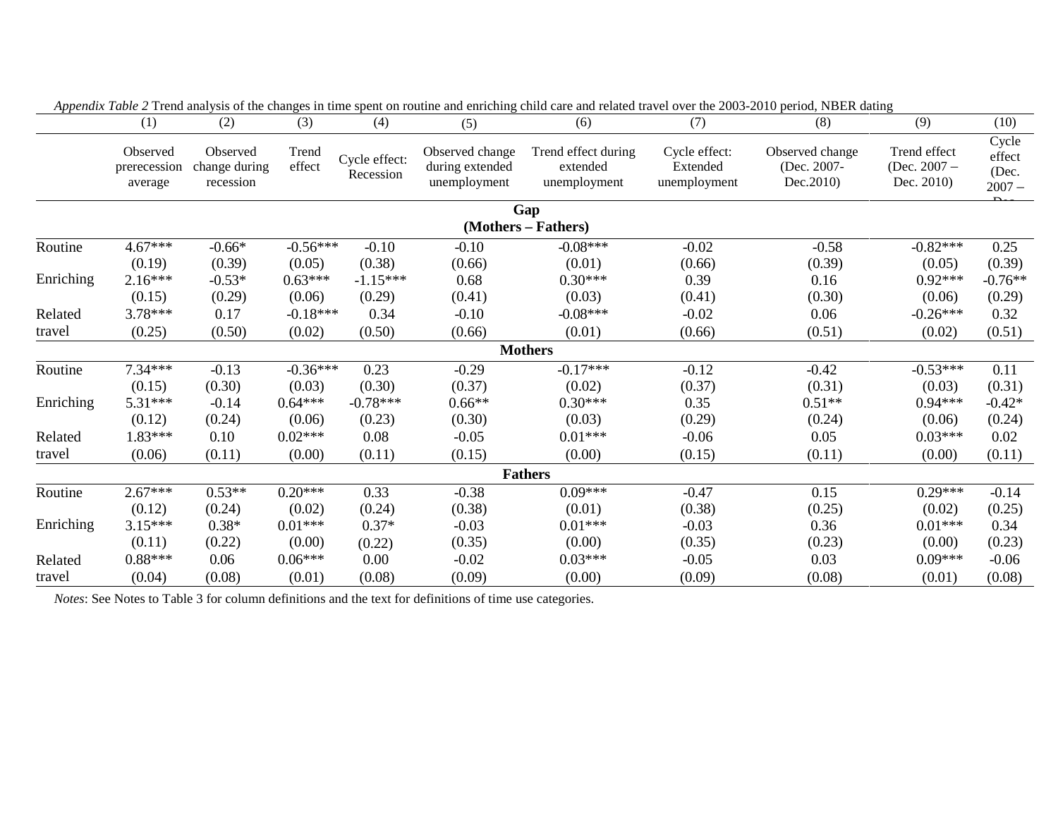*Appendix Table 2* Trend analysis of the changes in time spent on routine and enriching child care and related travel over the 2003-2010 period, NBER dating

| | (1) | (2) | (3) | (4) | (5) | (6) | (7) | (8) | (9) | (10) |
|---|---|---|---|---|---|---|---|---|---|---|
| | Observed prerecession average | Observed change during recession | Trend effect | Cycle effect: Recession | Observed change during extended unemployment | Trend effect during extended unemployment | Cycle effect: Extended unemployment | Observed change (Dec. 2007-Dec.2010) | Trend effect (Dec. 2007 – Dec. 2010) | Cycle effect (Dec. 2007 – Dec |
| **Gap (Mothers – Fathers)** | | | | | | | | | | |
| Routine | 4.67*** | -0.66* | -0.56*** | -0.10 | -0.10 | -0.08*** | -0.02 | -0.58 | -0.82*** | 0.25 |
| | (0.19) | (0.39) | (0.05) | (0.38) | (0.66) | (0.01) | (0.66) | (0.39) | (0.05) | (0.39) |
| Enriching | 2.16*** | -0.53* | 0.63*** | -1.15*** | 0.68 | 0.30*** | 0.39 | 0.16 | 0.92*** | -0.76** |
| | (0.15) | (0.29) | (0.06) | (0.29) | (0.41) | (0.03) | (0.41) | (0.30) | (0.06) | (0.29) |
| Related travel | 3.78*** | 0.17 | -0.18*** | 0.34 | -0.10 | -0.08*** | -0.02 | 0.06 | -0.26*** | 0.32 |
| | (0.25) | (0.50) | (0.02) | (0.50) | (0.66) | (0.01) | (0.66) | (0.51) | (0.02) | (0.51) |
| **Mothers** | | | | | | | | | | |
| Routine | 7.34*** | -0.13 | -0.36*** | 0.23 | -0.29 | -0.17*** | -0.12 | -0.42 | -0.53*** | 0.11 |
| | (0.15) | (0.30) | (0.03) | (0.30) | (0.37) | (0.02) | (0.37) | (0.31) | (0.03) | (0.31) |
| Enriching | 5.31*** | -0.14 | 0.64*** | -0.78*** | 0.66** | 0.30*** | 0.35 | 0.51** | 0.94*** | -0.42* |
| | (0.12) | (0.24) | (0.06) | (0.23) | (0.30) | (0.03) | (0.29) | (0.24) | (0.06) | (0.24) |
| Related travel | 1.83*** | 0.10 | 0.02*** | 0.08 | -0.05 | 0.01*** | -0.06 | 0.05 | 0.03*** | 0.02 |
| | (0.06) | (0.11) | (0.00) | (0.11) | (0.15) | (0.00) | (0.15) | (0.11) | (0.00) | (0.11) |
| **Fathers** | | | | | | | | | | |
| Routine | 2.67*** | 0.53** | 0.20*** | 0.33 | -0.38 | 0.09*** | -0.47 | 0.15 | 0.29*** | -0.14 |
| | (0.12) | (0.24) | (0.02) | (0.24) | (0.38) | (0.01) | (0.38) | (0.25) | (0.02) | (0.25) |
| Enriching | 3.15*** | 0.38* | 0.01*** | 0.37* | -0.03 | 0.01*** | -0.03 | 0.36 | 0.01*** | 0.34 |
| | (0.11) | (0.22) | (0.00) | (0.22) | (0.35) | (0.00) | (0.35) | (0.23) | (0.00) | (0.23) |
| Related travel | 0.88*** | 0.06 | 0.06*** | 0.00 | -0.02 | 0.03*** | -0.05 | 0.03 | 0.09*** | -0.06 |
| | (0.04) | (0.08) | (0.01) | (0.08) | (0.09) | (0.00) | (0.09) | (0.08) | (0.01) | (0.08) |

*Notes*: See Notes to Table 3 for column definitions and the text for definitions of time use categories.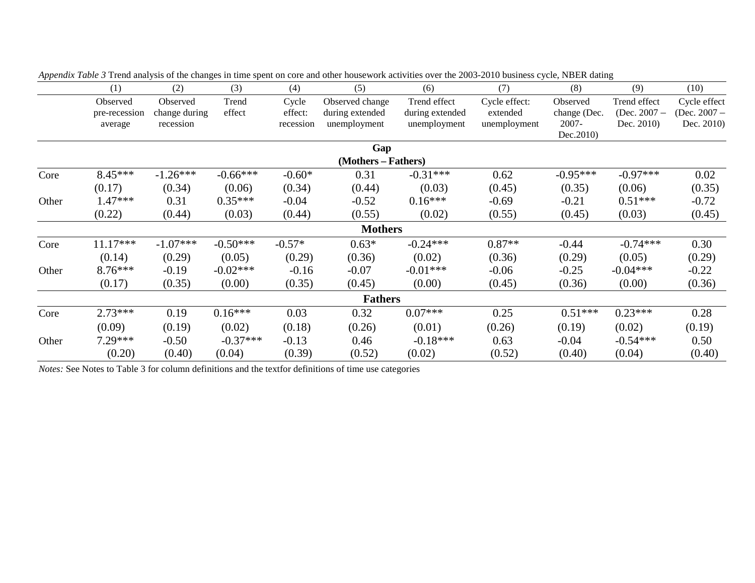*Appendix Table 3* Trend analysis of the changes in time spent on core and other housework activities over the 2003-2010 business cycle, NBER dating

| | (1) | (2) | (3) | (4) | (5) | (6) | (7) | (8) | (9) | (10) |
|---|---|---|---|---|---|---|---|---|---|---|
| | Observed pre-recession average | Observed change during recession | Trend effect | Cycle effect: recession | Observed change during extended unemployment | Trend effect during extended unemployment | Cycle effect: extended unemployment | Observed change (Dec. 2007-Dec.2010) | Trend effect (Dec. 2007 – Dec. 2010) | Cycle effect (Dec. 2007 – Dec. 2010) |
| **Gap (Mothers – Fathers)** | | | | | | | | | | |
| Core | 8.45*** | -1.26*** | -0.66*** | -0.60* | 0.31 | -0.31*** | 0.62 | -0.95*** | -0.97*** | 0.02 |
| | (0.17) | (0.34) | (0.06) | (0.34) | (0.44) | (0.03) | (0.45) | (0.35) | (0.06) | (0.35) |
| Other | 1.47*** | 0.31 | 0.35*** | -0.04 | -0.52 | 0.16*** | -0.69 | -0.21 | 0.51*** | -0.72 |
| | (0.22) | (0.44) | (0.03) | (0.44) | (0.55) | (0.02) | (0.55) | (0.45) | (0.03) | (0.45) |
| **Mothers** | | | | | | | | | | |
| Core | 11.17*** | -1.07*** | -0.50*** | -0.57* | 0.63* | -0.24*** | 0.87** | -0.44 | -0.74*** | 0.30 |
| | (0.14) | (0.29) | (0.05) | (0.29) | (0.36) | (0.02) | (0.36) | (0.29) | (0.05) | (0.29) |
| Other | 8.76*** | -0.19 | -0.02*** | -0.16 | -0.07 | -0.01*** | -0.06 | -0.25 | -0.04*** | -0.22 |
| | (0.17) | (0.35) | (0.00) | (0.35) | (0.45) | (0.00) | (0.45) | (0.36) | (0.00) | (0.36) |
| **Fathers** | | | | | | | | | | |
| Core | 2.73*** | 0.19 | 0.16*** | 0.03 | 0.32 | 0.07*** | 0.25 | 0.51*** | 0.23*** | 0.28 |
| | (0.09) | (0.19) | (0.02) | (0.18) | (0.26) | (0.01) | (0.26) | (0.19) | (0.02) | (0.19) |
| Other | 7.29*** | -0.50 | -0.37*** | -0.13 | 0.46 | -0.18*** | 0.63 | -0.04 | -0.54*** | 0.50 |
| | (0.20) | (0.40) | (0.04) | (0.39) | (0.52) | (0.02) | (0.52) | (0.40) | (0.04) | (0.40) |

*Notes:* See Notes to Table 3 for column definitions and the textfor definitions of time use categories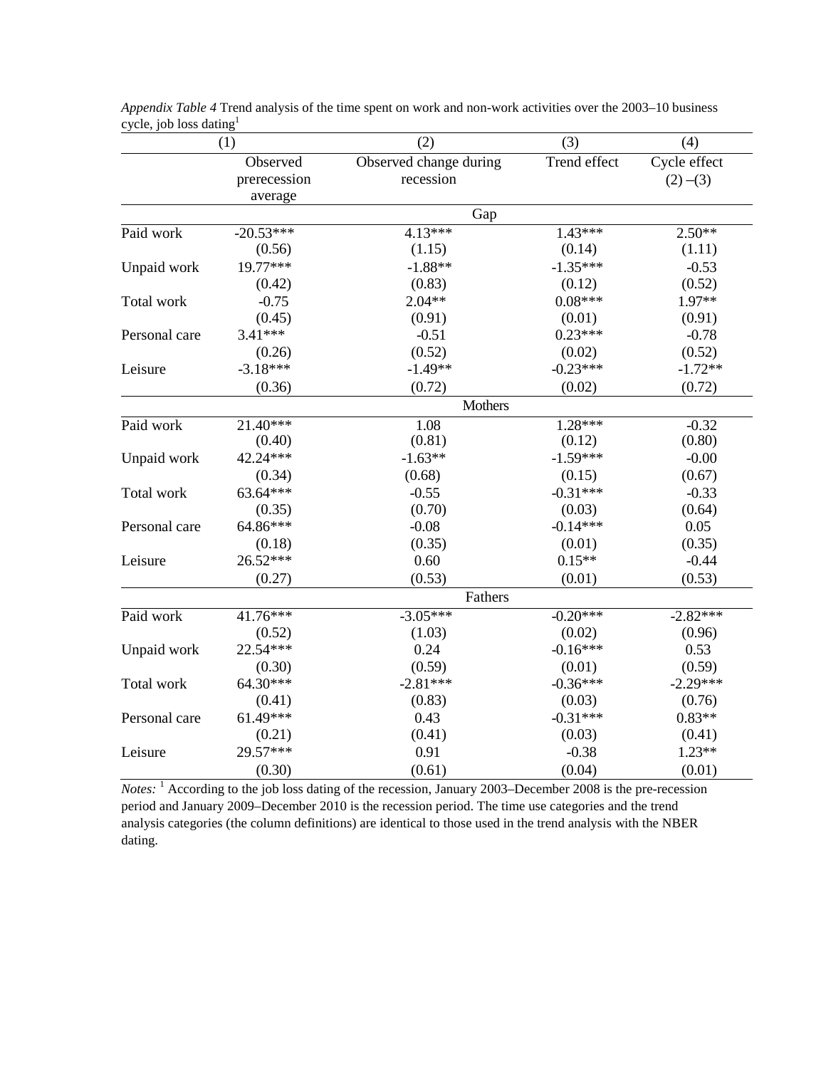*Appendix Table 4* Trend analysis of the time spent on work and non-work activities over the 2003–10 business cycle, job loss dating[1]

| | (1) | (2) | (3) | (4) |
|---|---|---|---|---|
| | Observed prerecession average | Observed change during recession | Trend effect | Cycle effect (2) –(3) |
| | | **Gap** | | |
| Paid work | -20.53*** | 4.13*** | 1.43*** | 2.50** |
| | (0.56) | (1.15) | (0.14) | (1.11) |
| Unpaid work | 19.77*** | -1.88** | -1.35*** | -0.53 |
| | (0.42) | (0.83) | (0.12) | (0.52) |
| Total work | -0.75 | 2.04** | 0.08*** | 1.97** |
| | (0.45) | (0.91) | (0.01) | (0.91) |
| Personal care | 3.41*** | -0.51 | 0.23*** | -0.78 |
| | (0.26) | (0.52) | (0.02) | (0.52) |
| Leisure | -3.18*** | -1.49** | -0.23*** | -1.72** |
| | (0.36) | (0.72) | (0.02) | (0.72) |
| | | **Mothers** | | |
| Paid work | 21.40*** | 1.08 | 1.28*** | -0.32 |
| | (0.40) | (0.81) | (0.12) | (0.80) |
| Unpaid work | 42.24*** | -1.63** | -1.59*** | -0.00 |
| | (0.34) | (0.68) | (0.15) | (0.67) |
| Total work | 63.64*** | -0.55 | -0.31*** | -0.33 |
| | (0.35) | (0.70) | (0.03) | (0.64) |
| Personal care | 64.86*** | -0.08 | -0.14*** | 0.05 |
| | (0.18) | (0.35) | (0.01) | (0.35) |
| Leisure | 26.52*** | 0.60 | 0.15** | -0.44 |
| | (0.27) | (0.53) | (0.01) | (0.53) |
| | | **Fathers** | | |
| Paid work | 41.76*** | -3.05*** | -0.20*** | -2.82*** |
| | (0.52) | (1.03) | (0.02) | (0.96) |
| Unpaid work | 22.54*** | 0.24 | -0.16*** | 0.53 |
| | (0.30) | (0.59) | (0.01) | (0.59) |
| Total work | 64.30*** | -2.81*** | -0.36*** | -2.29*** |
| | (0.41) | (0.83) | (0.03) | (0.76) |
| Personal care | 61.49*** | 0.43 | -0.31*** | 0.83** |
| | (0.21) | (0.41) | (0.03) | (0.41) |
| Leisure | 29.57*** | 0.91 | -0.38 | 1.23** |
| | (0.30) | (0.61) | (0.04) | (0.01) |

*Notes:* [1] According to the job loss dating of the recession, January 2003–December 2008 is the pre-recession period and January 2009–December 2010 is the recession period. The time use categories and the trend analysis categories (the column definitions) are identical to those used in the trend analysis with the NBER dating.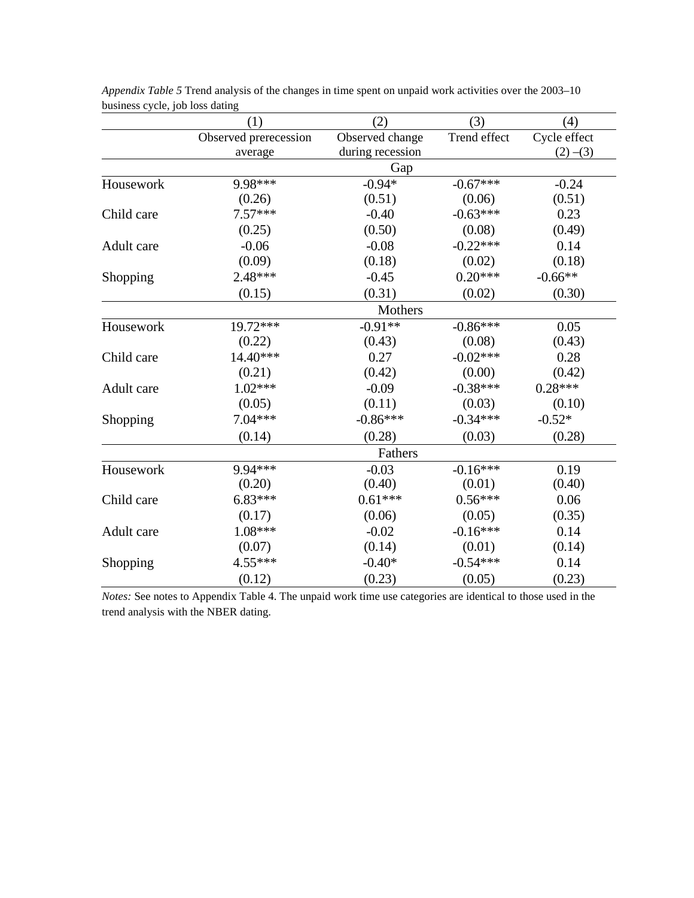*Appendix Table 5* Trend analysis of the changes in time spent on unpaid work activities over the 2003–10 business cycle, job loss dating

| | (1) | (2) | (3) | (4) |
|---|---|---|---|---|
| | Observed prerecession average | Observed change during recession | Trend effect | Cycle effect (2) –(3) |
| | | **Gap** | | |
| Housework | 9.98*** | -0.94* | -0.67*** | -0.24 |
| | (0.26) | (0.51) | (0.06) | (0.51) |
| Child care | 7.57*** | -0.40 | -0.63*** | 0.23 |
| | (0.25) | (0.50) | (0.08) | (0.49) |
| Adult care | -0.06 | -0.08 | -0.22*** | 0.14 |
| | (0.09) | (0.18) | (0.02) | (0.18) |
| Shopping | 2.48*** | -0.45 | 0.20*** | -0.66** |
| | (0.15) | (0.31) | (0.02) | (0.30) |
| | | **Mothers** | | |
| Housework | 19.72*** | -0.91** | -0.86*** | 0.05 |
| | (0.22) | (0.43) | (0.08) | (0.43) |
| Child care | 14.40*** | 0.27 | -0.02*** | 0.28 |
| | (0.21) | (0.42) | (0.00) | (0.42) |
| Adult care | 1.02*** | -0.09 | -0.38*** | 0.28*** |
| | (0.05) | (0.11) | (0.03) | (0.10) |
| Shopping | 7.04*** | -0.86*** | -0.34*** | -0.52* |
| | (0.14) | (0.28) | (0.03) | (0.28) |
| | | **Fathers** | | |
| Housework | 9.94*** | -0.03 | -0.16*** | 0.19 |
| | (0.20) | (0.40) | (0.01) | (0.40) |
| Child care | 6.83*** | 0.61*** | 0.56*** | 0.06 |
| | (0.17) | (0.06) | (0.05) | (0.35) |
| Adult care | 1.08*** | -0.02 | -0.16*** | 0.14 |
| | (0.07) | (0.14) | (0.01) | (0.14) |
| Shopping | 4.55*** | -0.40* | -0.54*** | 0.14 |
| | (0.12) | (0.23) | (0.05) | (0.23) |

*Notes:* See notes to Appendix Table 4. The unpaid work time use categories are identical to those used in the trend analysis with the NBER dating.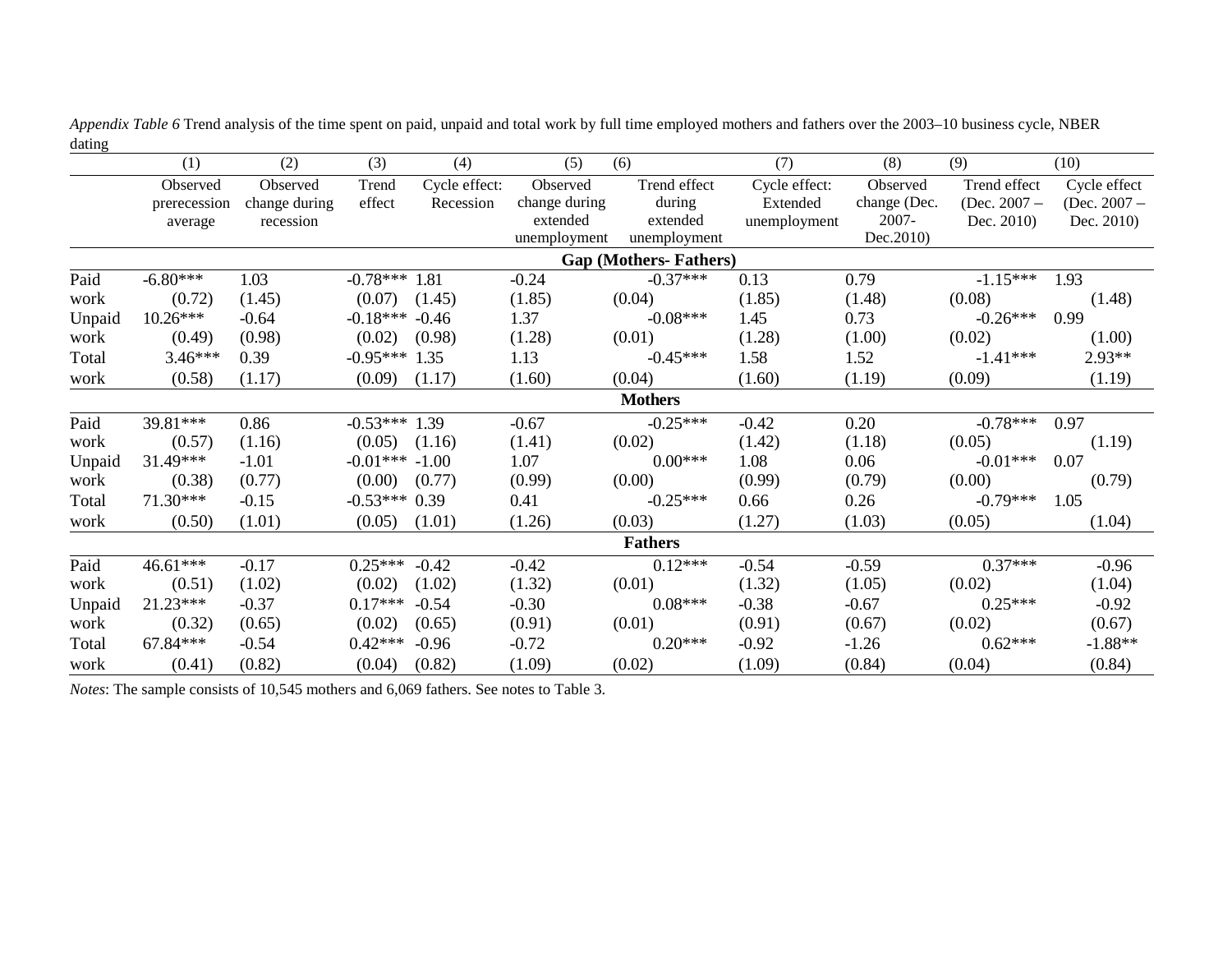*Appendix Table 6* Trend analysis of the time spent on paid, unpaid and total work by full time employed mothers and fathers over the 2003–10 business cycle, NBER dating

| | (1) | (2) | (3) | (4) | (5) | (6) | (7) | (8) | (9) | (10) |
|---|---|---|---|---|---|---|---|---|---|---|
| | Observed prerecession average | Observed change during recession | Trend effect | Cycle effect: Recession | Observed change during extended unemployment | Trend effect during extended unemployment | Cycle effect: Extended unemployment | Observed change (Dec. 2007-Dec.2010) | Trend effect (Dec. 2007 – Dec. 2010) | Cycle effect (Dec. 2007 – Dec. 2010) |
| **Gap (Mothers- Fathers)** | | | | | | | | | | |
| Paid | -6.80*** | 1.03 | -0.78*** | 1.81 | -0.24 | -0.37*** | 0.13 | 0.79 | -1.15*** | 1.93 |
| work | (0.72) | (1.45) | (0.07) | (1.45) | (1.85) | (0.04) | (1.85) | (1.48) | (0.08) | (1.48) |
| Unpaid | 10.26*** | -0.64 | -0.18*** | -0.46 | 1.37 | -0.08*** | 1.45 | 0.73 | -0.26*** | 0.99 |
| work | (0.49) | (0.98) | (0.02) | (0.98) | (1.28) | (0.01) | (1.28) | (1.00) | (0.02) | (1.00) |
| Total | 3.46*** | 0.39 | -0.95*** | 1.35 | 1.13 | -0.45*** | 1.58 | 1.52 | -1.41*** | 2.93** |
| work | (0.58) | (1.17) | (0.09) | (1.17) | (1.60) | (0.04) | (1.60) | (1.19) | (0.09) | (1.19) |
| **Mothers** | | | | | | | | | | |
| Paid | 39.81*** | 0.86 | -0.53*** | 1.39 | -0.67 | -0.25*** | -0.42 | 0.20 | -0.78*** | 0.97 |
| work | (0.57) | (1.16) | (0.05) | (1.16) | (1.41) | (0.02) | (1.42) | (1.18) | (0.05) | (1.19) |
| Unpaid | 31.49*** | -1.01 | -0.01*** | -1.00 | 1.07 | 0.00*** | 1.08 | 0.06 | -0.01*** | 0.07 |
| work | (0.38) | (0.77) | (0.00) | (0.77) | (0.99) | (0.00) | (0.99) | (0.79) | (0.00) | (0.79) |
| Total | 71.30*** | -0.15 | -0.53*** | 0.39 | 0.41 | -0.25*** | 0.66 | 0.26 | -0.79*** | 1.05 |
| work | (0.50) | (1.01) | (0.05) | (1.01) | (1.26) | (0.03) | (1.27) | (1.03) | (0.05) | (1.04) |
| **Fathers** | | | | | | | | | | |
| Paid | 46.61*** | -0.17 | 0.25*** | -0.42 | -0.42 | 0.12*** | -0.54 | -0.59 | 0.37*** | -0.96 |
| work | (0.51) | (1.02) | (0.02) | (1.02) | (1.32) | (0.01) | (1.32) | (1.05) | (0.02) | (1.04) |
| Unpaid | 21.23*** | -0.37 | 0.17*** | -0.54 | -0.30 | 0.08*** | -0.38 | -0.67 | 0.25*** | -0.92 |
| work | (0.32) | (0.65) | (0.02) | (0.65) | (0.91) | (0.01) | (0.91) | (0.67) | (0.02) | (0.67) |
| Total | 67.84*** | -0.54 | 0.42*** | -0.96 | -0.72 | 0.20*** | -0.92 | -1.26 | 0.62*** | -1.88** |
| work | (0.41) | (0.82) | (0.04) | (0.82) | (1.09) | (0.02) | (1.09) | (0.84) | (0.04) | (0.84) |

*Notes*: The sample consists of 10,545 mothers and 6,069 fathers. See notes to Table 3.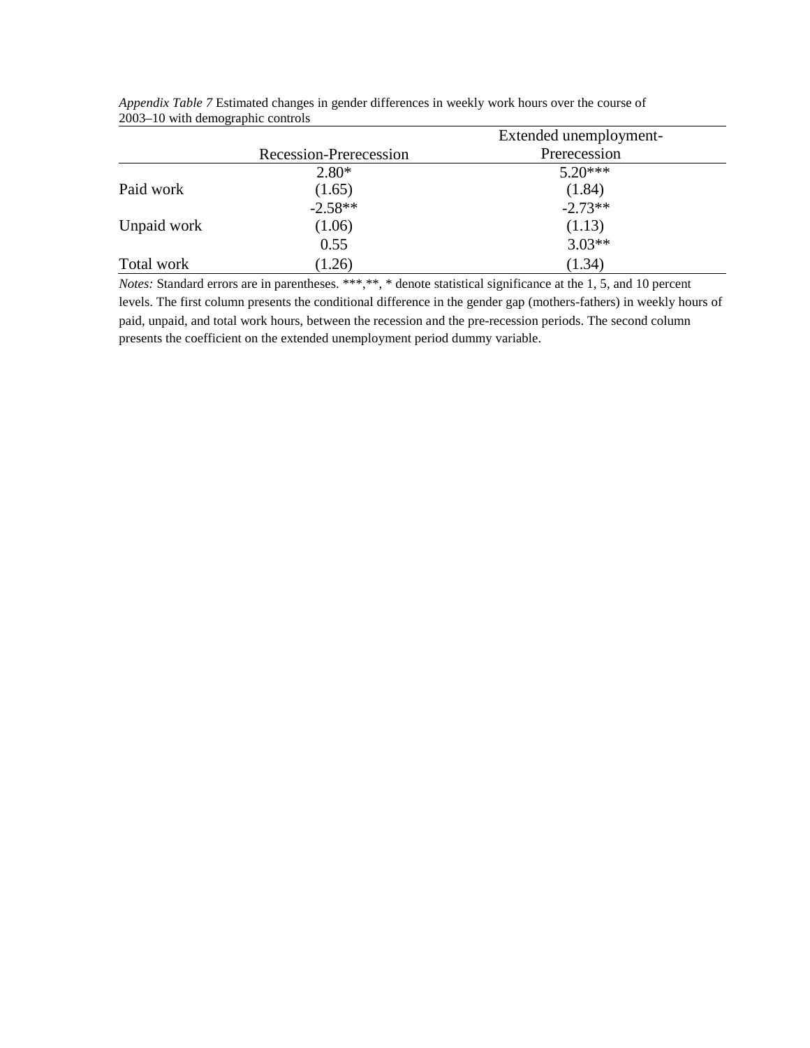*Appendix Table 7* Estimated changes in gender differences in weekly work hours over the course of 2003–10 with demographic controls

| | Recession-Prerecession | Extended unemployment-Prerecession |
|---|---|---|
| Paid work | 2.80* | 5.20*** |
| | (1.65) | (1.84) |
| Unpaid work | -2.58** | -2.73** |
| | (1.06) | (1.13) |
| Total work | 0.55 | 3.03** |
| | (1.26) | (1.34) |

*Notes:* Standard errors are in parentheses. ***,**, * denote statistical significance at the 1, 5, and 10 percent levels. The first column presents the conditional difference in the gender gap (mothers-fathers) in weekly hours of paid, unpaid, and total work hours, between the recession and the pre-recession periods. The second column presents the coefficient on the extended unemployment period dummy variable.